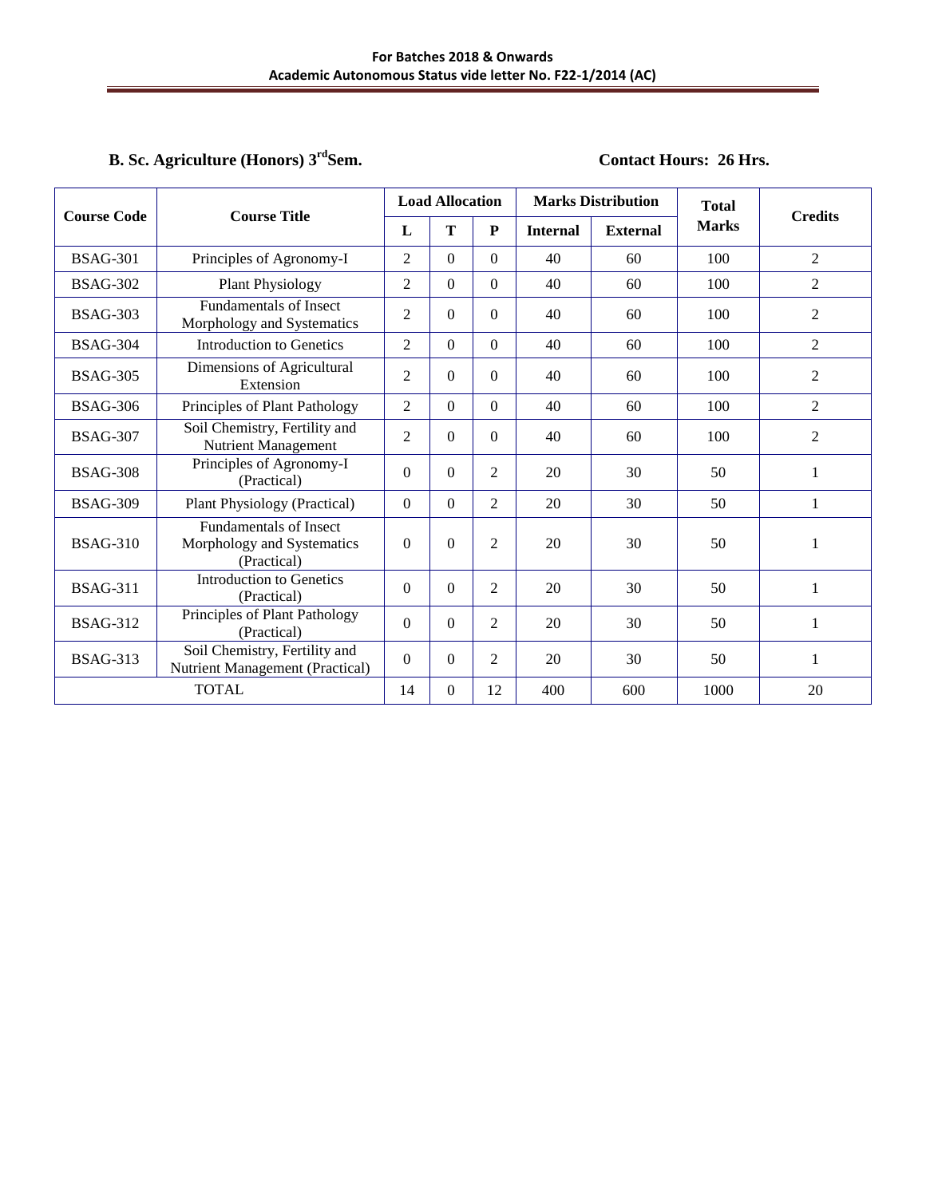**B. Sc. Agriculture (Honors) 3rd Sem.** **Contact Hours: 26 Hrs.**

| Course Code | Course Title | Load Allocation | | | Marks Distribution | | Total Marks | Credits |
|---|---|---|---|---|---|---|---|---|
| | | L | T | P | Internal | External | | |
| BSAG-301 | Principles of Agronomy-I | 2 | 0 | 0 | 40 | 60 | 100 | 2 |
| BSAG-302 | Plant Physiology | 2 | 0 | 0 | 40 | 60 | 100 | 2 |
| BSAG-303 | Fundamentals of Insect Morphology and Systematics | 2 | 0 | 0 | 40 | 60 | 100 | 2 |
| BSAG-304 | Introduction to Genetics | 2 | 0 | 0 | 40 | 60 | 100 | 2 |
| BSAG-305 | Dimensions of Agricultural Extension | 2 | 0 | 0 | 40 | 60 | 100 | 2 |
| BSAG-306 | Principles of Plant Pathology | 2 | 0 | 0 | 40 | 60 | 100 | 2 |
| BSAG-307 | Soil Chemistry, Fertility and Nutrient Management | 2 | 0 | 0 | 40 | 60 | 100 | 2 |
| BSAG-308 | Principles of Agronomy-I (Practical) | 0 | 0 | 2 | 20 | 30 | 50 | 1 |
| BSAG-309 | Plant Physiology (Practical) | 0 | 0 | 2 | 20 | 30 | 50 | 1 |
| BSAG-310 | Fundamentals of Insect Morphology and Systematics (Practical) | 0 | 0 | 2 | 20 | 30 | 50 | 1 |
| BSAG-311 | Introduction to Genetics (Practical) | 0 | 0 | 2 | 20 | 30 | 50 | 1 |
| BSAG-312 | Principles of Plant Pathology (Practical) | 0 | 0 | 2 | 20 | 30 | 50 | 1 |
| BSAG-313 | Soil Chemistry, Fertility and Nutrient Management (Practical) | 0 | 0 | 2 | 20 | 30 | 50 | 1 |
| TOTAL | | 14 | 0 | 12 | 400 | 600 | 1000 | 20 |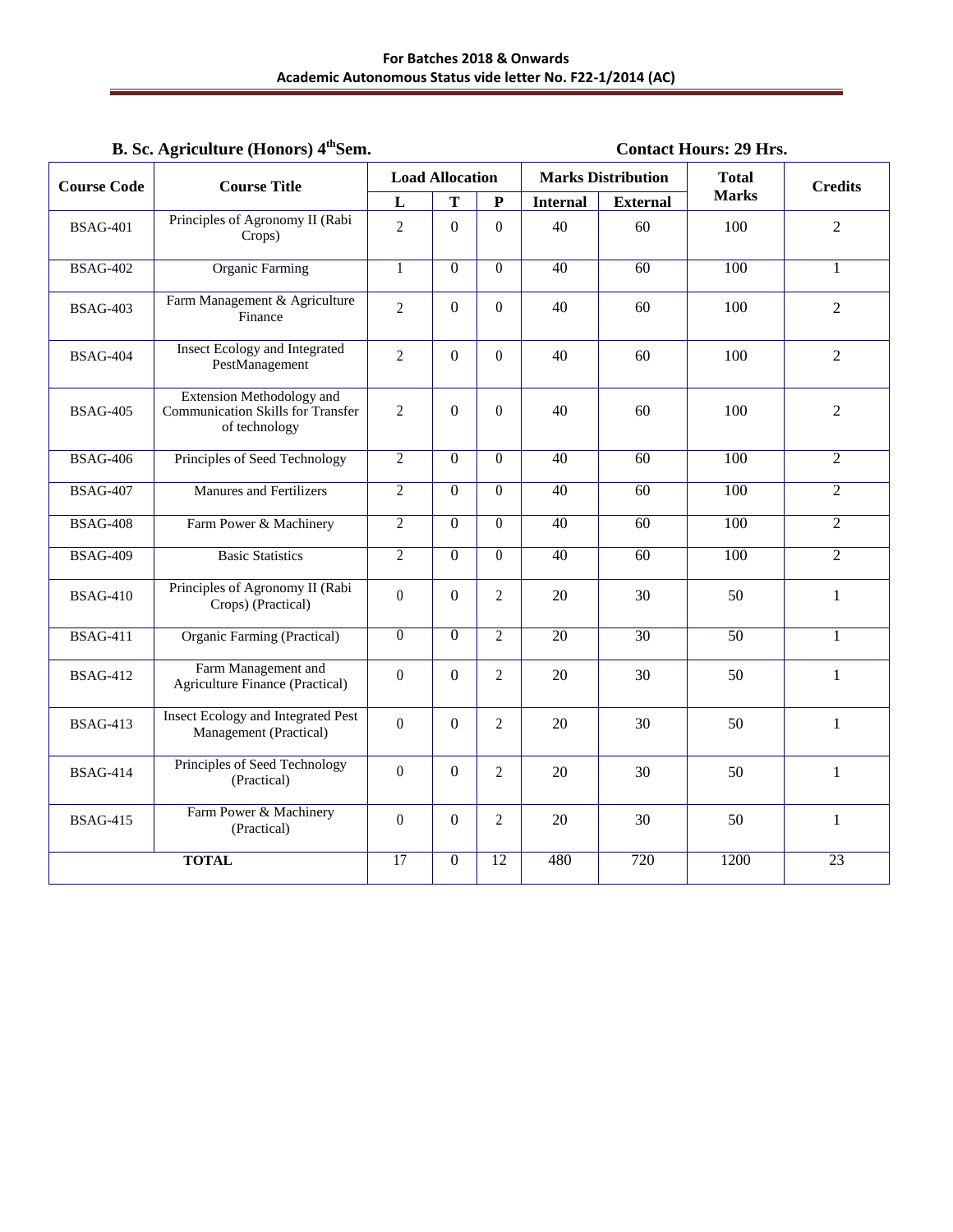**B. Sc. Agriculture (Honors) 4th Sem.** **Contact Hours: 29 Hrs.**

| Course Code | Course Title | Load Allocation | | | Marks Distribution | | Total Marks | Credits |
|---|---|---|---|---|---|---|---|---|
| | | L | T | P | Internal | External | | |
| BSAG-401 | Principles of Agronomy II (Rabi Crops) | 2 | 0 | 0 | 40 | 60 | 100 | 2 |
| BSAG-402 | Organic Farming | 1 | 0 | 0 | 40 | 60 | 100 | 1 |
| BSAG-403 | Farm Management & Agriculture Finance | 2 | 0 | 0 | 40 | 60 | 100 | 2 |
| BSAG-404 | Insect Ecology and Integrated PestManagement | 2 | 0 | 0 | 40 | 60 | 100 | 2 |
| BSAG-405 | Extension Methodology and Communication Skills for Transfer of technology | 2 | 0 | 0 | 40 | 60 | 100 | 2 |
| BSAG-406 | Principles of Seed Technology | 2 | 0 | 0 | 40 | 60 | 100 | 2 |
| BSAG-407 | Manures and Fertilizers | 2 | 0 | 0 | 40 | 60 | 100 | 2 |
| BSAG-408 | Farm Power & Machinery | 2 | 0 | 0 | 40 | 60 | 100 | 2 |
| BSAG-409 | Basic Statistics | 2 | 0 | 0 | 40 | 60 | 100 | 2 |
| BSAG-410 | Principles of Agronomy II (Rabi Crops) (Practical) | 0 | 0 | 2 | 20 | 30 | 50 | 1 |
| BSAG-411 | Organic Farming (Practical) | 0 | 0 | 2 | 20 | 30 | 50 | 1 |
| BSAG-412 | Farm Management and Agriculture Finance (Practical) | 0 | 0 | 2 | 20 | 30 | 50 | 1 |
| BSAG-413 | Insect Ecology and Integrated Pest Management (Practical) | 0 | 0 | 2 | 20 | 30 | 50 | 1 |
| BSAG-414 | Principles of Seed Technology (Practical) | 0 | 0 | 2 | 20 | 30 | 50 | 1 |
| BSAG-415 | Farm Power & Machinery (Practical) | 0 | 0 | 2 | 20 | 30 | 50 | 1 |
| **TOTAL** | | 17 | 0 | 12 | 480 | 720 | 1200 | 23 |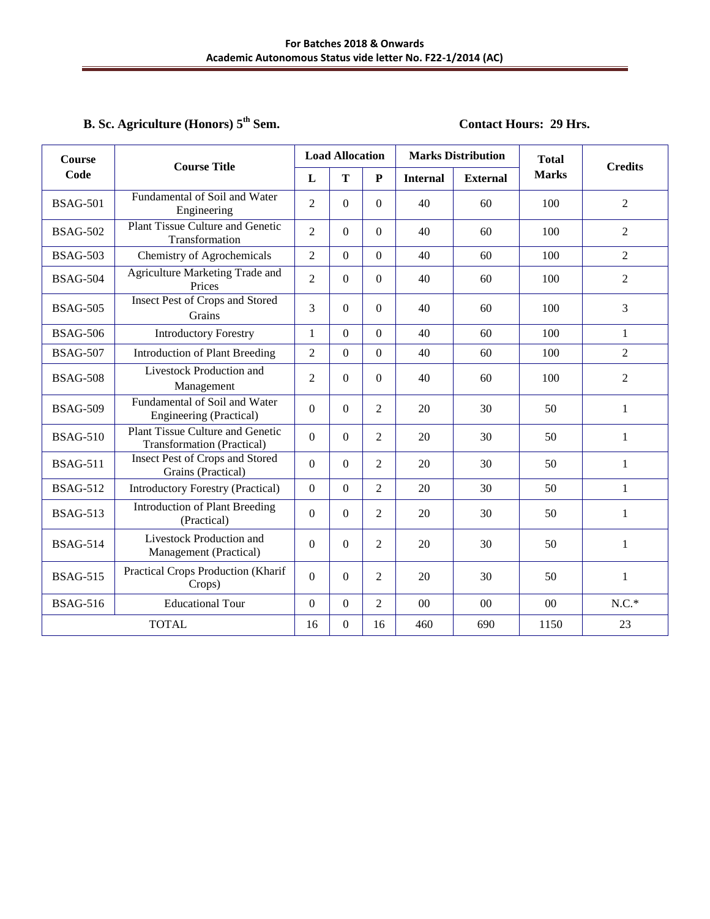**B. Sc. Agriculture (Honors) 5th Sem.** **Contact Hours: 29 Hrs.**

| Course Code | Course Title | Load Allocation | | | Marks Distribution | | Total Marks | Credits |
|---|---|---|---|---|---|---|---|---|
| | | L | T | P | Internal | External | | |
| BSAG-501 | Fundamental of Soil and Water Engineering | 2 | 0 | 0 | 40 | 60 | 100 | 2 |
| BSAG-502 | Plant Tissue Culture and Genetic Transformation | 2 | 0 | 0 | 40 | 60 | 100 | 2 |
| BSAG-503 | Chemistry of Agrochemicals | 2 | 0 | 0 | 40 | 60 | 100 | 2 |
| BSAG-504 | Agriculture Marketing Trade and Prices | 2 | 0 | 0 | 40 | 60 | 100 | 2 |
| BSAG-505 | Insect Pest of Crops and Stored Grains | 3 | 0 | 0 | 40 | 60 | 100 | 3 |
| BSAG-506 | Introductory Forestry | 1 | 0 | 0 | 40 | 60 | 100 | 1 |
| BSAG-507 | Introduction of Plant Breeding | 2 | 0 | 0 | 40 | 60 | 100 | 2 |
| BSAG-508 | Livestock Production and Management | 2 | 0 | 0 | 40 | 60 | 100 | 2 |
| BSAG-509 | Fundamental of Soil and Water Engineering (Practical) | 0 | 0 | 2 | 20 | 30 | 50 | 1 |
| BSAG-510 | Plant Tissue Culture and Genetic Transformation (Practical) | 0 | 0 | 2 | 20 | 30 | 50 | 1 |
| BSAG-511 | Insect Pest of Crops and Stored Grains (Practical) | 0 | 0 | 2 | 20 | 30 | 50 | 1 |
| BSAG-512 | Introductory Forestry (Practical) | 0 | 0 | 2 | 20 | 30 | 50 | 1 |
| BSAG-513 | Introduction of Plant Breeding (Practical) | 0 | 0 | 2 | 20 | 30 | 50 | 1 |
| BSAG-514 | Livestock Production and Management (Practical) | 0 | 0 | 2 | 20 | 30 | 50 | 1 |
| BSAG-515 | Practical Crops Production (Kharif Crops) | 0 | 0 | 2 | 20 | 30 | 50 | 1 |
| BSAG-516 | Educational Tour | 0 | 0 | 2 | 00 | 00 | 00 | N.C.* |
| TOTAL | | 16 | 0 | 16 | 460 | 690 | 1150 | 23 |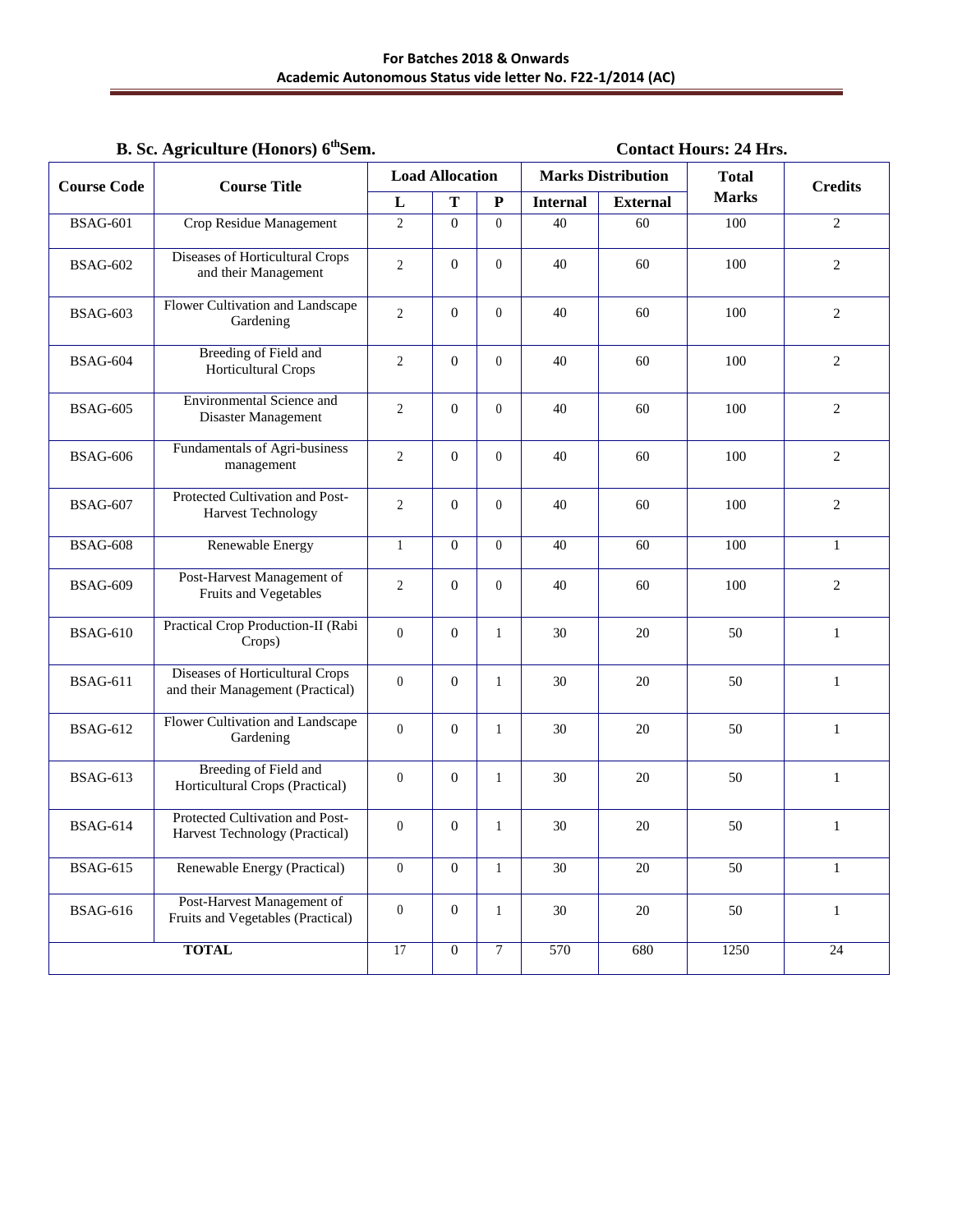**B. Sc. Agriculture (Honors) 6th Sem.** **Contact Hours: 24 Hrs.**

| Course Code | Course Title | Load Allocation | | | Marks Distribution | | Total Marks | Credits |
|---|---|---|---|---|---|---|---|---|
| | | L | T | P | Internal | External | | |
| BSAG-601 | Crop Residue Management | 2 | 0 | 0 | 40 | 60 | 100 | 2 |
| BSAG-602 | Diseases of Horticultural Crops and their Management | 2 | 0 | 0 | 40 | 60 | 100 | 2 |
| BSAG-603 | Flower Cultivation and Landscape Gardening | 2 | 0 | 0 | 40 | 60 | 100 | 2 |
| BSAG-604 | Breeding of Field and Horticultural Crops | 2 | 0 | 0 | 40 | 60 | 100 | 2 |
| BSAG-605 | Environmental Science and Disaster Management | 2 | 0 | 0 | 40 | 60 | 100 | 2 |
| BSAG-606 | Fundamentals of Agri-business management | 2 | 0 | 0 | 40 | 60 | 100 | 2 |
| BSAG-607 | Protected Cultivation and Post-Harvest Technology | 2 | 0 | 0 | 40 | 60 | 100 | 2 |
| BSAG-608 | Renewable Energy | 1 | 0 | 0 | 40 | 60 | 100 | 1 |
| BSAG-609 | Post-Harvest Management of Fruits and Vegetables | 2 | 0 | 0 | 40 | 60 | 100 | 2 |
| BSAG-610 | Practical Crop Production-II (Rabi Crops) | 0 | 0 | 1 | 30 | 20 | 50 | 1 |
| BSAG-611 | Diseases of Horticultural Crops and their Management (Practical) | 0 | 0 | 1 | 30 | 20 | 50 | 1 |
| BSAG-612 | Flower Cultivation and Landscape Gardening | 0 | 0 | 1 | 30 | 20 | 50 | 1 |
| BSAG-613 | Breeding of Field and Horticultural Crops (Practical) | 0 | 0 | 1 | 30 | 20 | 50 | 1 |
| BSAG-614 | Protected Cultivation and Post-Harvest Technology (Practical) | 0 | 0 | 1 | 30 | 20 | 50 | 1 |
| BSAG-615 | Renewable Energy (Practical) | 0 | 0 | 1 | 30 | 20 | 50 | 1 |
| BSAG-616 | Post-Harvest Management of Fruits and Vegetables (Practical) | 0 | 0 | 1 | 30 | 20 | 50 | 1 |
| **TOTAL** | | 17 | 0 | 7 | 570 | 680 | 1250 | 24 |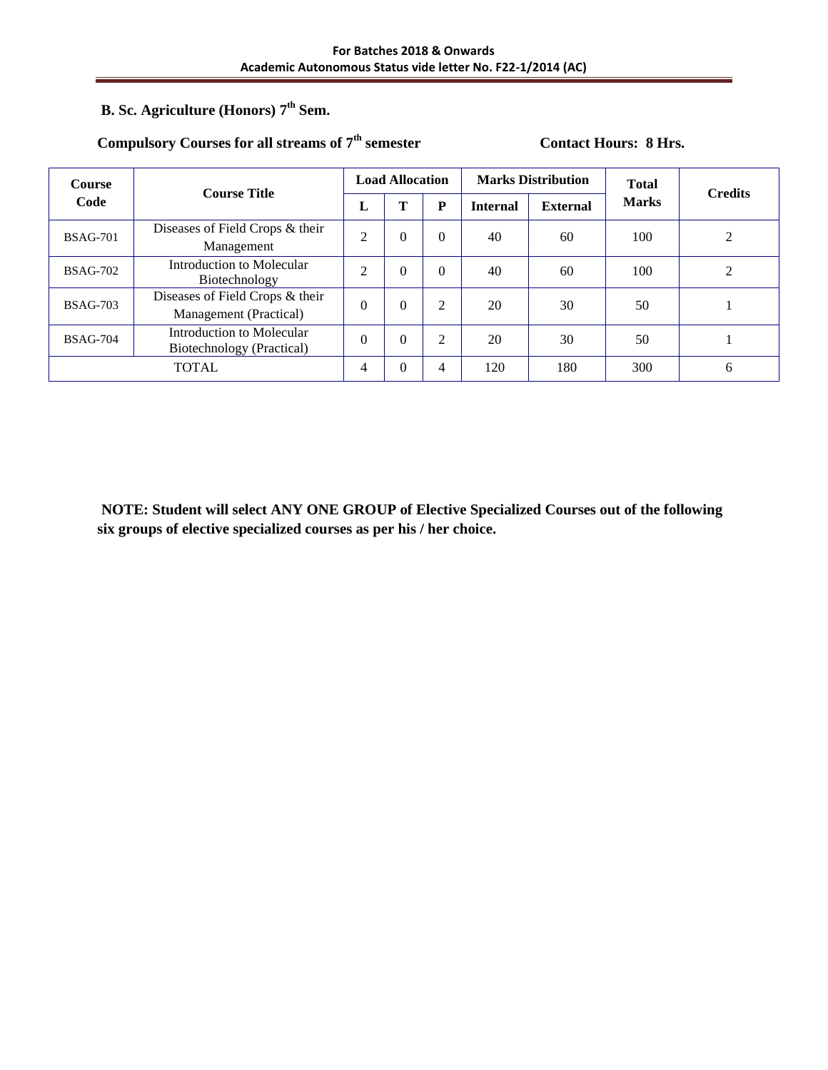## B. Sc. Agriculture (Honors) 7th Sem.

**Compulsory Courses for all streams of 7th semester** **Contact Hours: 8 Hrs.**

| Course Code | Course Title | Load Allocation | | | Marks Distribution | | Total Marks | Credits |
|---|---|---|---|---|---|---|---|---|
| | | L | T | P | Internal | External | | |
| BSAG-701 | Diseases of Field Crops & their Management | 2 | 0 | 0 | 40 | 60 | 100 | 2 |
| BSAG-702 | Introduction to Molecular Biotechnology | 2 | 0 | 0 | 40 | 60 | 100 | 2 |
| BSAG-703 | Diseases of Field Crops & their Management (Practical) | 0 | 0 | 2 | 20 | 30 | 50 | 1 |
| BSAG-704 | Introduction to Molecular Biotechnology (Practical) | 0 | 0 | 2 | 20 | 30 | 50 | 1 |
| TOTAL | | 4 | 0 | 4 | 120 | 180 | 300 | 6 |

**NOTE: Student will select ANY ONE GROUP of Elective Specialized Courses out of the following six groups of elective specialized courses as per his / her choice.**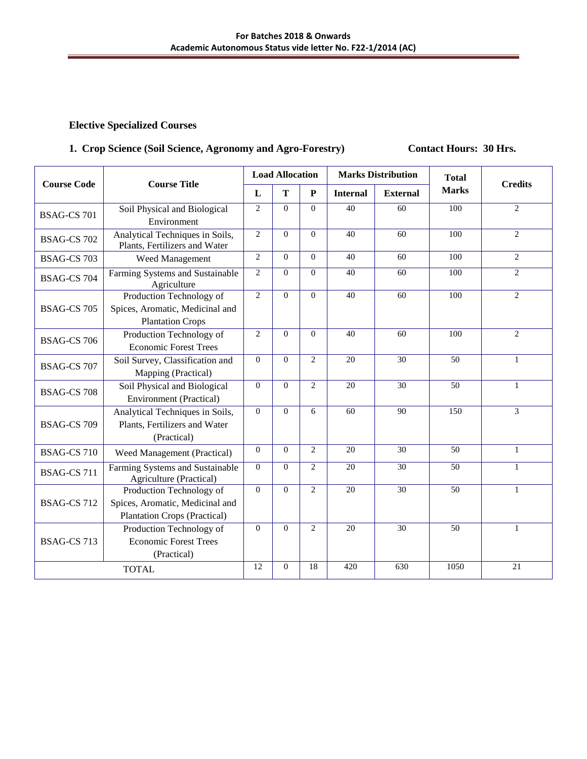**Elective Specialized Courses**

**1. Crop Science (Soil Science, Agronomy and Agro-Forestry)** **Contact Hours: 30 Hrs.**

| Course Code | Course Title | Load Allocation | | | Marks Distribution | | Total Marks | Credits |
|---|---|---|---|---|---|---|---|---|
| | | L | T | P | Internal | External | | |
| BSAG-CS 701 | Soil Physical and Biological Environment | 2 | 0 | 0 | 40 | 60 | 100 | 2 |
| BSAG-CS 702 | Analytical Techniques in Soils, Plants, Fertilizers and Water | 2 | 0 | 0 | 40 | 60 | 100 | 2 |
| BSAG-CS 703 | Weed Management | 2 | 0 | 0 | 40 | 60 | 100 | 2 |
| BSAG-CS 704 | Farming Systems and Sustainable Agriculture | 2 | 0 | 0 | 40 | 60 | 100 | 2 |
| BSAG-CS 705 | Production Technology of Spices, Aromatic, Medicinal and Plantation Crops | 2 | 0 | 0 | 40 | 60 | 100 | 2 |
| BSAG-CS 706 | Production Technology of Economic Forest Trees | 2 | 0 | 0 | 40 | 60 | 100 | 2 |
| BSAG-CS 707 | Soil Survey, Classification and Mapping (Practical) | 0 | 0 | 2 | 20 | 30 | 50 | 1 |
| BSAG-CS 708 | Soil Physical and Biological Environment (Practical) | 0 | 0 | 2 | 20 | 30 | 50 | 1 |
| BSAG-CS 709 | Analytical Techniques in Soils, Plants, Fertilizers and Water (Practical) | 0 | 0 | 6 | 60 | 90 | 150 | 3 |
| BSAG-CS 710 | Weed Management (Practical) | 0 | 0 | 2 | 20 | 30 | 50 | 1 |
| BSAG-CS 711 | Farming Systems and Sustainable Agriculture (Practical) | 0 | 0 | 2 | 20 | 30 | 50 | 1 |
| BSAG-CS 712 | Production Technology of Spices, Aromatic, Medicinal and Plantation Crops (Practical) | 0 | 0 | 2 | 20 | 30 | 50 | 1 |
| BSAG-CS 713 | Production Technology of Economic Forest Trees (Practical) | 0 | 0 | 2 | 20 | 30 | 50 | 1 |
| TOTAL | | 12 | 0 | 18 | 420 | 630 | 1050 | 21 |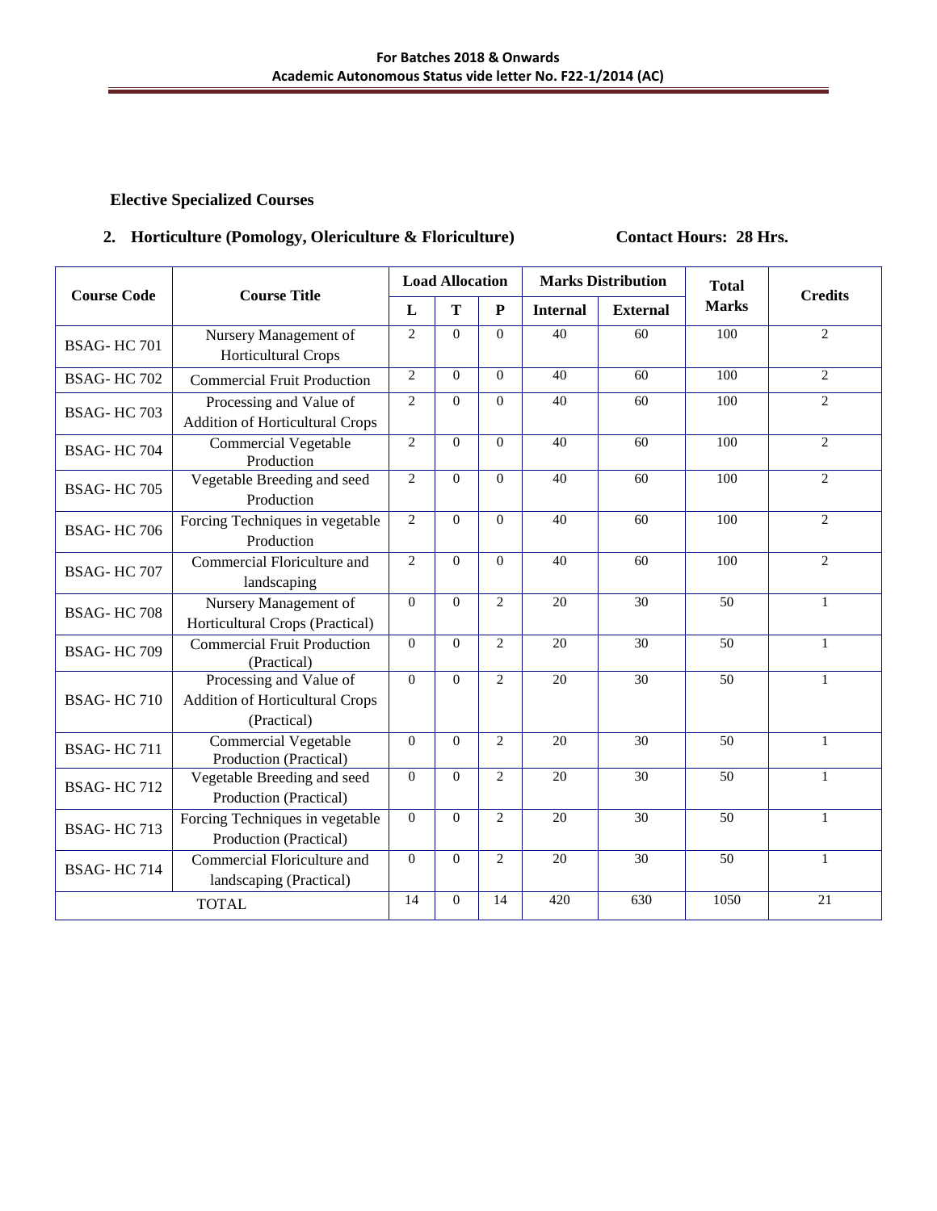**Elective Specialized Courses**

**2. Horticulture (Pomology, Olericulture & Floriculture)** **Contact Hours: 28 Hrs.**

| Course Code | Course Title | Load Allocation | | | Marks Distribution | | Total Marks | Credits |
|---|---|---|---|---|---|---|---|---|
| | | L | T | P | Internal | External | | |
| BSAG- HC 701 | Nursery Management of Horticultural Crops | 2 | 0 | 0 | 40 | 60 | 100 | 2 |
| BSAG- HC 702 | Commercial Fruit Production | 2 | 0 | 0 | 40 | 60 | 100 | 2 |
| BSAG- HC 703 | Processing and Value of Addition of Horticultural Crops | 2 | 0 | 0 | 40 | 60 | 100 | 2 |
| BSAG- HC 704 | Commercial Vegetable Production | 2 | 0 | 0 | 40 | 60 | 100 | 2 |
| BSAG- HC 705 | Vegetable Breeding and seed Production | 2 | 0 | 0 | 40 | 60 | 100 | 2 |
| BSAG- HC 706 | Forcing Techniques in vegetable Production | 2 | 0 | 0 | 40 | 60 | 100 | 2 |
| BSAG- HC 707 | Commercial Floriculture and landscaping | 2 | 0 | 0 | 40 | 60 | 100 | 2 |
| BSAG- HC 708 | Nursery Management of Horticultural Crops (Practical) | 0 | 0 | 2 | 20 | 30 | 50 | 1 |
| BSAG- HC 709 | Commercial Fruit Production (Practical) | 0 | 0 | 2 | 20 | 30 | 50 | 1 |
| BSAG- HC 710 | Processing and Value of Addition of Horticultural Crops (Practical) | 0 | 0 | 2 | 20 | 30 | 50 | 1 |
| BSAG- HC 711 | Commercial Vegetable Production (Practical) | 0 | 0 | 2 | 20 | 30 | 50 | 1 |
| BSAG- HC 712 | Vegetable Breeding and seed Production (Practical) | 0 | 0 | 2 | 20 | 30 | 50 | 1 |
| BSAG- HC 713 | Forcing Techniques in vegetable Production (Practical) | 0 | 0 | 2 | 20 | 30 | 50 | 1 |
| BSAG- HC 714 | Commercial Floriculture and landscaping (Practical) | 0 | 0 | 2 | 20 | 30 | 50 | 1 |
| TOTAL | | 14 | 0 | 14 | 420 | 630 | 1050 | 21 |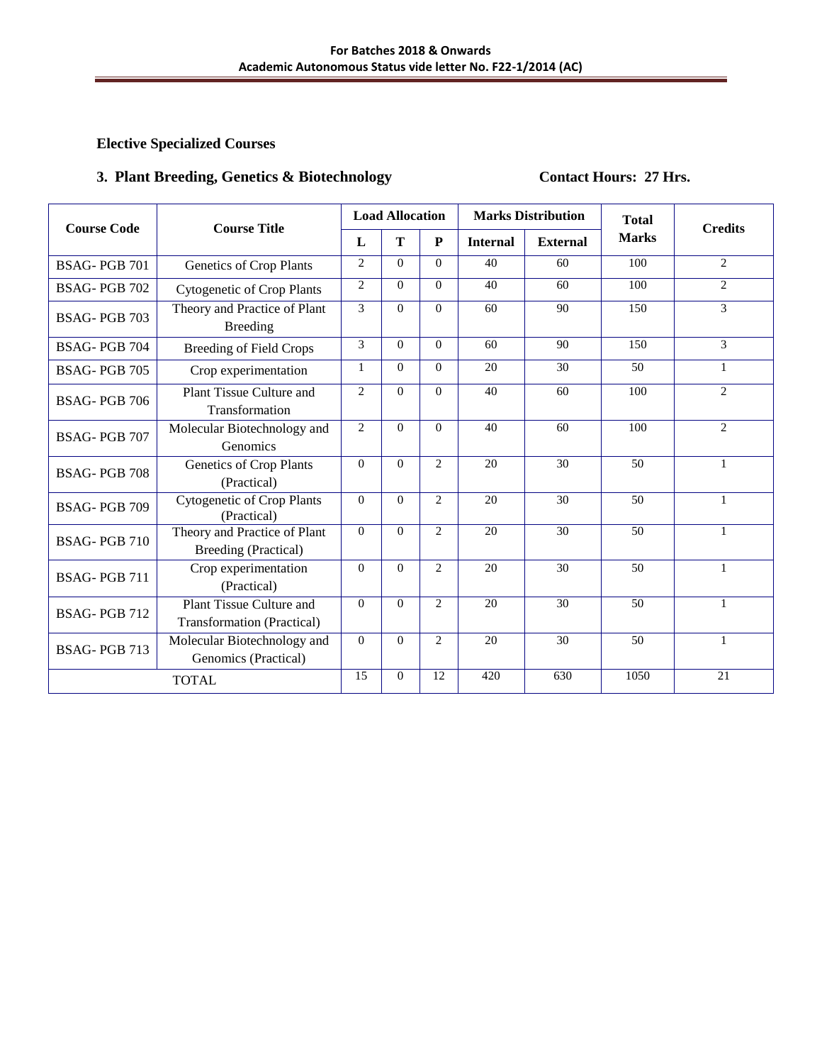**Elective Specialized Courses**

## 3. Plant Breeding, Genetics & Biotechnology                    Contact Hours: 27 Hrs.

| Course Code | Course Title | Load Allocation | | | Marks Distribution | | Total Marks | Credits |
|---|---|---|---|---|---|---|---|---|
| | | L | T | P | Internal | External | | |
| BSAG- PGB 701 | Genetics of Crop Plants | 2 | 0 | 0 | 40 | 60 | 100 | 2 |
| BSAG- PGB 702 | Cytogenetic of Crop Plants | 2 | 0 | 0 | 40 | 60 | 100 | 2 |
| BSAG- PGB 703 | Theory and Practice of Plant Breeding | 3 | 0 | 0 | 60 | 90 | 150 | 3 |
| BSAG- PGB 704 | Breeding of Field Crops | 3 | 0 | 0 | 60 | 90 | 150 | 3 |
| BSAG- PGB 705 | Crop experimentation | 1 | 0 | 0 | 20 | 30 | 50 | 1 |
| BSAG- PGB 706 | Plant Tissue Culture and Transformation | 2 | 0 | 0 | 40 | 60 | 100 | 2 |
| BSAG- PGB 707 | Molecular Biotechnology and Genomics | 2 | 0 | 0 | 40 | 60 | 100 | 2 |
| BSAG- PGB 708 | Genetics of Crop Plants (Practical) | 0 | 0 | 2 | 20 | 30 | 50 | 1 |
| BSAG- PGB 709 | Cytogenetic of Crop Plants (Practical) | 0 | 0 | 2 | 20 | 30 | 50 | 1 |
| BSAG- PGB 710 | Theory and Practice of Plant Breeding (Practical) | 0 | 0 | 2 | 20 | 30 | 50 | 1 |
| BSAG- PGB 711 | Crop experimentation (Practical) | 0 | 0 | 2 | 20 | 30 | 50 | 1 |
| BSAG- PGB 712 | Plant Tissue Culture and Transformation (Practical) | 0 | 0 | 2 | 20 | 30 | 50 | 1 |
| BSAG- PGB 713 | Molecular Biotechnology and Genomics (Practical) | 0 | 0 | 2 | 20 | 30 | 50 | 1 |
| TOTAL | | 15 | 0 | 12 | 420 | 630 | 1050 | 21 |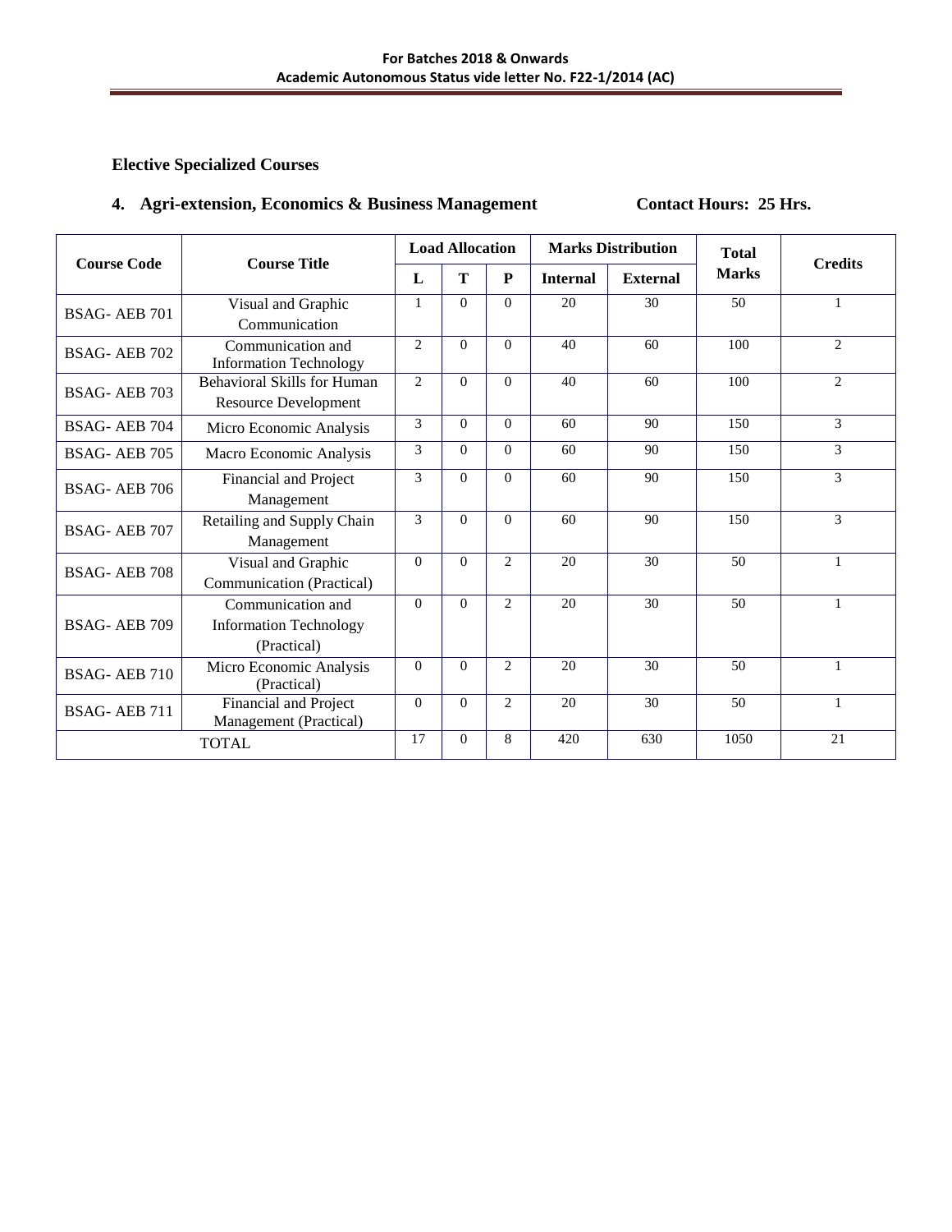**Elective Specialized Courses**

**4. Agri-extension, Economics & Business Management** **Contact Hours: 25 Hrs.**

| Course Code | Course Title | Load Allocation | | | Marks Distribution | | Total Marks | Credits |
|---|---|---|---|---|---|---|---|---|
| | | L | T | P | Internal | External | | |
| BSAG- AEB 701 | Visual and Graphic Communication | 1 | 0 | 0 | 20 | 30 | 50 | 1 |
| BSAG- AEB 702 | Communication and Information Technology | 2 | 0 | 0 | 40 | 60 | 100 | 2 |
| BSAG- AEB 703 | Behavioral Skills for Human Resource Development | 2 | 0 | 0 | 40 | 60 | 100 | 2 |
| BSAG- AEB 704 | Micro Economic Analysis | 3 | 0 | 0 | 60 | 90 | 150 | 3 |
| BSAG- AEB 705 | Macro Economic Analysis | 3 | 0 | 0 | 60 | 90 | 150 | 3 |
| BSAG- AEB 706 | Financial and Project Management | 3 | 0 | 0 | 60 | 90 | 150 | 3 |
| BSAG- AEB 707 | Retailing and Supply Chain Management | 3 | 0 | 0 | 60 | 90 | 150 | 3 |
| BSAG- AEB 708 | Visual and Graphic Communication (Practical) | 0 | 0 | 2 | 20 | 30 | 50 | 1 |
| BSAG- AEB 709 | Communication and Information Technology (Practical) | 0 | 0 | 2 | 20 | 30 | 50 | 1 |
| BSAG- AEB 710 | Micro Economic Analysis (Practical) | 0 | 0 | 2 | 20 | 30 | 50 | 1 |
| BSAG- AEB 711 | Financial and Project Management (Practical) | 0 | 0 | 2 | 20 | 30 | 50 | 1 |
| TOTAL | | 17 | 0 | 8 | 420 | 630 | 1050 | 21 |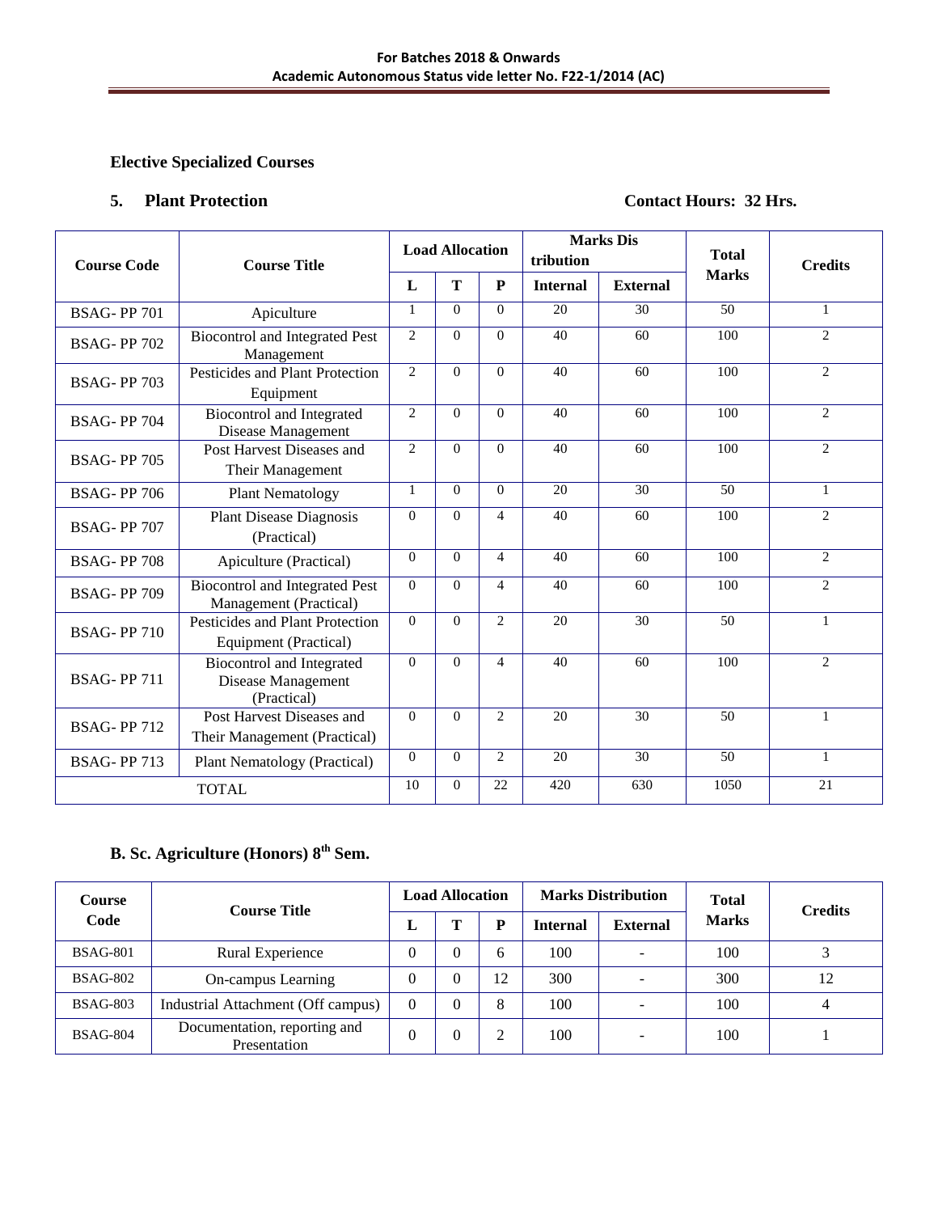**Elective Specialized Courses**

**5. Plant Protection** **Contact Hours: 32 Hrs.**

| Course Code | Course Title | Load Allocation | | | Marks Distribution | | Total Marks | Credits |
|---|---|---|---|---|---|---|---|---|
| | | L | T | P | Internal | External | | |
| BSAG- PP 701 | Apiculture | 1 | 0 | 0 | 20 | 30 | 50 | 1 |
| BSAG- PP 702 | Biocontrol and Integrated Pest Management | 2 | 0 | 0 | 40 | 60 | 100 | 2 |
| BSAG- PP 703 | Pesticides and Plant Protection Equipment | 2 | 0 | 0 | 40 | 60 | 100 | 2 |
| BSAG- PP 704 | Biocontrol and Integrated Disease Management | 2 | 0 | 0 | 40 | 60 | 100 | 2 |
| BSAG- PP 705 | Post Harvest Diseases and Their Management | 2 | 0 | 0 | 40 | 60 | 100 | 2 |
| BSAG- PP 706 | Plant Nematology | 1 | 0 | 0 | 20 | 30 | 50 | 1 |
| BSAG- PP 707 | Plant Disease Diagnosis (Practical) | 0 | 0 | 4 | 40 | 60 | 100 | 2 |
| BSAG- PP 708 | Apiculture (Practical) | 0 | 0 | 4 | 40 | 60 | 100 | 2 |
| BSAG- PP 709 | Biocontrol and Integrated Pest Management (Practical) | 0 | 0 | 4 | 40 | 60 | 100 | 2 |
| BSAG- PP 710 | Pesticides and Plant Protection Equipment (Practical) | 0 | 0 | 2 | 20 | 30 | 50 | 1 |
| BSAG- PP 711 | Biocontrol and Integrated Disease Management (Practical) | 0 | 0 | 4 | 40 | 60 | 100 | 2 |
| BSAG- PP 712 | Post Harvest Diseases and Their Management (Practical) | 0 | 0 | 2 | 20 | 30 | 50 | 1 |
| BSAG- PP 713 | Plant Nematology (Practical) | 0 | 0 | 2 | 20 | 30 | 50 | 1 |
| TOTAL | | 10 | 0 | 22 | 420 | 630 | 1050 | 21 |

## B. Sc. Agriculture (Honors) 8th Sem.

| Course Code | Course Title | Load Allocation | | | Marks Distribution | | Total Marks | Credits |
|---|---|---|---|---|---|---|---|---|
| | | L | T | P | Internal | External | | |
| BSAG-801 | Rural Experience | 0 | 0 | 6 | 100 | - | 100 | 3 |
| BSAG-802 | On-campus Learning | 0 | 0 | 12 | 300 | - | 300 | 12 |
| BSAG-803 | Industrial Attachment (Off campus) | 0 | 0 | 8 | 100 | - | 100 | 4 |
| BSAG-804 | Documentation, reporting and Presentation | 0 | 0 | 2 | 100 | - | 100 | 1 |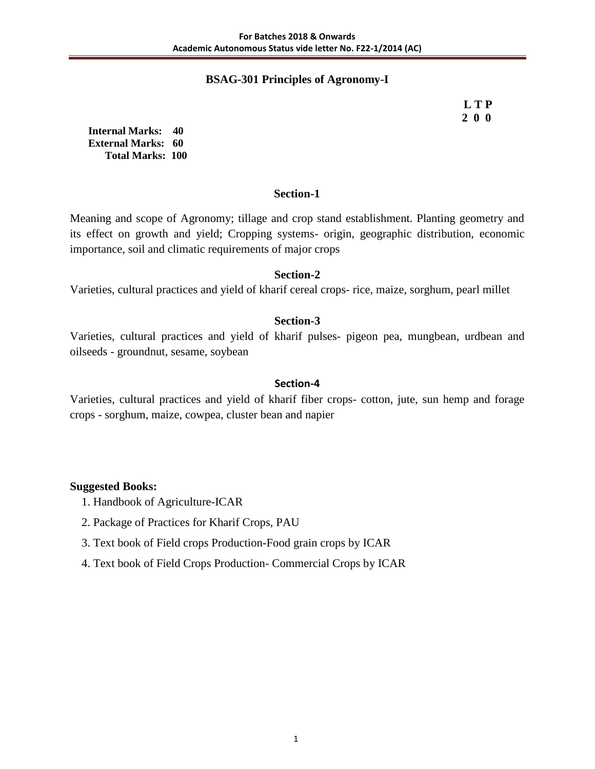## BSAG-301 Principles of Agronomy-I

| L | T | P |
|---|---|---|
| 2 | 0 | 0 |

**Internal Marks: 40**
**External Marks: 60**
**Total Marks: 100**

### Section-1

Meaning and scope of Agronomy; tillage and crop stand establishment. Planting geometry and its effect on growth and yield; Cropping systems- origin, geographic distribution, economic importance, soil and climatic requirements of major crops

### Section-2

Varieties, cultural practices and yield of kharif cereal crops- rice, maize, sorghum, pearl millet

### Section-3

Varieties, cultural practices and yield of kharif pulses- pigeon pea, mungbean, urdbean and oilseeds - groundnut, sesame, soybean

### Section-4

Varieties, cultural practices and yield of kharif fiber crops- cotton, jute, sun hemp and forage crops - sorghum, maize, cowpea, cluster bean and napier

**Suggested Books:**

1. Handbook of Agriculture-ICAR
2. Package of Practices for Kharif Crops, PAU
3. Text book of Field crops Production-Food grain crops by ICAR
4. Text book of Field Crops Production- Commercial Crops by ICAR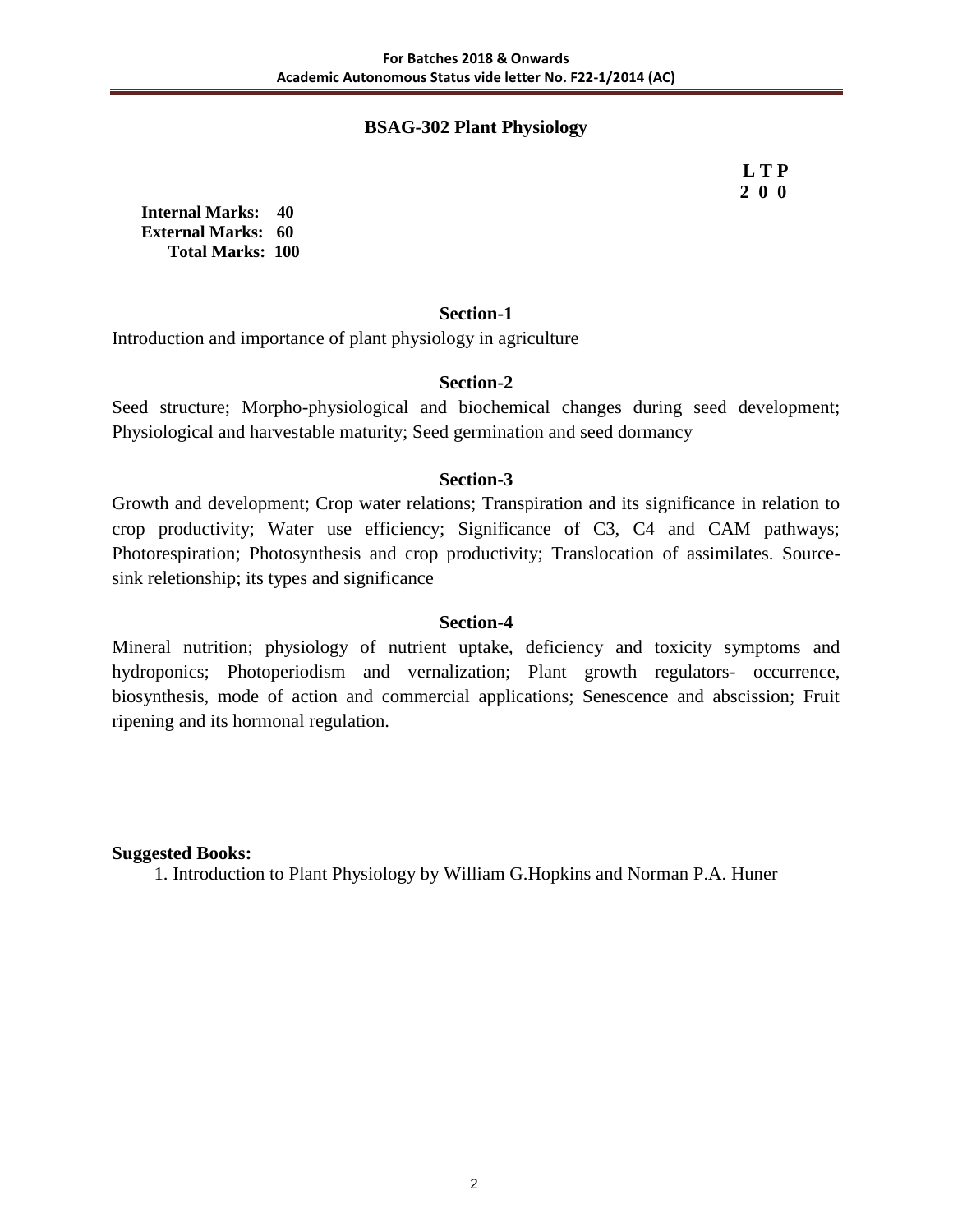## BSAG-302 Plant Physiology

| L | T | P |
|---|---|---|
| 2 | 0 | 0 |

**Internal Marks: 40**
**External Marks: 60**
**Total Marks: 100**

### Section-1

Introduction and importance of plant physiology in agriculture

### Section-2

Seed structure; Morpho-physiological and biochemical changes during seed development; Physiological and harvestable maturity; Seed germination and seed dormancy

### Section-3

Growth and development; Crop water relations; Transpiration and its significance in relation to crop productivity; Water use efficiency; Significance of C3, C4 and CAM pathways; Photorespiration; Photosynthesis and crop productivity; Translocation of assimilates. Source-sink reletionship; its types and significance

### Section-4

Mineral nutrition; physiology of nutrient uptake, deficiency and toxicity symptoms and hydroponics; Photoperiodism and vernalization; Plant growth regulators- occurrence, biosynthesis, mode of action and commercial applications; Senescence and abscission; Fruit ripening and its hormonal regulation.

**Suggested Books:**

1. Introduction to Plant Physiology by William G.Hopkins and Norman P.A. Huner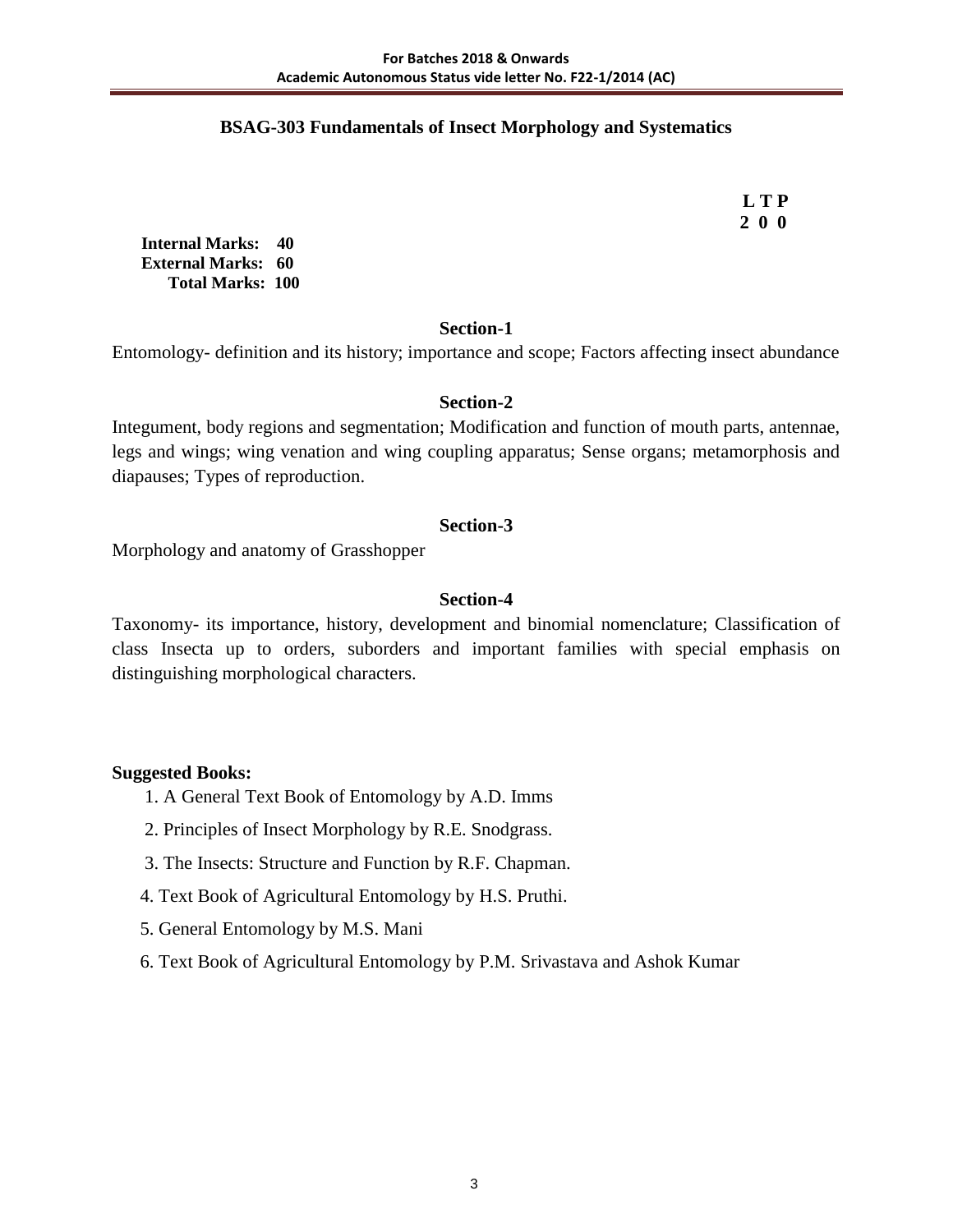## BSAG-303 Fundamentals of Insect Morphology and Systematics

| L | T | P |
|---|---|---|
| 2 | 0 | 0 |

**Internal Marks: 40**
**External Marks: 60**
**Total Marks: 100**

### Section-1

Entomology- definition and its history; importance and scope; Factors affecting insect abundance

### Section-2

Integument, body regions and segmentation; Modification and function of mouth parts, antennae, legs and wings; wing venation and wing coupling apparatus; Sense organs; metamorphosis and diapauses; Types of reproduction.

### Section-3

Morphology and anatomy of Grasshopper

### Section-4

Taxonomy- its importance, history, development and binomial nomenclature; Classification of class Insecta up to orders, suborders and important families with special emphasis on distinguishing morphological characters.

**Suggested Books:**

1. A General Text Book of Entomology by A.D. Imms
2. Principles of Insect Morphology by R.E. Snodgrass.
3. The Insects: Structure and Function by R.F. Chapman.
4. Text Book of Agricultural Entomology by H.S. Pruthi.
5. General Entomology by M.S. Mani
6. Text Book of Agricultural Entomology by P.M. Srivastava and Ashok Kumar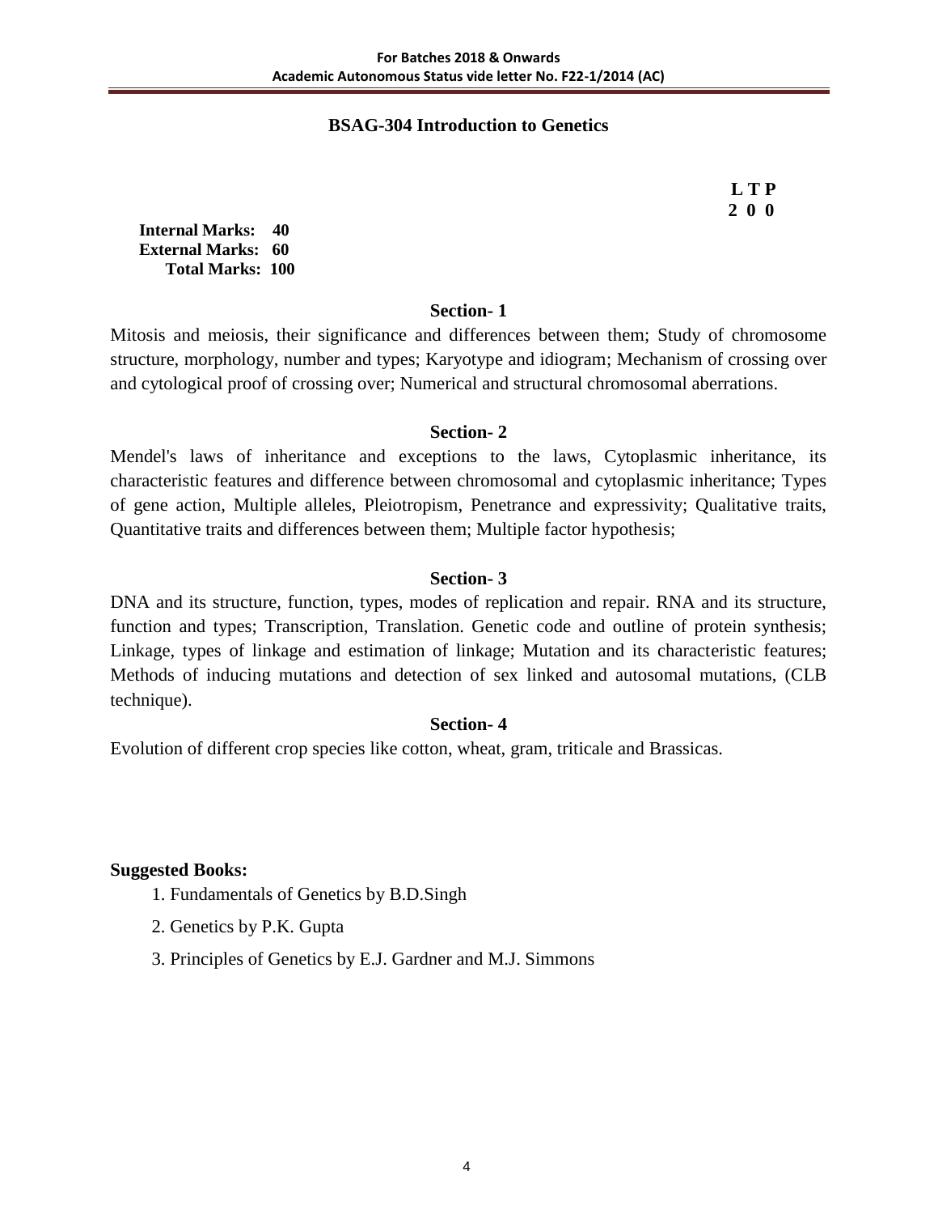## BSAG-304 Introduction to Genetics

**L T P**
**2 0 0**

**Internal Marks: 40**
**External Marks: 60**
**Total Marks: 100**

### Section- 1

Mitosis and meiosis, their significance and differences between them; Study of chromosome structure, morphology, number and types; Karyotype and idiogram; Mechanism of crossing over and cytological proof of crossing over; Numerical and structural chromosomal aberrations.

### Section- 2

Mendel's laws of inheritance and exceptions to the laws, Cytoplasmic inheritance, its characteristic features and difference between chromosomal and cytoplasmic inheritance; Types of gene action, Multiple alleles, Pleiotropism, Penetrance and expressivity; Qualitative traits, Quantitative traits and differences between them; Multiple factor hypothesis;

### Section- 3

DNA and its structure, function, types, modes of replication and repair. RNA and its structure, function and types; Transcription, Translation. Genetic code and outline of protein synthesis; Linkage, types of linkage and estimation of linkage; Mutation and its characteristic features; Methods of inducing mutations and detection of sex linked and autosomal mutations, (CLB technique).

### Section- 4

Evolution of different crop species like cotton, wheat, gram, triticale and Brassicas.

**Suggested Books:**

1. Fundamentals of Genetics by B.D.Singh
2. Genetics by P.K. Gupta
3. Principles of Genetics by E.J. Gardner and M.J. Simmons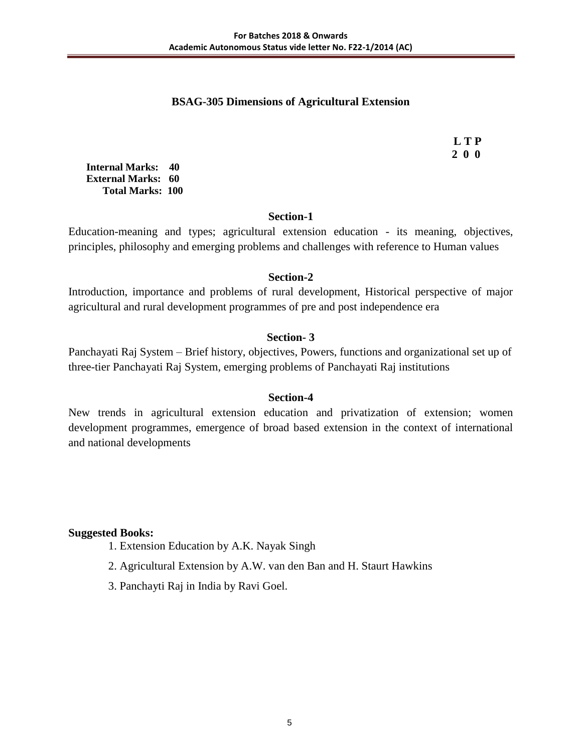## BSAG-305 Dimensions of Agricultural Extension

| L | T | P |
|---|---|---|
| 2 | 0 | 0 |

**Internal Marks: 40**
**External Marks: 60**
**Total Marks: 100**

### Section-1

Education-meaning and types; agricultural extension education - its meaning, objectives, principles, philosophy and emerging problems and challenges with reference to Human values

### Section-2

Introduction, importance and problems of rural development, Historical perspective of major agricultural and rural development programmes of pre and post independence era

### Section- 3

Panchayati Raj System – Brief history, objectives, Powers, functions and organizational set up of three-tier Panchayati Raj System, emerging problems of Panchayati Raj institutions

### Section-4

New trends in agricultural extension education and privatization of extension; women development programmes, emergence of broad based extension in the context of international and national developments

**Suggested Books:**

1. Extension Education by A.K. Nayak Singh
2. Agricultural Extension by A.W. van den Ban and H. Staurt Hawkins
3. Panchayti Raj in India by Ravi Goel.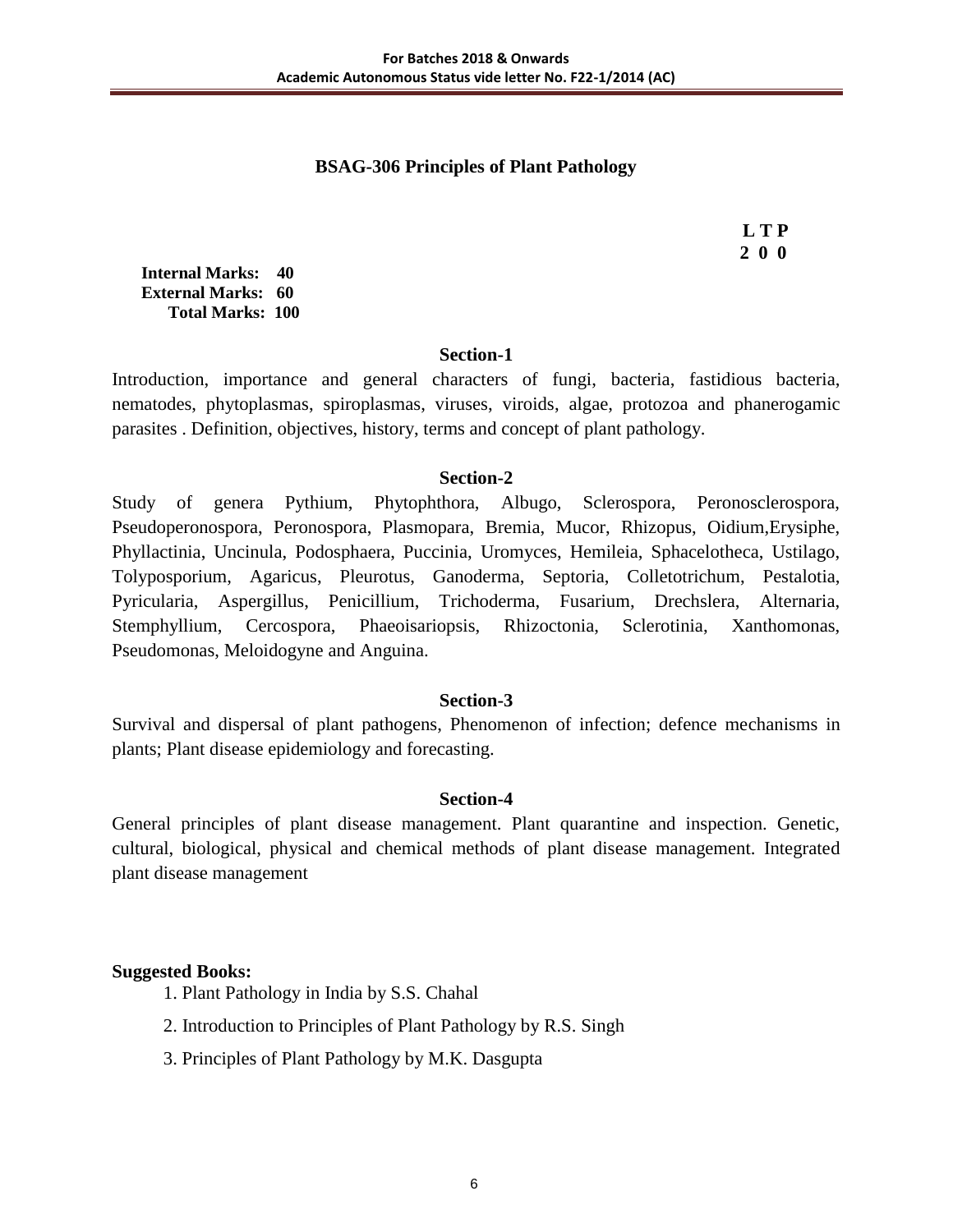## BSAG-306 Principles of Plant Pathology

| L | T | P |
|---|---|---|
| 2 | 0 | 0 |

**Internal Marks: 40**
**External Marks: 60**
**Total Marks: 100**

### Section-1

Introduction, importance and general characters of fungi, bacteria, fastidious bacteria, nematodes, phytoplasmas, spiroplasmas, viruses, viroids, algae, protozoa and phanerogamic parasites . Definition, objectives, history, terms and concept of plant pathology.

### Section-2

Study of genera Pythium, Phytophthora, Albugo, Sclerospora, Peronosclerospora, Pseudoperonospora, Peronospora, Plasmopara, Bremia, Mucor, Rhizopus, Oidium,Erysiphe, Phyllactinia, Uncinula, Podosphaera, Puccinia, Uromyces, Hemileia, Sphacelotheca, Ustilago, Tolyposporium, Agaricus, Pleurotus, Ganoderma, Septoria, Colletotrichum, Pestalotia, Pyricularia, Aspergillus, Penicillium, Trichoderma, Fusarium, Drechslera, Alternaria, Stemphyllium, Cercospora, Phaeoisariopsis, Rhizoctonia, Sclerotinia, Xanthomonas, Pseudomonas, Meloidogyne and Anguina.

### Section-3

Survival and dispersal of plant pathogens, Phenomenon of infection; defence mechanisms in plants; Plant disease epidemiology and forecasting.

### Section-4

General principles of plant disease management. Plant quarantine and inspection. Genetic, cultural, biological, physical and chemical methods of plant disease management. Integrated plant disease management

**Suggested Books:**

1. Plant Pathology in India by S.S. Chahal
2. Introduction to Principles of Plant Pathology by R.S. Singh
3. Principles of Plant Pathology by M.K. Dasgupta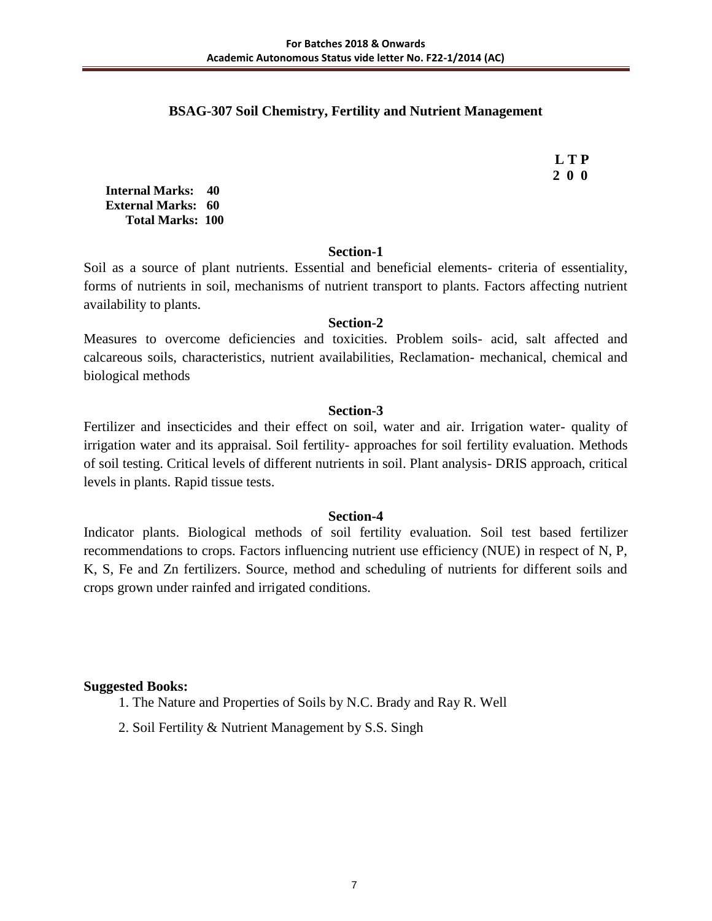## BSAG-307 Soil Chemistry, Fertility and Nutrient Management

**L T P**
**2 0 0**

**Internal Marks: 40**
**External Marks: 60**
**Total Marks: 100**

### Section-1

Soil as a source of plant nutrients. Essential and beneficial elements- criteria of essentiality, forms of nutrients in soil, mechanisms of nutrient transport to plants. Factors affecting nutrient availability to plants.

### Section-2

Measures to overcome deficiencies and toxicities. Problem soils- acid, salt affected and calcareous soils, characteristics, nutrient availabilities, Reclamation- mechanical, chemical and biological methods

### Section-3

Fertilizer and insecticides and their effect on soil, water and air. Irrigation water- quality of irrigation water and its appraisal. Soil fertility- approaches for soil fertility evaluation. Methods of soil testing. Critical levels of different nutrients in soil. Plant analysis- DRIS approach, critical levels in plants. Rapid tissue tests.

### Section-4

Indicator plants. Biological methods of soil fertility evaluation. Soil test based fertilizer recommendations to crops. Factors influencing nutrient use efficiency (NUE) in respect of N, P, K, S, Fe and Zn fertilizers. Source, method and scheduling of nutrients for different soils and crops grown under rainfed and irrigated conditions.

**Suggested Books:**

1. The Nature and Properties of Soils by N.C. Brady and Ray R. Well
2. Soil Fertility & Nutrient Management by S.S. Singh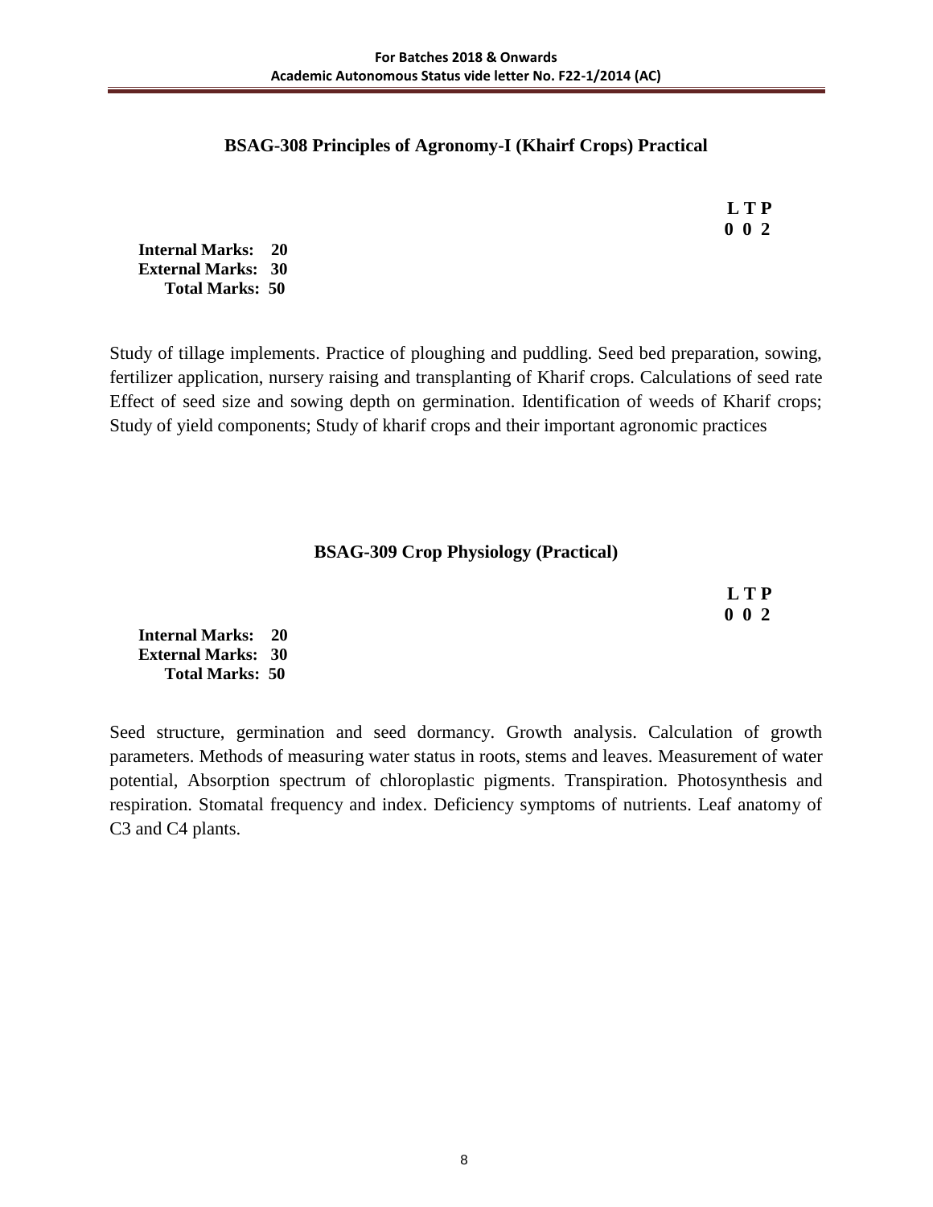## BSAG-308 Principles of Agronomy-I (Khairf Crops) Practical

**L T P**
**0 0 2**

**Internal Marks: 20**
**External Marks: 30**
**Total Marks: 50**

Study of tillage implements. Practice of ploughing and puddling. Seed bed preparation, sowing, fertilizer application, nursery raising and transplanting of Kharif crops. Calculations of seed rate Effect of seed size and sowing depth on germination. Identification of weeds of Kharif crops; Study of yield components; Study of kharif crops and their important agronomic practices

## BSAG-309 Crop Physiology (Practical)

**L T P**
**0 0 2**

**Internal Marks: 20**
**External Marks: 30**
**Total Marks: 50**

Seed structure, germination and seed dormancy. Growth analysis. Calculation of growth parameters. Methods of measuring water status in roots, stems and leaves. Measurement of water potential, Absorption spectrum of chloroplastic pigments. Transpiration. Photosynthesis and respiration. Stomatal frequency and index. Deficiency symptoms of nutrients. Leaf anatomy of C3 and C4 plants.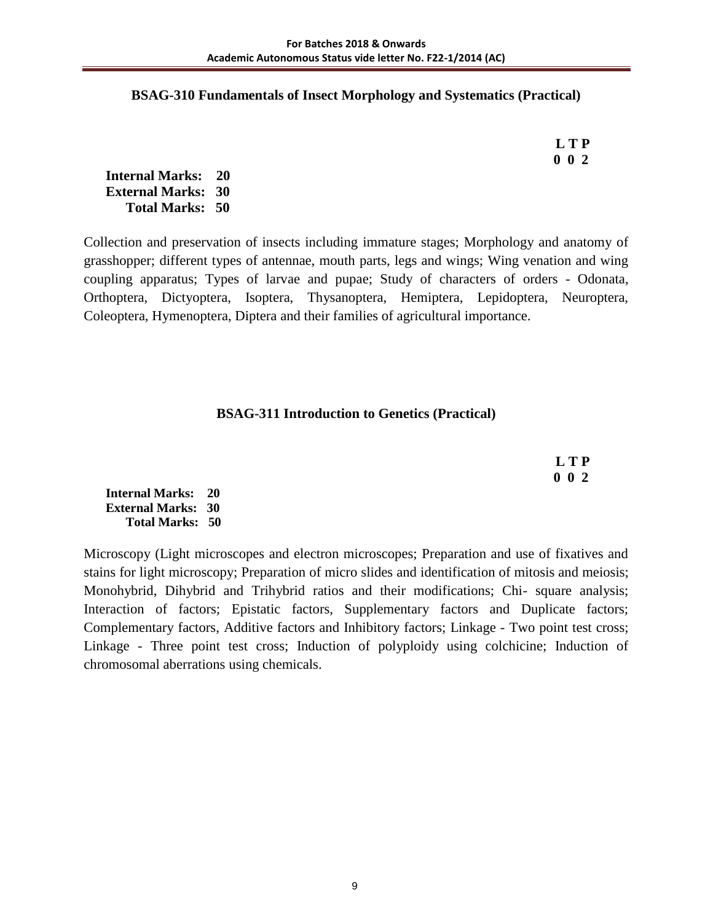## BSAG-310 Fundamentals of Insect Morphology and Systematics (Practical)

**L T P**
**0 0 2**

**Internal Marks: 20**
**External Marks: 30**
**Total Marks: 50**

Collection and preservation of insects including immature stages; Morphology and anatomy of grasshopper; different types of antennae, mouth parts, legs and wings; Wing venation and wing coupling apparatus; Types of larvae and pupae; Study of characters of orders - Odonata, Orthoptera, Dictyoptera, Isoptera, Thysanoptera, Hemiptera, Lepidoptera, Neuroptera, Coleoptera, Hymenoptera, Diptera and their families of agricultural importance.

## BSAG-311 Introduction to Genetics (Practical)

**L T P**
**0 0 2**

**Internal Marks: 20**
**External Marks: 30**
**Total Marks: 50**

Microscopy (Light microscopes and electron microscopes; Preparation and use of fixatives and stains for light microscopy; Preparation of micro slides and identification of mitosis and meiosis; Monohybrid, Dihybrid and Trihybrid ratios and their modifications; Chi- square analysis; Interaction of factors; Epistatic factors, Supplementary factors and Duplicate factors; Complementary factors, Additive factors and Inhibitory factors; Linkage - Two point test cross; Linkage - Three point test cross; Induction of polyploidy using colchicine; Induction of chromosomal aberrations using chemicals.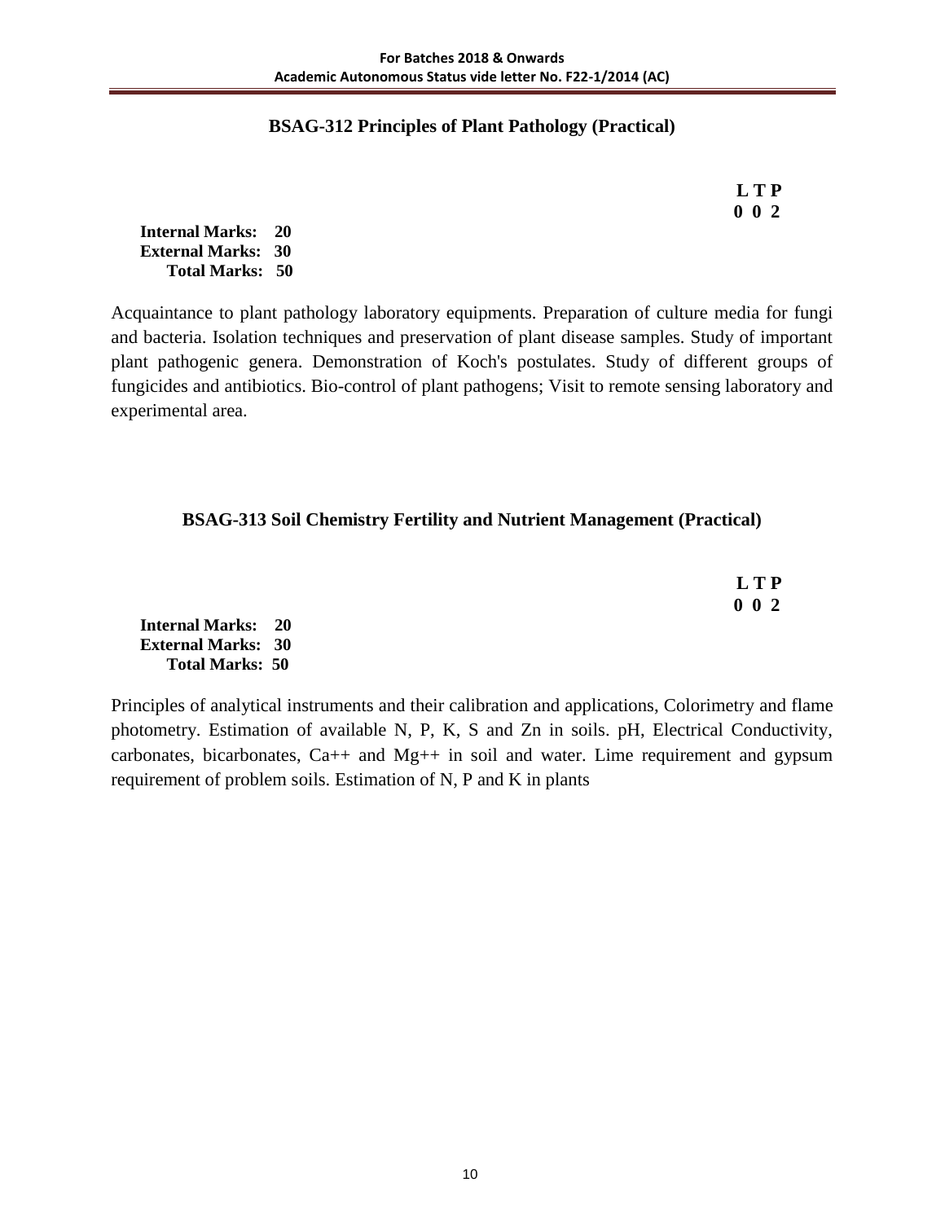## BSAG-312 Principles of Plant Pathology (Practical)

**L T P**
**0 0 2**

**Internal Marks: 20**
**External Marks: 30**
**Total Marks: 50**

Acquaintance to plant pathology laboratory equipments. Preparation of culture media for fungi and bacteria. Isolation techniques and preservation of plant disease samples. Study of important plant pathogenic genera. Demonstration of Koch's postulates. Study of different groups of fungicides and antibiotics. Bio-control of plant pathogens; Visit to remote sensing laboratory and experimental area.

## BSAG-313 Soil Chemistry Fertility and Nutrient Management (Practical)

**L T P**
**0 0 2**

**Internal Marks: 20**
**External Marks: 30**
**Total Marks: 50**

Principles of analytical instruments and their calibration and applications, Colorimetry and flame photometry. Estimation of available N, P, K, S and Zn in soils. pH, Electrical Conductivity, carbonates, bicarbonates, $Ca^{++}$ and $Mg^{++}$ in soil and water. Lime requirement and gypsum requirement of problem soils. Estimation of N, P and K in plants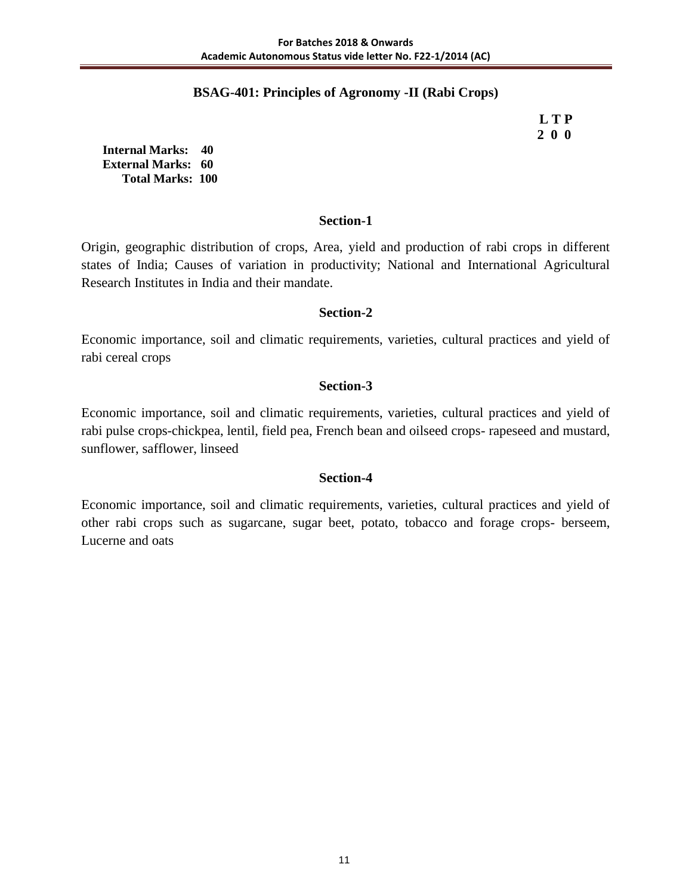## BSAG-401: Principles of Agronomy -II (Rabi Crops)

**L T P**
**2 0 0**

**Internal Marks: 40**
**External Marks: 60**
**Total Marks: 100**

### Section-1

Origin, geographic distribution of crops, Area, yield and production of rabi crops in different states of India; Causes of variation in productivity; National and International Agricultural Research Institutes in India and their mandate.

### Section-2

Economic importance, soil and climatic requirements, varieties, cultural practices and yield of rabi cereal crops

### Section-3

Economic importance, soil and climatic requirements, varieties, cultural practices and yield of rabi pulse crops-chickpea, lentil, field pea, French bean and oilseed crops- rapeseed and mustard, sunflower, safflower, linseed

### Section-4

Economic importance, soil and climatic requirements, varieties, cultural practices and yield of other rabi crops such as sugarcane, sugar beet, potato, tobacco and forage crops- berseem, Lucerne and oats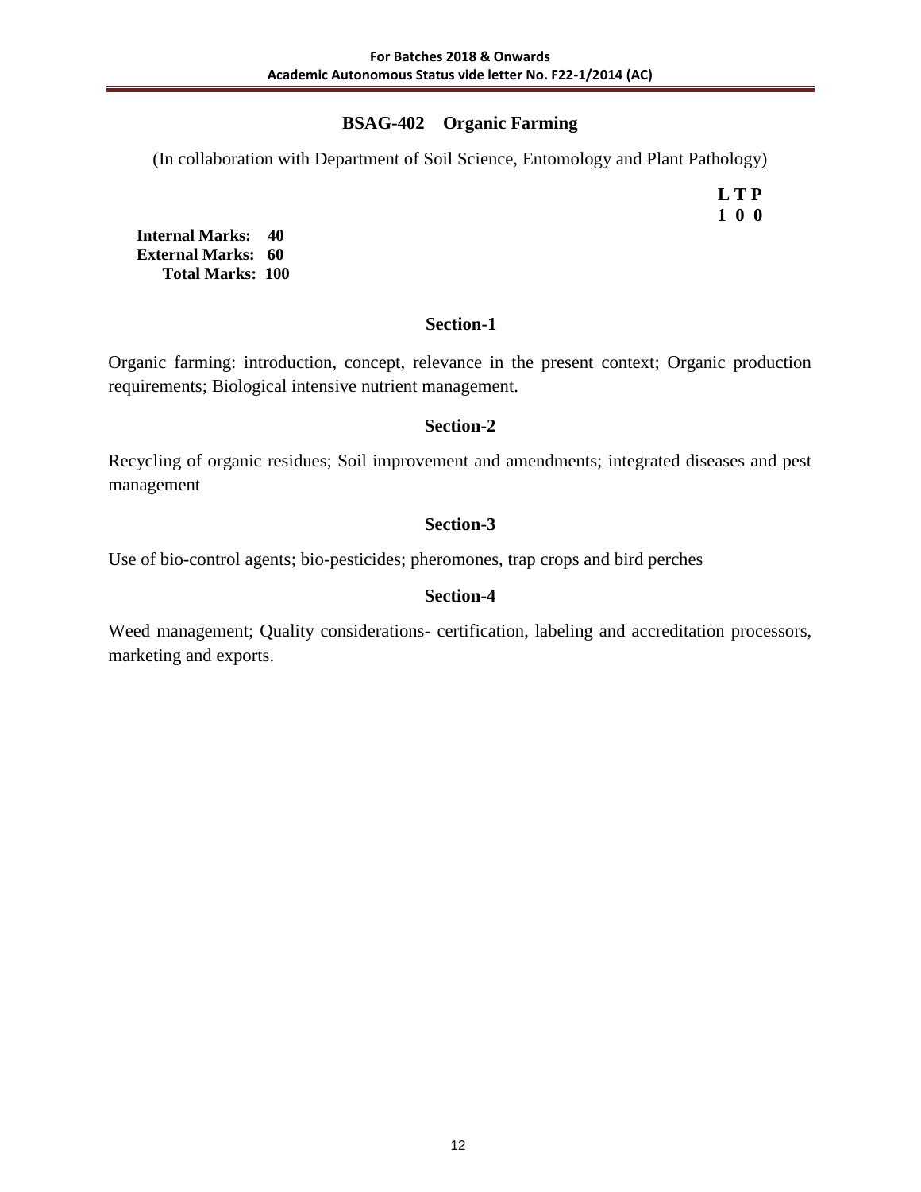## BSAG-402 Organic Farming

(In collaboration with Department of Soil Science, Entomology and Plant Pathology)

| L | T | P |
|---|---|---|
| 1 | 0 | 0 |

**Internal Marks: 40**
**External Marks: 60**
**Total Marks: 100**

### Section-1

Organic farming: introduction, concept, relevance in the present context; Organic production requirements; Biological intensive nutrient management.

### Section-2

Recycling of organic residues; Soil improvement and amendments; integrated diseases and pest management

### Section-3

Use of bio-control agents; bio-pesticides; pheromones, trap crops and bird perches

### Section-4

Weed management; Quality considerations- certification, labeling and accreditation processors, marketing and exports.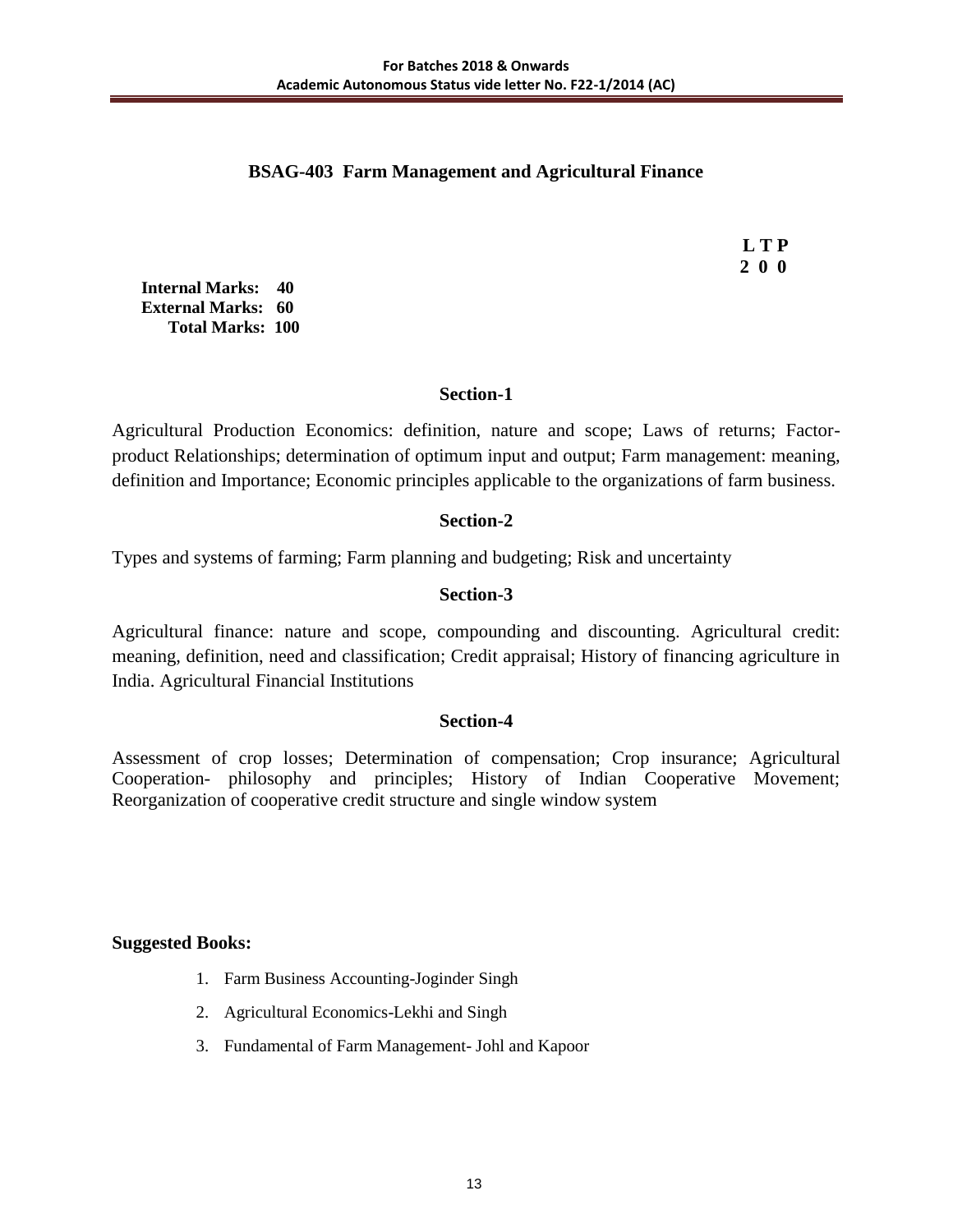## BSAG-403 Farm Management and Agricultural Finance

| L | T | P |
|---|---|---|
| 2 | 0 | 0 |

**Internal Marks: 40**
**External Marks: 60**
**Total Marks: 100**

### Section-1

Agricultural Production Economics: definition, nature and scope; Laws of returns; Factor-product Relationships; determination of optimum input and output; Farm management: meaning, definition and Importance; Economic principles applicable to the organizations of farm business.

### Section-2

Types and systems of farming; Farm planning and budgeting; Risk and uncertainty

### Section-3

Agricultural finance: nature and scope, compounding and discounting. Agricultural credit: meaning, definition, need and classification; Credit appraisal; History of financing agriculture in India. Agricultural Financial Institutions

### Section-4

Assessment of crop losses; Determination of compensation; Crop insurance; Agricultural Cooperation- philosophy and principles; History of Indian Cooperative Movement; Reorganization of cooperative credit structure and single window system

**Suggested Books:**

1. Farm Business Accounting-Joginder Singh
2. Agricultural Economics-Lekhi and Singh
3. Fundamental of Farm Management- Johl and Kapoor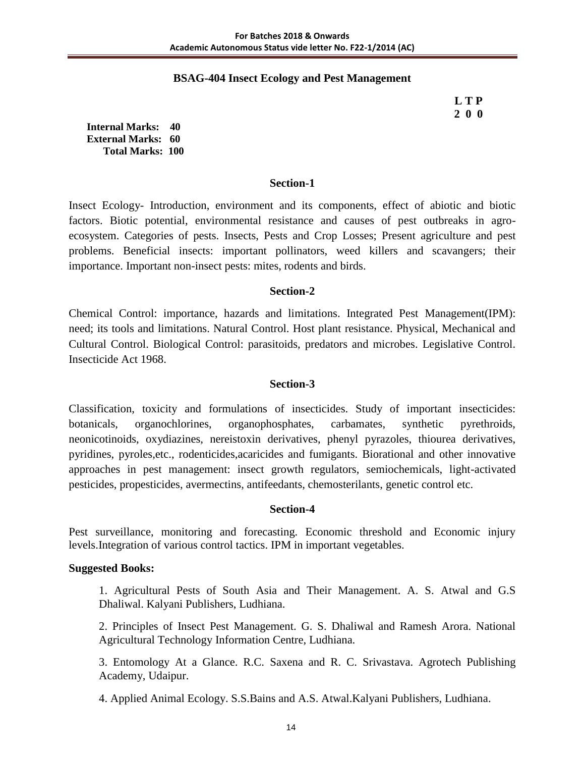## BSAG-404 Insect Ecology and Pest Management

| L | T | P |
|---|---|---|
| 2 | 0 | 0 |

**Internal Marks: 40**
**External Marks: 60**
**Total Marks: 100**

### Section-1

Insect Ecology- Introduction, environment and its components, effect of abiotic and biotic factors. Biotic potential, environmental resistance and causes of pest outbreaks in agro-ecosystem. Categories of pests. Insects, Pests and Crop Losses; Present agriculture and pest problems. Beneficial insects: important pollinators, weed killers and scavangers; their importance. Important non-insect pests: mites, rodents and birds.

### Section-2

Chemical Control: importance, hazards and limitations. Integrated Pest Management(IPM): need; its tools and limitations. Natural Control. Host plant resistance. Physical, Mechanical and Cultural Control. Biological Control: parasitoids, predators and microbes. Legislative Control. Insecticide Act 1968.

### Section-3

Classification, toxicity and formulations of insecticides. Study of important insecticides: botanicals, organochlorines, organophosphates, carbamates, synthetic pyrethroids, neonicotinoids, oxydiazines, nereistoxin derivatives, phenyl pyrazoles, thiourea derivatives, pyridines, pyroles,etc., rodenticides,acaricides and fumigants. Biorational and other innovative approaches in pest management: insect growth regulators, semiochemicals, light-activated pesticides, propesticides, avermectins, antifeedants, chemosterilants, genetic control etc.

### Section-4

Pest surveillance, monitoring and forecasting. Economic threshold and Economic injury levels.Integration of various control tactics. IPM in important vegetables.

**Suggested Books:**

1. Agricultural Pests of South Asia and Their Management. A. S. Atwal and G.S Dhaliwal. Kalyani Publishers, Ludhiana.

2. Principles of Insect Pest Management. G. S. Dhaliwal and Ramesh Arora. National Agricultural Technology Information Centre, Ludhiana.

3. Entomology At a Glance. R.C. Saxena and R. C. Srivastava. Agrotech Publishing Academy, Udaipur.

4. Applied Animal Ecology. S.S.Bains and A.S. Atwal.Kalyani Publishers, Ludhiana.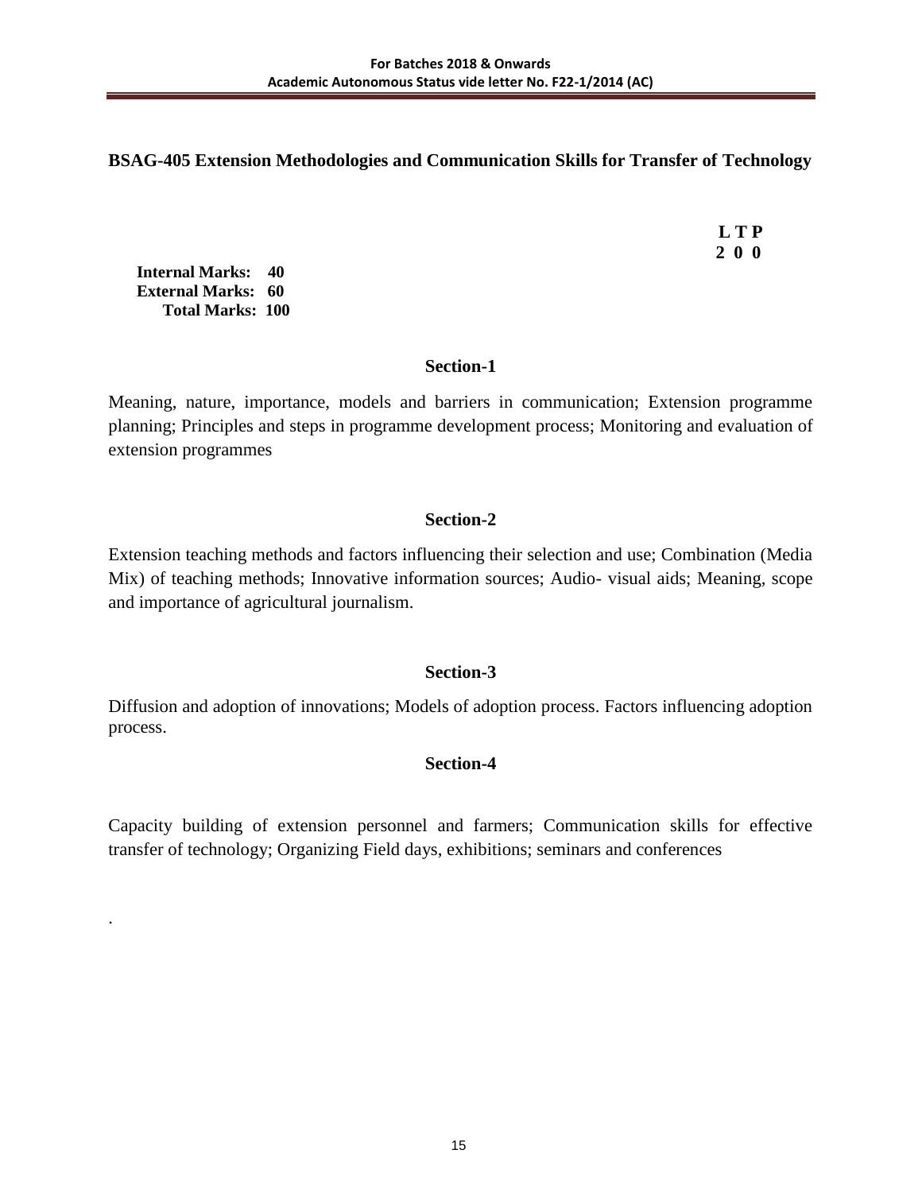## BSAG-405 Extension Methodologies and Communication Skills for Transfer of Technology

| L | T | P |
|---|---|---|
| 2 | 0 | 0 |

**Internal Marks: 40**
**External Marks: 60**
**Total Marks: 100**

### Section-1

Meaning, nature, importance, models and barriers in communication; Extension programme planning; Principles and steps in programme development process; Monitoring and evaluation of extension programmes

### Section-2

Extension teaching methods and factors influencing their selection and use; Combination (Media Mix) of teaching methods; Innovative information sources; Audio- visual aids; Meaning, scope and importance of agricultural journalism.

### Section-3

Diffusion and adoption of innovations; Models of adoption process. Factors influencing adoption process.

### Section-4

Capacity building of extension personnel and farmers; Communication skills for effective transfer of technology; Organizing Field days, exhibitions; seminars and conferences

.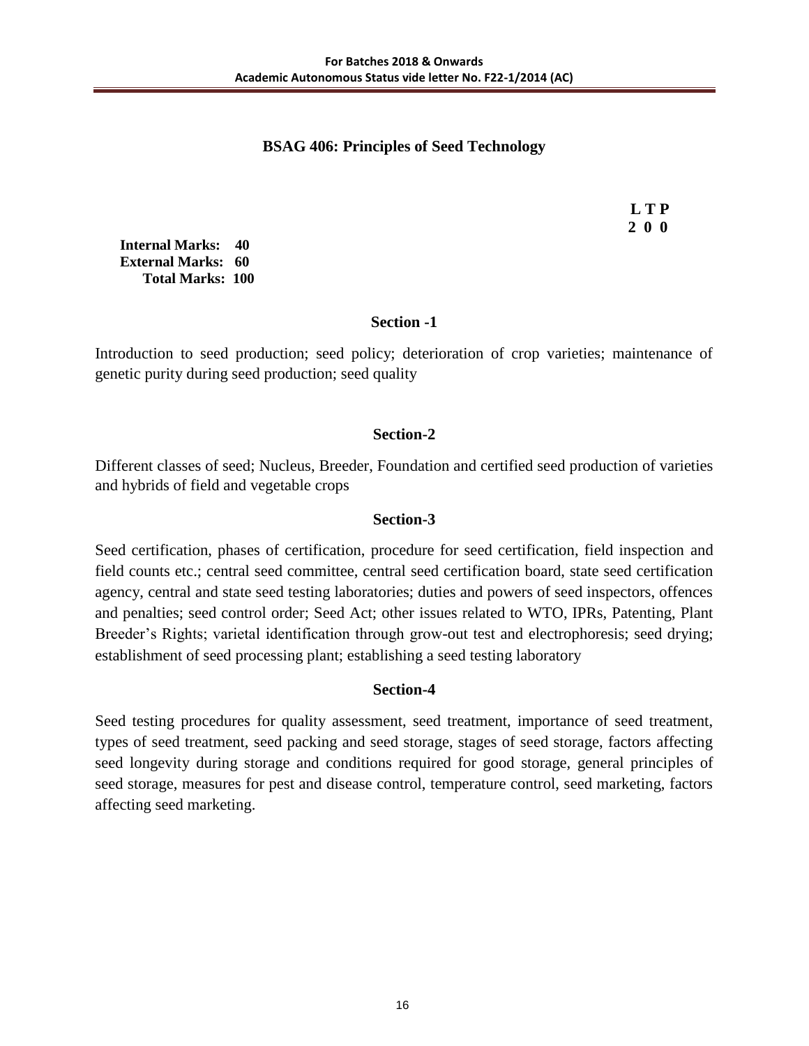## BSAG 406: Principles of Seed Technology

**L T P**
**2 0 0**

**Internal Marks: 40**
**External Marks: 60**
**Total Marks: 100**

### Section -1

Introduction to seed production; seed policy; deterioration of crop varieties; maintenance of genetic purity during seed production; seed quality

### Section-2

Different classes of seed; Nucleus, Breeder, Foundation and certified seed production of varieties and hybrids of field and vegetable crops

### Section-3

Seed certification, phases of certification, procedure for seed certification, field inspection and field counts etc.; central seed committee, central seed certification board, state seed certification agency, central and state seed testing laboratories; duties and powers of seed inspectors, offences and penalties; seed control order; Seed Act; other issues related to WTO, IPRs, Patenting, Plant Breeder's Rights; varietal identification through grow-out test and electrophoresis; seed drying; establishment of seed processing plant; establishing a seed testing laboratory

### Section-4

Seed testing procedures for quality assessment, seed treatment, importance of seed treatment, types of seed treatment, seed packing and seed storage, stages of seed storage, factors affecting seed longevity during storage and conditions required for good storage, general principles of seed storage, measures for pest and disease control, temperature control, seed marketing, factors affecting seed marketing.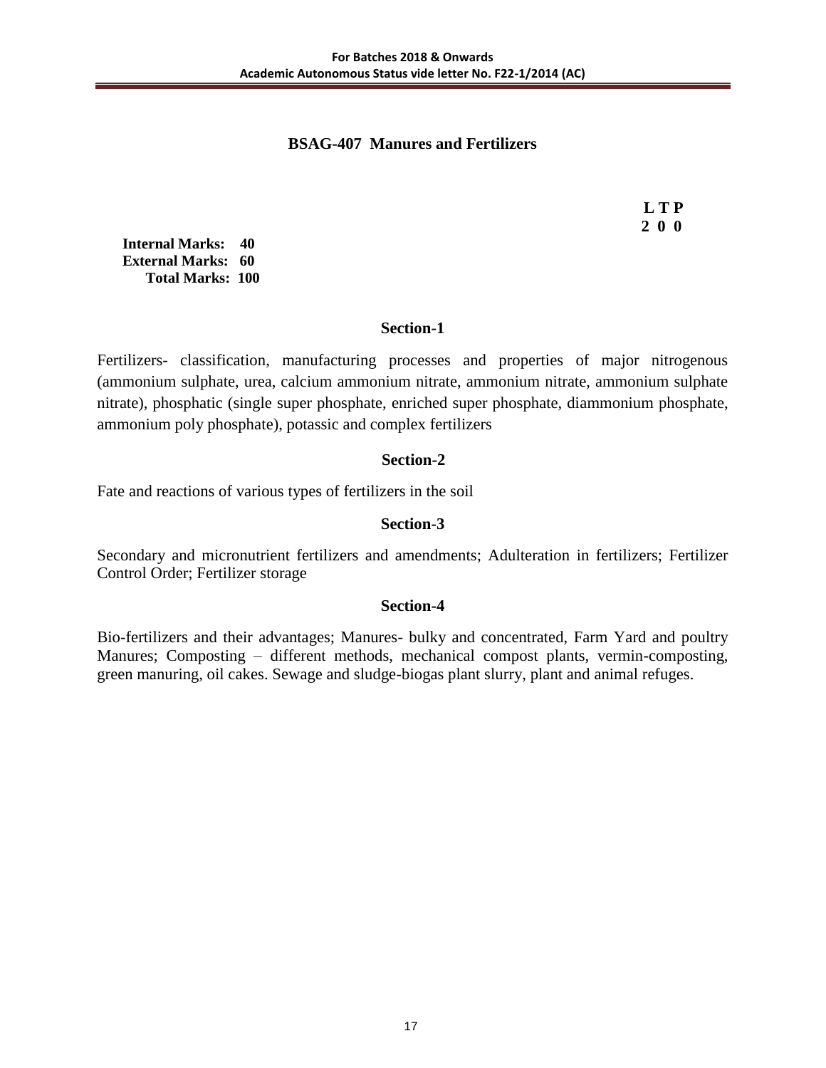## BSAG-407 Manures and Fertilizers

**L T P**
**2 0 0**

**Internal Marks: 40**
**External Marks: 60**
**Total Marks: 100**

### Section-1

Fertilizers- classification, manufacturing processes and properties of major nitrogenous (ammonium sulphate, urea, calcium ammonium nitrate, ammonium nitrate, ammonium sulphate nitrate), phosphatic (single super phosphate, enriched super phosphate, diammonium phosphate, ammonium poly phosphate), potassic and complex fertilizers

### Section-2

Fate and reactions of various types of fertilizers in the soil

### Section-3

Secondary and micronutrient fertilizers and amendments; Adulteration in fertilizers; Fertilizer Control Order; Fertilizer storage

### Section-4

Bio-fertilizers and their advantages; Manures- bulky and concentrated, Farm Yard and poultry Manures; Composting – different methods, mechanical compost plants, vermin-composting, green manuring, oil cakes. Sewage and sludge-biogas plant slurry, plant and animal refuges.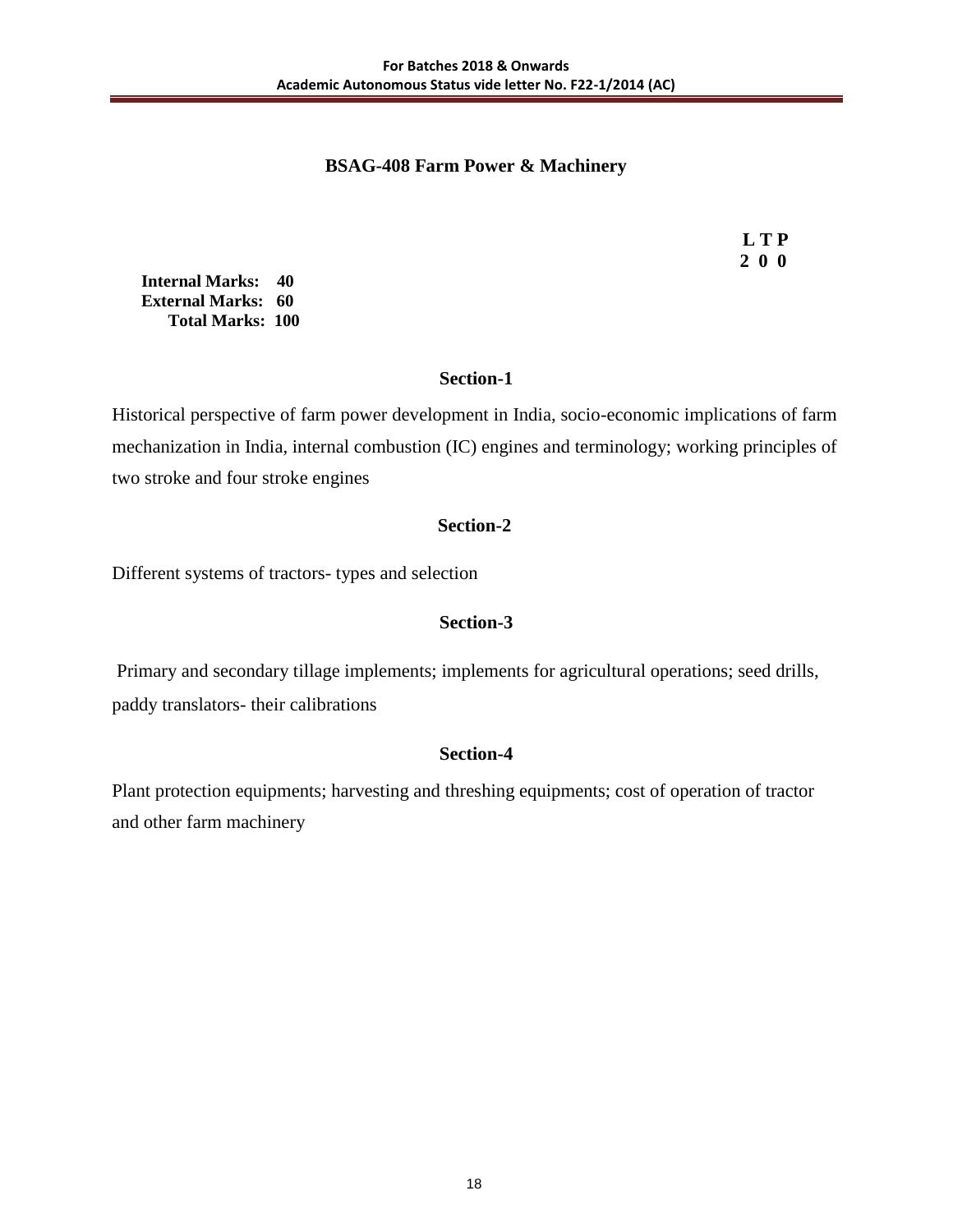## BSAG-408 Farm Power & Machinery

**L T P**
**2 0 0**

**Internal Marks: 40**
**External Marks: 60**
**Total Marks: 100**

### Section-1

Historical perspective of farm power development in India, socio-economic implications of farm mechanization in India, internal combustion (IC) engines and terminology; working principles of two stroke and four stroke engines

### Section-2

Different systems of tractors- types and selection

### Section-3

Primary and secondary tillage implements; implements for agricultural operations; seed drills, paddy translators- their calibrations

### Section-4

Plant protection equipments; harvesting and threshing equipments; cost of operation of tractor and other farm machinery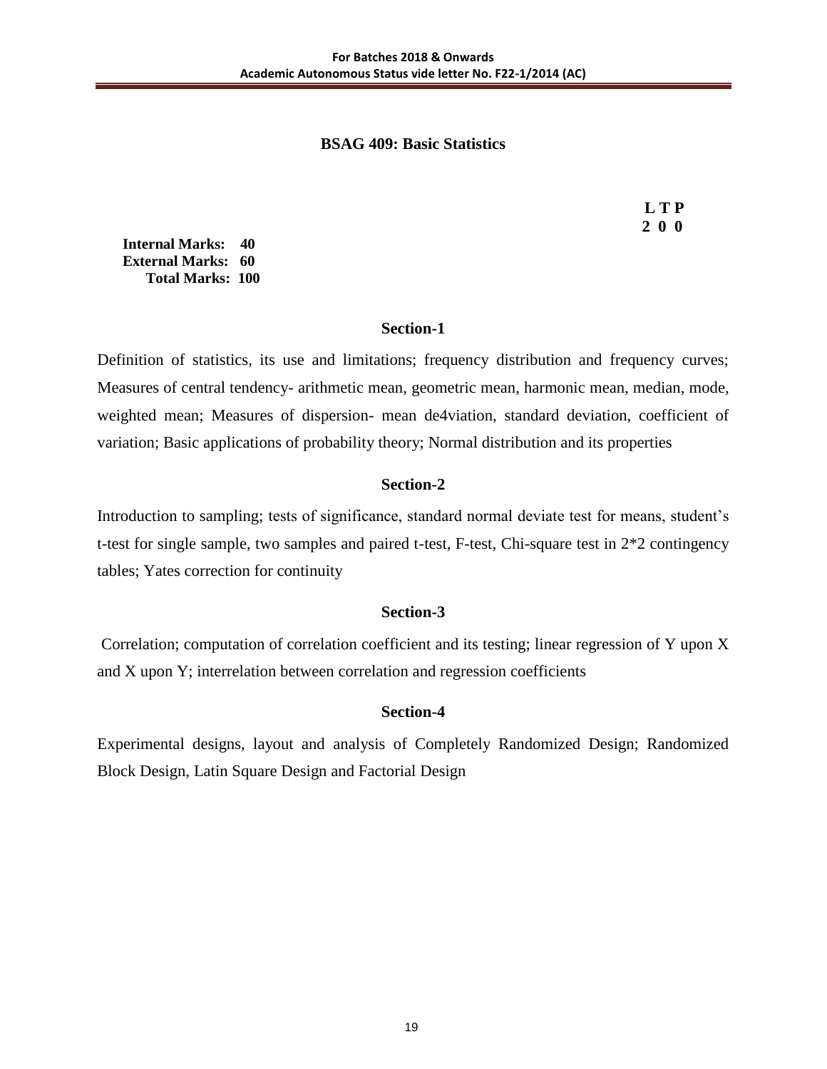## BSAG 409: Basic Statistics

**L T P**
**2 0 0**

**Internal Marks: 40**
**External Marks: 60**
**Total Marks: 100**

### Section-1

Definition of statistics, its use and limitations; frequency distribution and frequency curves; Measures of central tendency- arithmetic mean, geometric mean, harmonic mean, median, mode, weighted mean; Measures of dispersion- mean de4viation, standard deviation, coefficient of variation; Basic applications of probability theory; Normal distribution and its properties

### Section-2

Introduction to sampling; tests of significance, standard normal deviate test for means, student's t-test for single sample, two samples and paired t-test, F-test, Chi-square test in 2*2 contingency tables; Yates correction for continuity

### Section-3

Correlation; computation of correlation coefficient and its testing; linear regression of Y upon X and X upon Y; interrelation between correlation and regression coefficients

### Section-4

Experimental designs, layout and analysis of Completely Randomized Design; Randomized Block Design, Latin Square Design and Factorial Design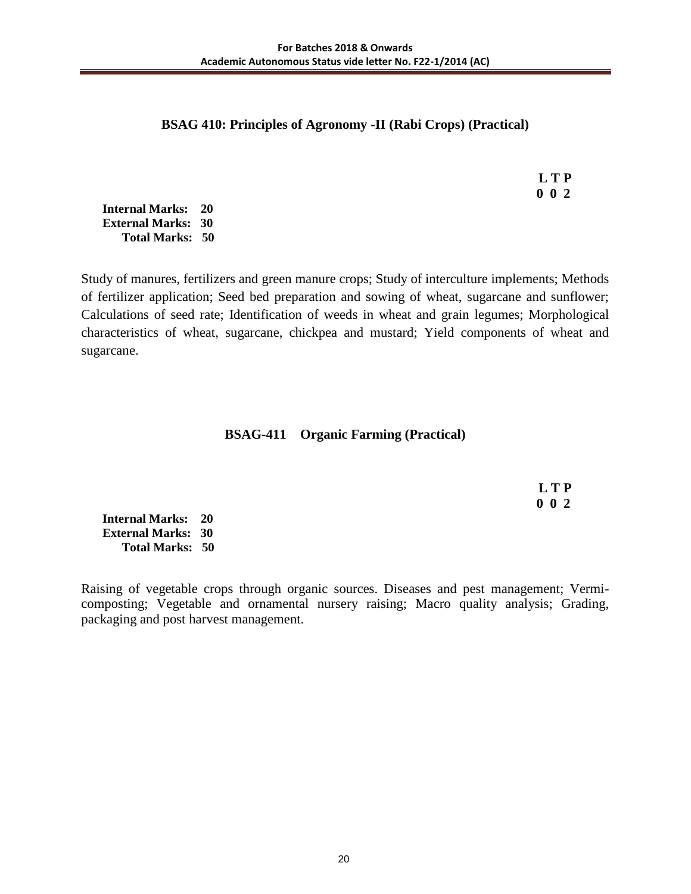## BSAG 410: Principles of Agronomy -II (Rabi Crops) (Practical)

**L T P**
**0 0 2**

**Internal Marks: 20**
**External Marks: 30**
**Total Marks: 50**

Study of manures, fertilizers and green manure crops; Study of interculture implements; Methods of fertilizer application; Seed bed preparation and sowing of wheat, sugarcane and sunflower; Calculations of seed rate; Identification of weeds in wheat and grain legumes; Morphological characteristics of wheat, sugarcane, chickpea and mustard; Yield components of wheat and sugarcane.

## BSAG-411 Organic Farming (Practical)

**L T P**
**0 0 2**

**Internal Marks: 20**
**External Marks: 30**
**Total Marks: 50**

Raising of vegetable crops through organic sources. Diseases and pest management; Vermi-composting; Vegetable and ornamental nursery raising; Macro quality analysis; Grading, packaging and post harvest management.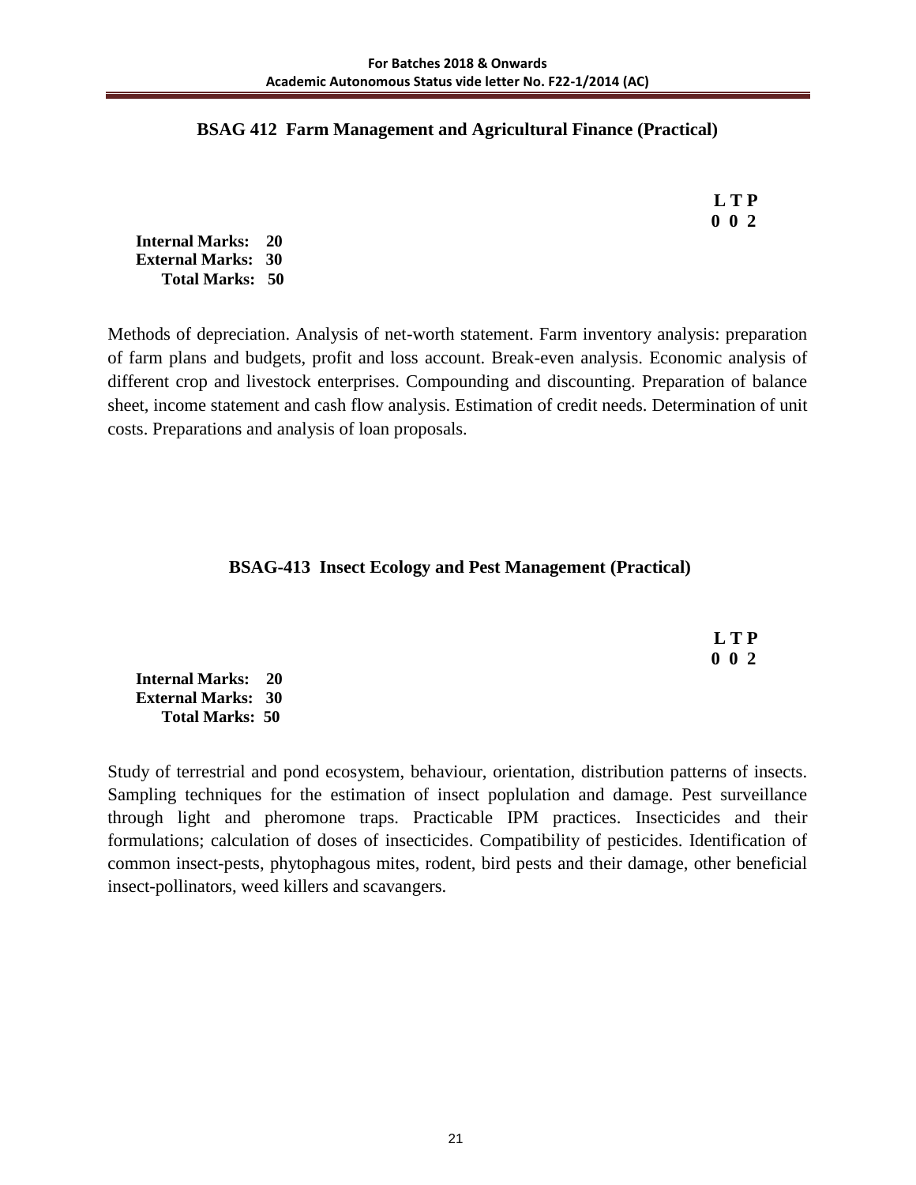## BSAG 412 Farm Management and Agricultural Finance (Practical)

**L T P**
**0 0 2**

**Internal Marks: 20**
**External Marks: 30**
**Total Marks: 50**

Methods of depreciation. Analysis of net-worth statement. Farm inventory analysis: preparation of farm plans and budgets, profit and loss account. Break-even analysis. Economic analysis of different crop and livestock enterprises. Compounding and discounting. Preparation of balance sheet, income statement and cash flow analysis. Estimation of credit needs. Determination of unit costs. Preparations and analysis of loan proposals.

## BSAG-413 Insect Ecology and Pest Management (Practical)

**L T P**
**0 0 2**

**Internal Marks: 20**
**External Marks: 30**
**Total Marks: 50**

Study of terrestrial and pond ecosystem, behaviour, orientation, distribution patterns of insects. Sampling techniques for the estimation of insect poplulation and damage. Pest surveillance through light and pheromone traps. Practicable IPM practices. Insecticides and their formulations; calculation of doses of insecticides. Compatibility of pesticides. Identification of common insect-pests, phytophagous mites, rodent, bird pests and their damage, other beneficial insect-pollinators, weed killers and scavangers.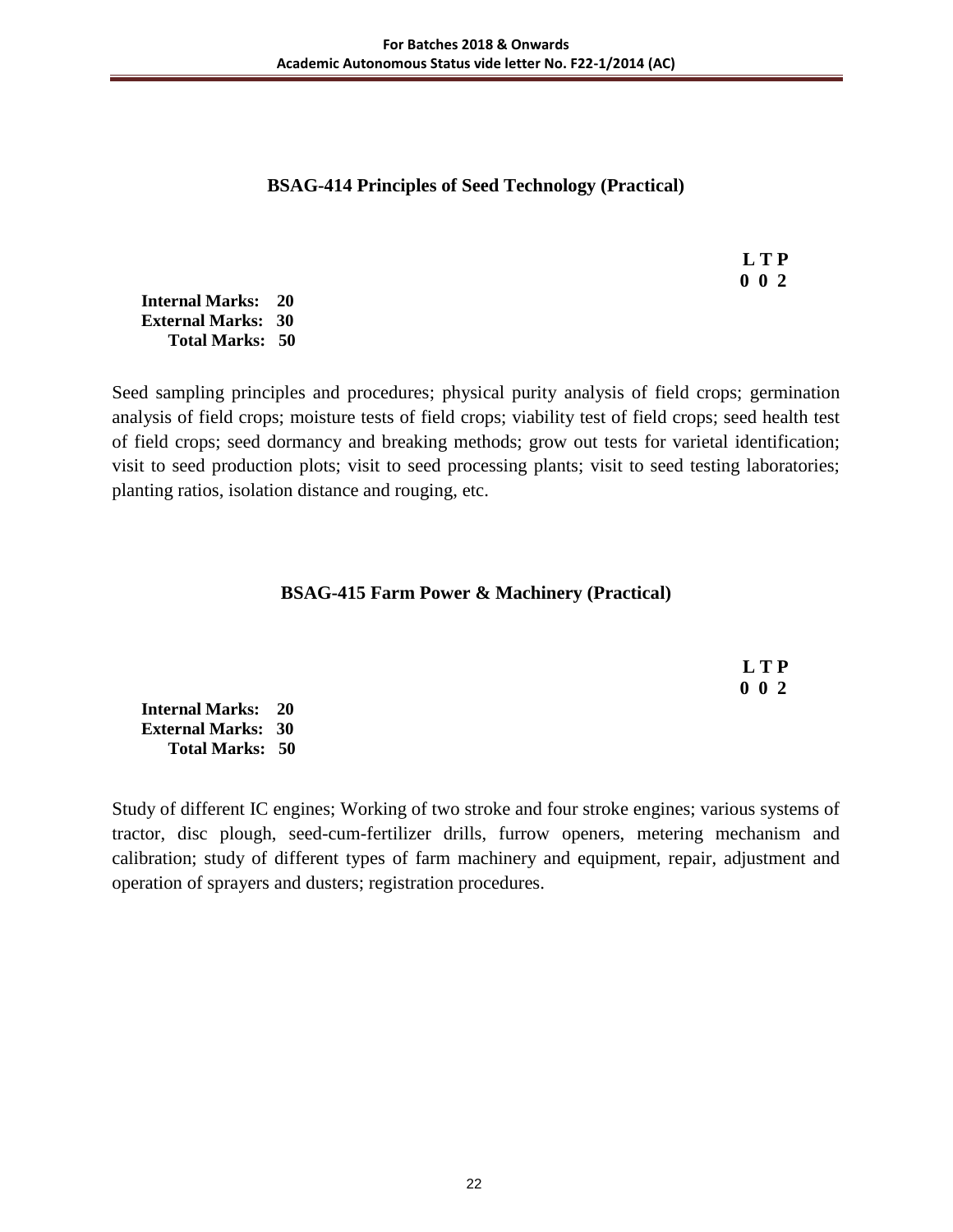## BSAG-414 Principles of Seed Technology (Practical)

**L T P**
**0 0 2**

**Internal Marks: 20**
**External Marks: 30**
**Total Marks: 50**

Seed sampling principles and procedures; physical purity analysis of field crops; germination analysis of field crops; moisture tests of field crops; viability test of field crops; seed health test of field crops; seed dormancy and breaking methods; grow out tests for varietal identification; visit to seed production plots; visit to seed processing plants; visit to seed testing laboratories; planting ratios, isolation distance and rouging, etc.

## BSAG-415 Farm Power & Machinery (Practical)

**L T P**
**0 0 2**

**Internal Marks: 20**
**External Marks: 30**
**Total Marks: 50**

Study of different IC engines; Working of two stroke and four stroke engines; various systems of tractor, disc plough, seed-cum-fertilizer drills, furrow openers, metering mechanism and calibration; study of different types of farm machinery and equipment, repair, adjustment and operation of sprayers and dusters; registration procedures.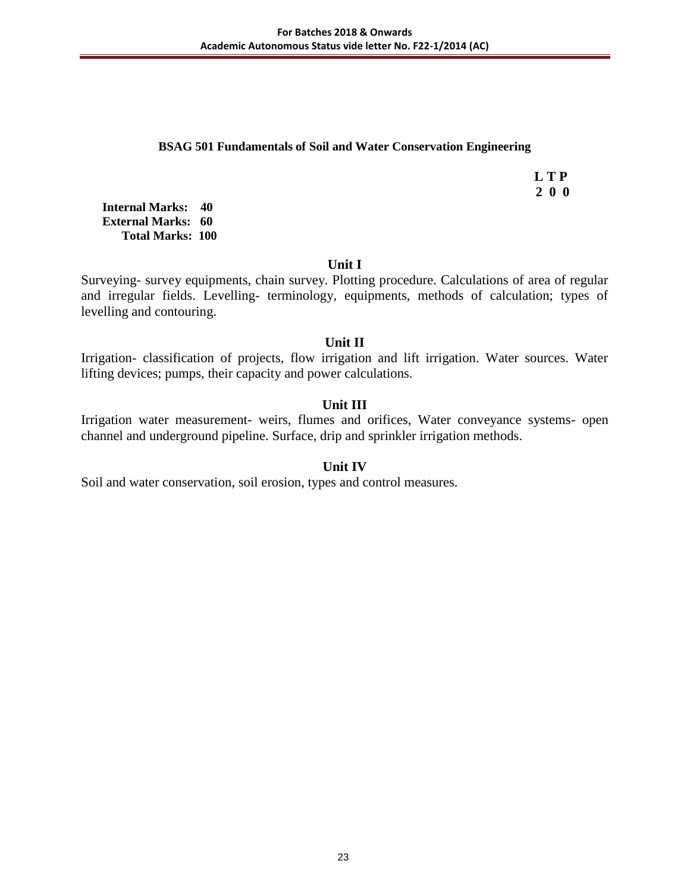## BSAG 501 Fundamentals of Soil and Water Conservation Engineering

| L | T | P |
|---|---|---|
| 2 | 0 | 0 |

**Internal Marks: 40**
**External Marks: 60**
**Total Marks: 100**

### Unit I

Surveying- survey equipments, chain survey. Plotting procedure. Calculations of area of regular and irregular fields. Levelling- terminology, equipments, methods of calculation; types of levelling and contouring.

### Unit II

Irrigation- classification of projects, flow irrigation and lift irrigation. Water sources. Water lifting devices; pumps, their capacity and power calculations.

### Unit III

Irrigation water measurement- weirs, flumes and orifices, Water conveyance systems- open channel and underground pipeline. Surface, drip and sprinkler irrigation methods.

### Unit IV

Soil and water conservation, soil erosion, types and control measures.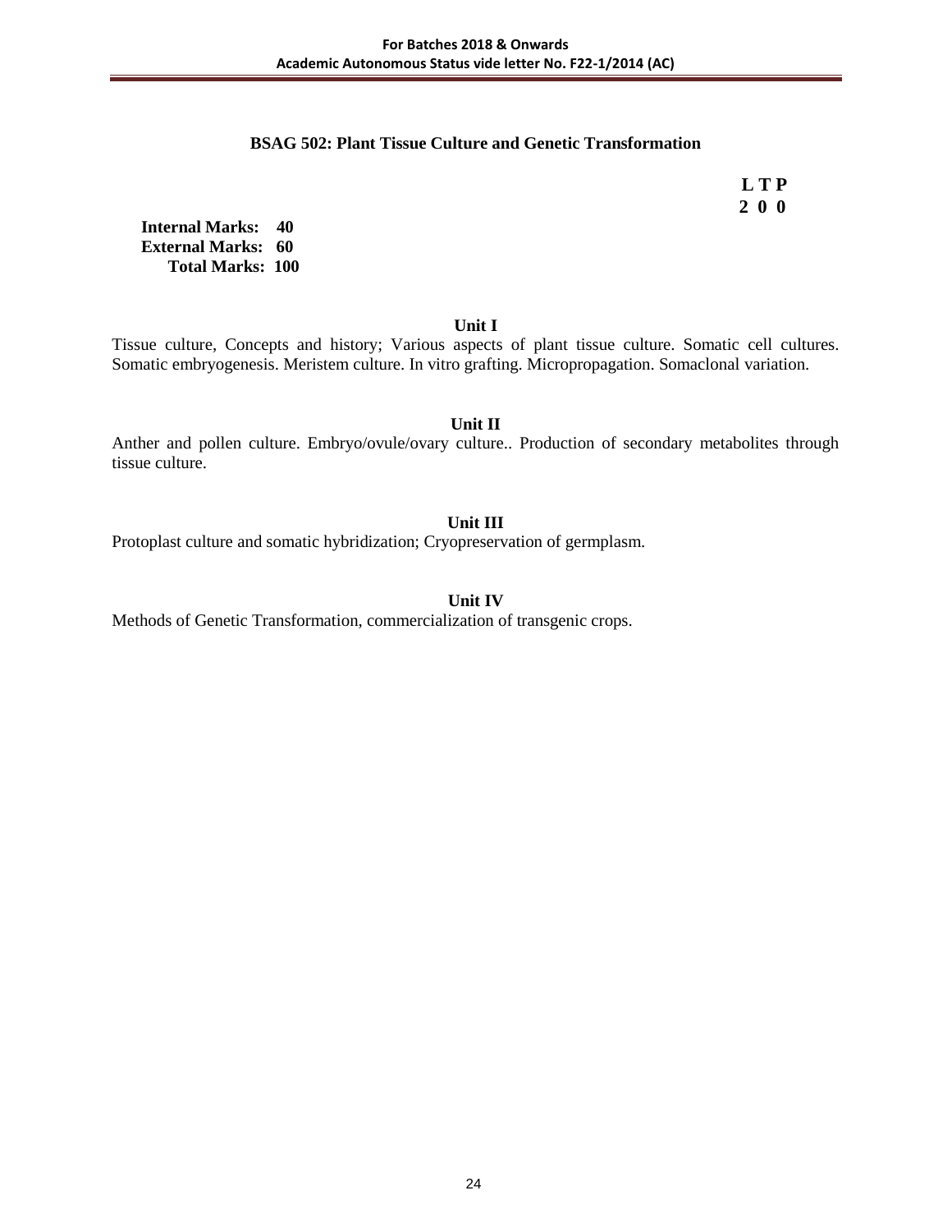## BSAG 502: Plant Tissue Culture and Genetic Transformation

| L | T | P |
|---|---|---|
| 2 | 0 | 0 |

**Internal Marks: 40**
**External Marks: 60**
**Total Marks: 100**

### Unit I

Tissue culture, Concepts and history; Various aspects of plant tissue culture. Somatic cell cultures. Somatic embryogenesis. Meristem culture. In vitro grafting. Micropropagation. Somaclonal variation.

### Unit II

Anther and pollen culture. Embryo/ovule/ovary culture.. Production of secondary metabolites through tissue culture.

### Unit III

Protoplast culture and somatic hybridization; Cryopreservation of germplasm.

### Unit IV

Methods of Genetic Transformation, commercialization of transgenic crops.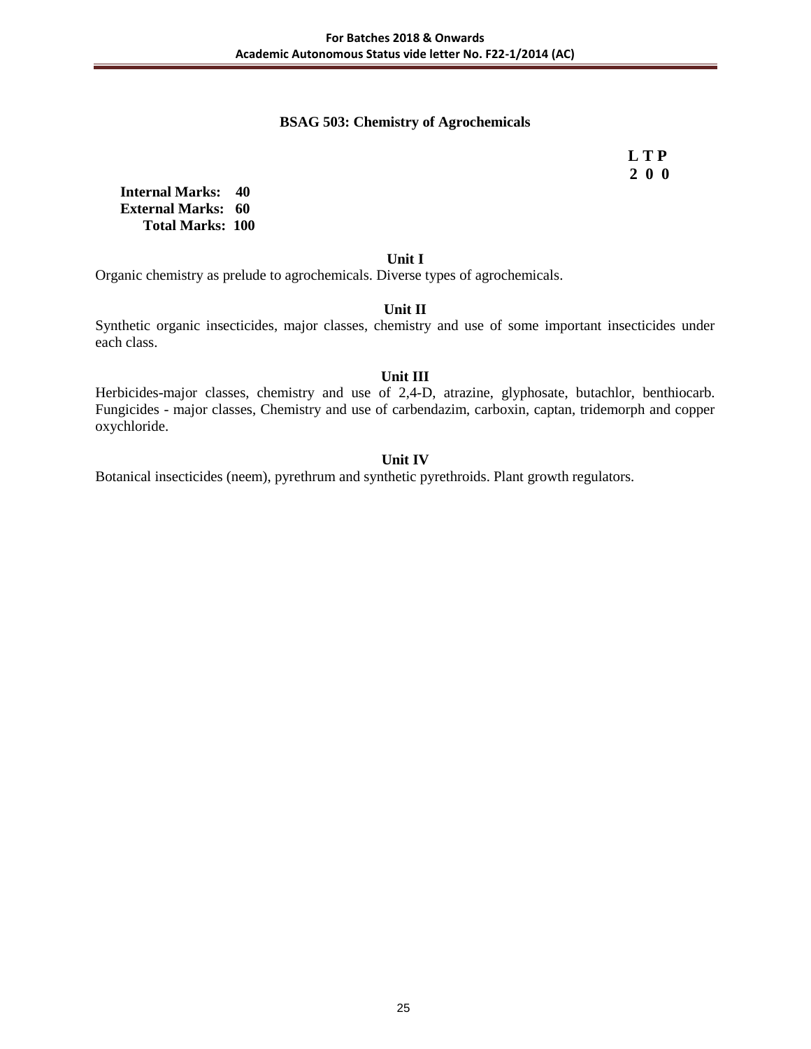## BSAG 503: Chemistry of Agrochemicals

**L T P**
**2 0 0**

**Internal Marks: 40**
**External Marks: 60**
**Total Marks: 100**

### Unit I

Organic chemistry as prelude to agrochemicals. Diverse types of agrochemicals.

### Unit II

Synthetic organic insecticides, major classes, chemistry and use of some important insecticides under each class.

### Unit III

Herbicides-major classes, chemistry and use of 2,4-D, atrazine, glyphosate, butachlor, benthiocarb. Fungicides - major classes, Chemistry and use of carbendazim, carboxin, captan, tridemorph and copper oxychloride.

### Unit IV

Botanical insecticides (neem), pyrethrum and synthetic pyrethroids. Plant growth regulators.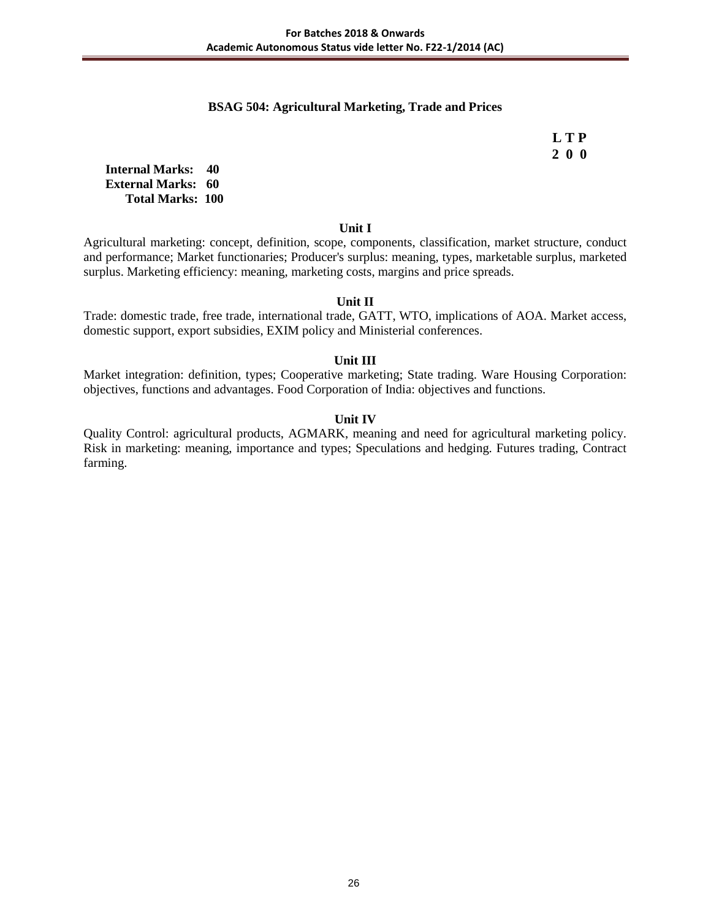## BSAG 504: Agricultural Marketing, Trade and Prices

**L T P**
**2 0 0**

**Internal Marks: 40**
**External Marks: 60**
**Total Marks: 100**

### Unit I

Agricultural marketing: concept, definition, scope, components, classification, market structure, conduct and performance; Market functionaries; Producer's surplus: meaning, types, marketable surplus, marketed surplus. Marketing efficiency: meaning, marketing costs, margins and price spreads.

### Unit II

Trade: domestic trade, free trade, international trade, GATT, WTO, implications of AOA. Market access, domestic support, export subsidies, EXIM policy and Ministerial conferences.

### Unit III

Market integration: definition, types; Cooperative marketing; State trading. Ware Housing Corporation: objectives, functions and advantages. Food Corporation of India: objectives and functions.

### Unit IV

Quality Control: agricultural products, AGMARK, meaning and need for agricultural marketing policy. Risk in marketing: meaning, importance and types; Speculations and hedging. Futures trading, Contract farming.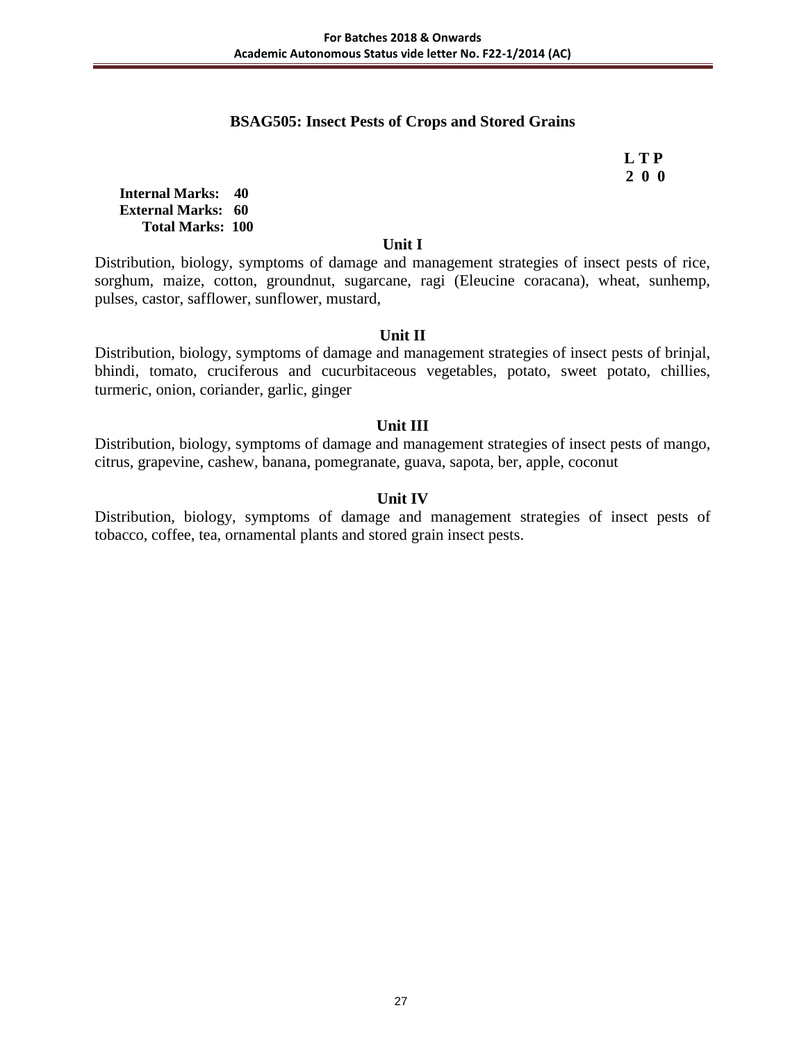## BSAG505: Insect Pests of Crops and Stored Grains

**L T P**
**2 0 0**

**Internal Marks: 40**
**External Marks: 60**
**Total Marks: 100**

### Unit I

Distribution, biology, symptoms of damage and management strategies of insect pests of rice, sorghum, maize, cotton, groundnut, sugarcane, ragi (Eleucine coracana), wheat, sunhemp, pulses, castor, safflower, sunflower, mustard,

### Unit II

Distribution, biology, symptoms of damage and management strategies of insect pests of brinjal, bhindi, tomato, cruciferous and cucurbitaceous vegetables, potato, sweet potato, chillies, turmeric, onion, coriander, garlic, ginger

### Unit III

Distribution, biology, symptoms of damage and management strategies of insect pests of mango, citrus, grapevine, cashew, banana, pomegranate, guava, sapota, ber, apple, coconut

### Unit IV

Distribution, biology, symptoms of damage and management strategies of insect pests of tobacco, coffee, tea, ornamental plants and stored grain insect pests.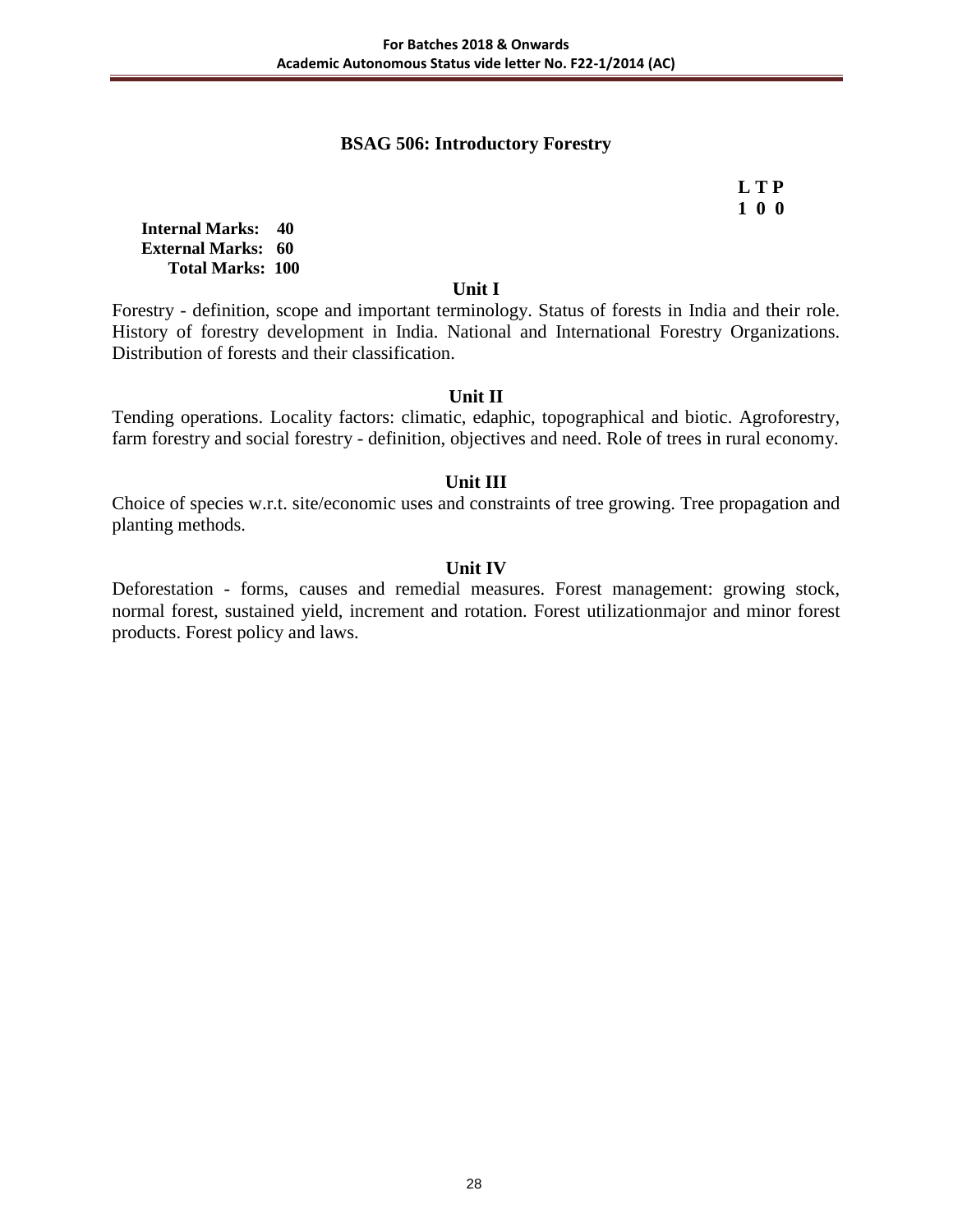## BSAG 506: Introductory Forestry

**L T P**
**1 0 0**

**Internal Marks: 40**
**External Marks: 60**
**Total Marks: 100**

### Unit I

Forestry - definition, scope and important terminology. Status of forests in India and their role. History of forestry development in India. National and International Forestry Organizations. Distribution of forests and their classification.

### Unit II

Tending operations. Locality factors: climatic, edaphic, topographical and biotic. Agroforestry, farm forestry and social forestry - definition, objectives and need. Role of trees in rural economy.

### Unit III

Choice of species w.r.t. site/economic uses and constraints of tree growing. Tree propagation and planting methods.

### Unit IV

Deforestation - forms, causes and remedial measures. Forest management: growing stock, normal forest, sustained yield, increment and rotation. Forest utilizationmajor and minor forest products. Forest policy and laws.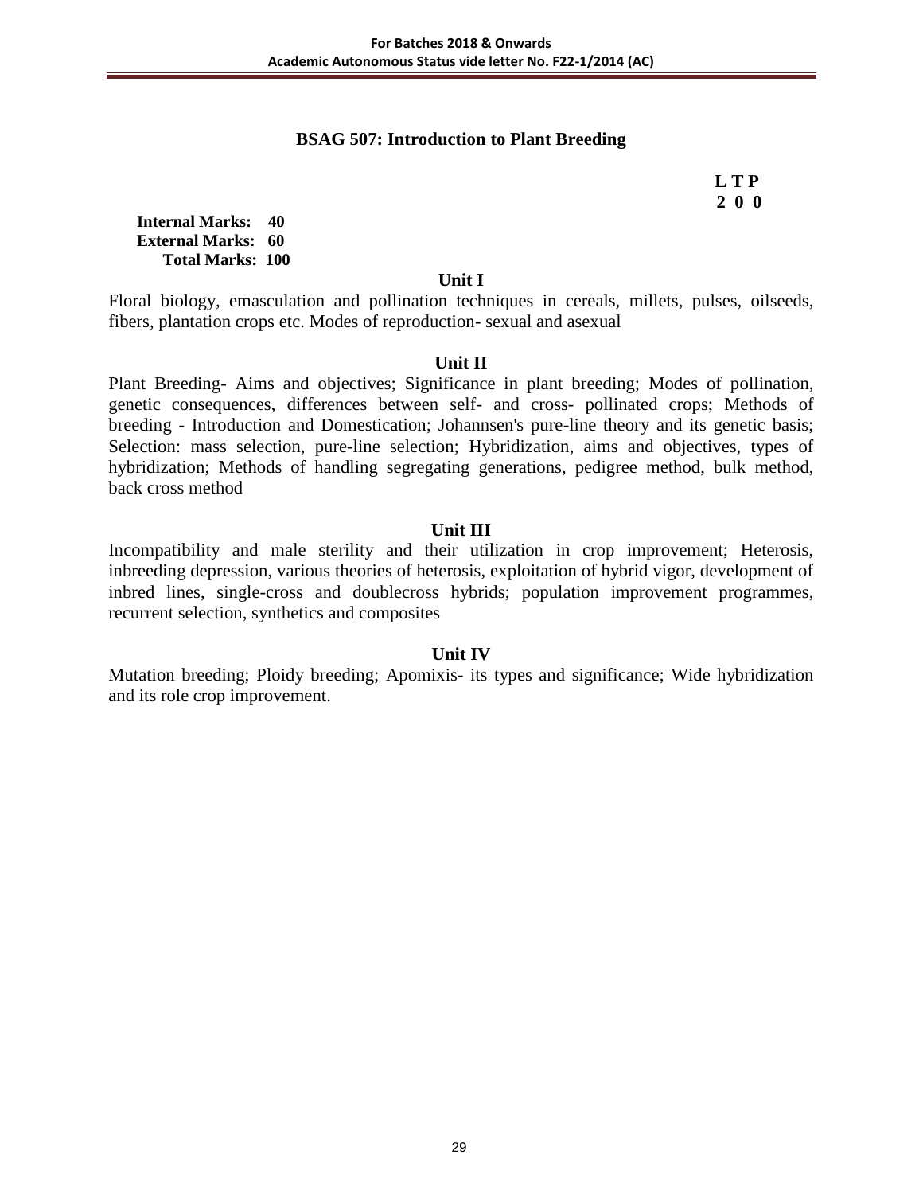## BSAG 507: Introduction to Plant Breeding

| L | T | P |
|---|---|---|
| 2 | 0 | 0 |

**Internal Marks: 40**
**External Marks: 60**
**Total Marks: 100**

### Unit I

Floral biology, emasculation and pollination techniques in cereals, millets, pulses, oilseeds, fibers, plantation crops etc. Modes of reproduction- sexual and asexual

### Unit II

Plant Breeding- Aims and objectives; Significance in plant breeding; Modes of pollination, genetic consequences, differences between self- and cross- pollinated crops; Methods of breeding - Introduction and Domestication; Johannsen's pure-line theory and its genetic basis; Selection: mass selection, pure-line selection; Hybridization, aims and objectives, types of hybridization; Methods of handling segregating generations, pedigree method, bulk method, back cross method

### Unit III

Incompatibility and male sterility and their utilization in crop improvement; Heterosis, inbreeding depression, various theories of heterosis, exploitation of hybrid vigor, development of inbred lines, single-cross and doublecross hybrids; population improvement programmes, recurrent selection, synthetics and composites

### Unit IV

Mutation breeding; Ploidy breeding; Apomixis- its types and significance; Wide hybridization and its role crop improvement.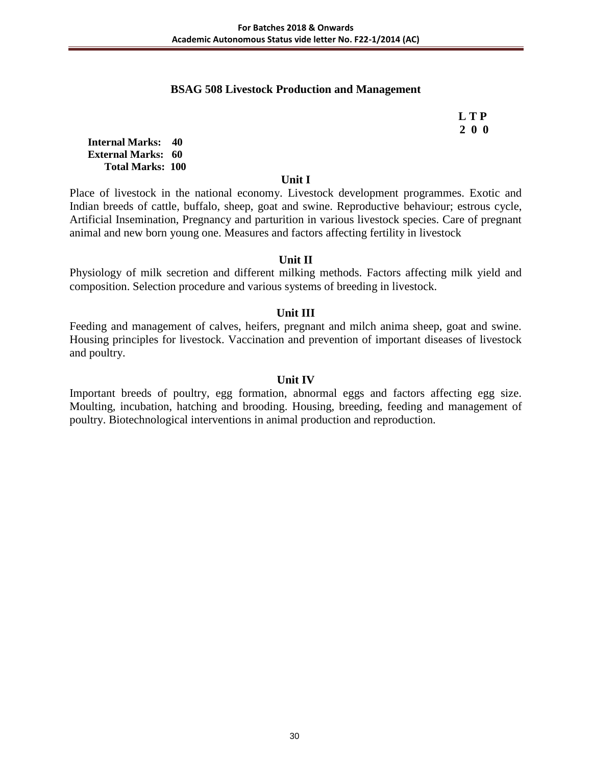## BSAG 508 Livestock Production and Management

**L T P**
**2 0 0**

**Internal Marks: 40**
**External Marks: 60**
**Total Marks: 100**

### Unit I

Place of livestock in the national economy. Livestock development programmes. Exotic and Indian breeds of cattle, buffalo, sheep, goat and swine. Reproductive behaviour; estrous cycle, Artificial Insemination, Pregnancy and parturition in various livestock species. Care of pregnant animal and new born young one. Measures and factors affecting fertility in livestock

### Unit II

Physiology of milk secretion and different milking methods. Factors affecting milk yield and composition. Selection procedure and various systems of breeding in livestock.

### Unit III

Feeding and management of calves, heifers, pregnant and milch anima sheep, goat and swine. Housing principles for livestock. Vaccination and prevention of important diseases of livestock and poultry.

### Unit IV

Important breeds of poultry, egg formation, abnormal eggs and factors affecting egg size. Moulting, incubation, hatching and brooding. Housing, breeding, feeding and management of poultry. Biotechnological interventions in animal production and reproduction.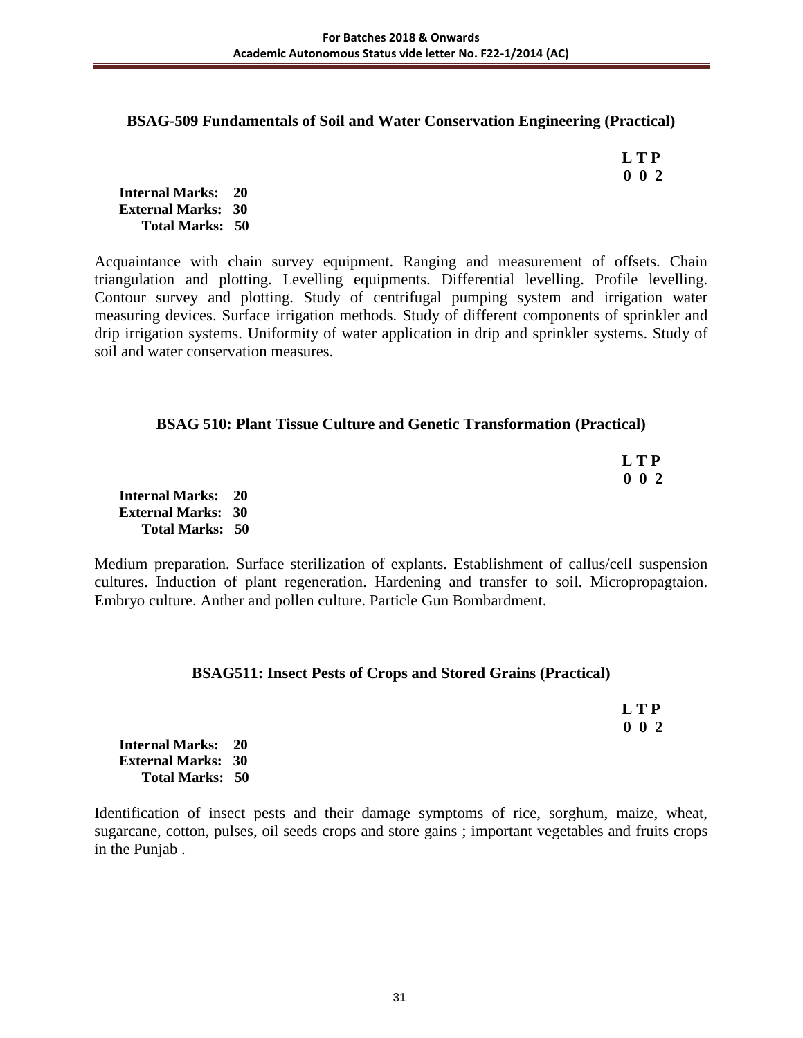## BSAG-509 Fundamentals of Soil and Water Conservation Engineering (Practical)

**L T P**
**0 0 2**

**Internal Marks: 20**
**External Marks: 30**
**Total Marks: 50**

Acquaintance with chain survey equipment. Ranging and measurement of offsets. Chain triangulation and plotting. Levelling equipments. Differential levelling. Profile levelling. Contour survey and plotting. Study of centrifugal pumping system and irrigation water measuring devices. Surface irrigation methods. Study of different components of sprinkler and drip irrigation systems. Uniformity of water application in drip and sprinkler systems. Study of soil and water conservation measures.

## BSAG 510: Plant Tissue Culture and Genetic Transformation (Practical)

**L T P**
**0 0 2**

**Internal Marks: 20**
**External Marks: 30**
**Total Marks: 50**

Medium preparation. Surface sterilization of explants. Establishment of callus/cell suspension cultures. Induction of plant regeneration. Hardening and transfer to soil. Micropropagtaion. Embryo culture. Anther and pollen culture. Particle Gun Bombardment.

## BSAG511: Insect Pests of Crops and Stored Grains (Practical)

**L T P**
**0 0 2**

**Internal Marks: 20**
**External Marks: 30**
**Total Marks: 50**

Identification of insect pests and their damage symptoms of rice, sorghum, maize, wheat, sugarcane, cotton, pulses, oil seeds crops and store gains ; important vegetables and fruits crops in the Punjab .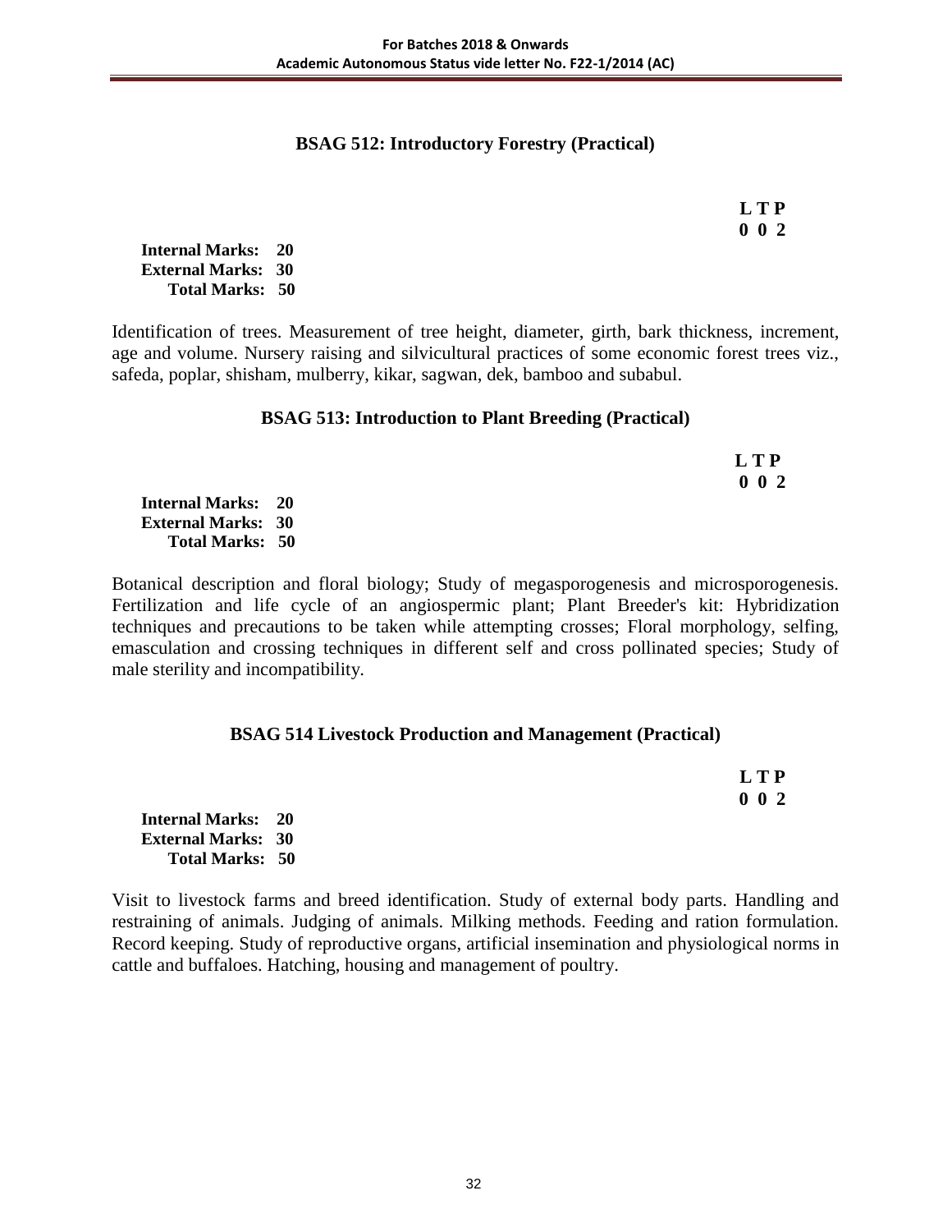## BSAG 512: Introductory Forestry (Practical)

**L T P**
**0 0 2**

**Internal Marks: 20**
**External Marks: 30**
**Total Marks: 50**

Identification of trees. Measurement of tree height, diameter, girth, bark thickness, increment, age and volume. Nursery raising and silvicultural practices of some economic forest trees viz., safeda, poplar, shisham, mulberry, kikar, sagwan, dek, bamboo and subabul.

## BSAG 513: Introduction to Plant Breeding (Practical)

**L T P**
**0 0 2**

**Internal Marks: 20**
**External Marks: 30**
**Total Marks: 50**

Botanical description and floral biology; Study of megasporogenesis and microsporogenesis. Fertilization and life cycle of an angiospermic plant; Plant Breeder's kit: Hybridization techniques and precautions to be taken while attempting crosses; Floral morphology, selfing, emasculation and crossing techniques in different self and cross pollinated species; Study of male sterility and incompatibility.

## BSAG 514 Livestock Production and Management (Practical)

**L T P**
**0 0 2**

**Internal Marks: 20**
**External Marks: 30**
**Total Marks: 50**

Visit to livestock farms and breed identification. Study of external body parts. Handling and restraining of animals. Judging of animals. Milking methods. Feeding and ration formulation. Record keeping. Study of reproductive organs, artificial insemination and physiological norms in cattle and buffaloes. Hatching, housing and management of poultry.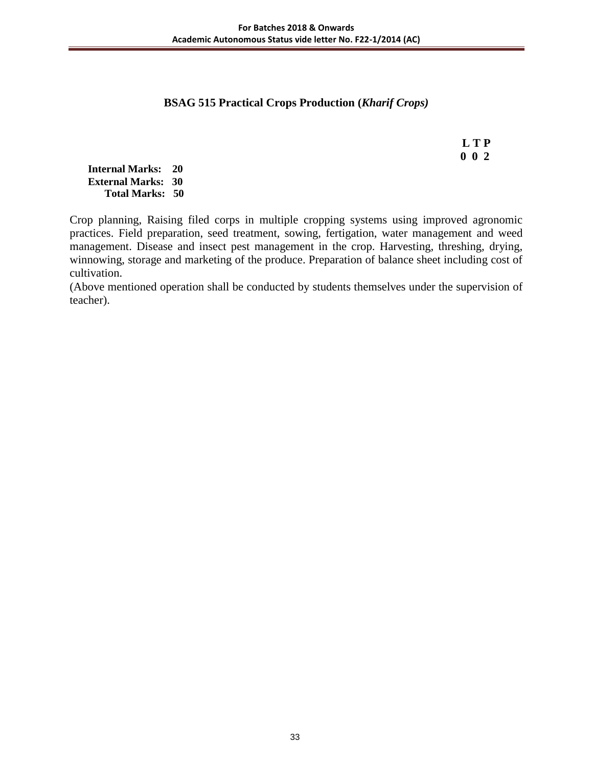**BSAG 515 Practical Crops Production (*Kharif Crops)***

**L T P**
**0 0 2**

**Internal Marks: 20**
**External Marks: 30**
**Total Marks: 50**

Crop planning, Raising filed corps in multiple cropping systems using improved agronomic practices. Field preparation, seed treatment, sowing, fertigation, water management and weed management. Disease and insect pest management in the crop. Harvesting, threshing, drying, winnowing, storage and marketing of the produce. Preparation of balance sheet including cost of cultivation.

(Above mentioned operation shall be conducted by students themselves under the supervision of teacher).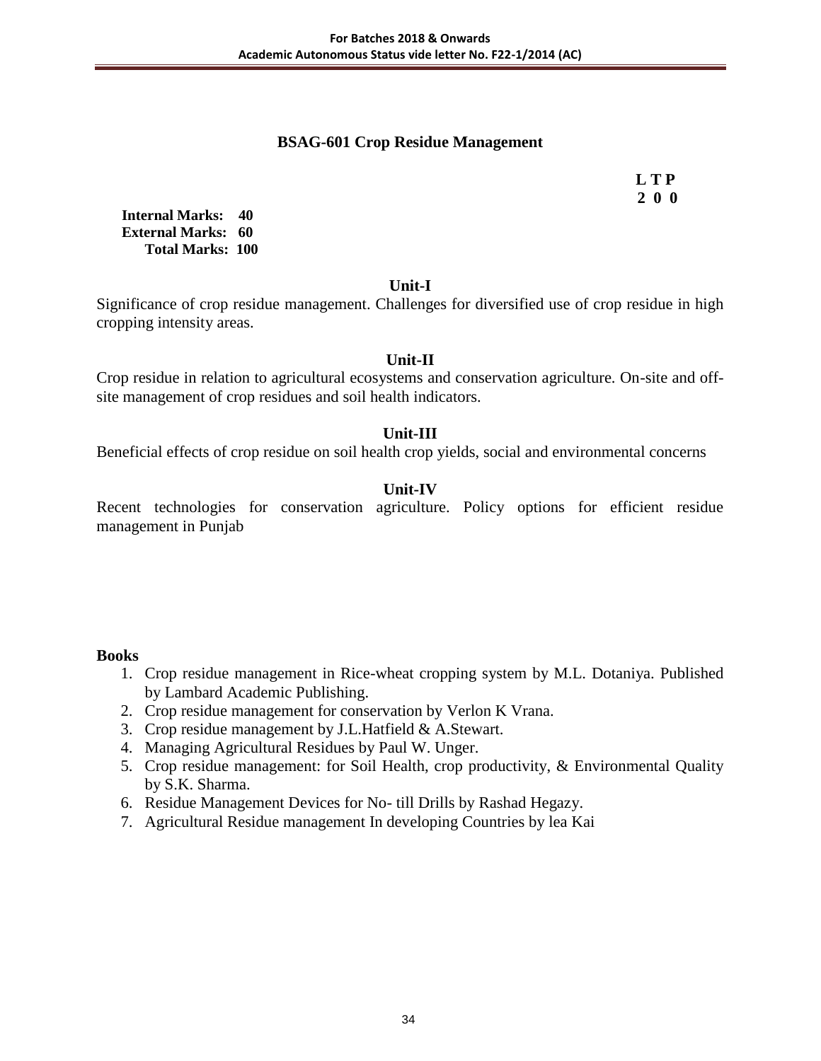## BSAG-601 Crop Residue Management

| L | T | P |
|---|---|---|
| 2 | 0 | 0 |

**Internal Marks: 40**
**External Marks: 60**
**Total Marks: 100**

### Unit-I

Significance of crop residue management. Challenges for diversified use of crop residue in high cropping intensity areas.

### Unit-II

Crop residue in relation to agricultural ecosystems and conservation agriculture. On-site and off-site management of crop residues and soil health indicators.

### Unit-III

Beneficial effects of crop residue on soil health crop yields, social and environmental concerns

### Unit-IV

Recent technologies for conservation agriculture. Policy options for efficient residue management in Punjab

**Books**

1. Crop residue management in Rice-wheat cropping system by M.L. Dotaniya. Published by Lambard Academic Publishing.
2. Crop residue management for conservation by Verlon K Vrana.
3. Crop residue management by J.L.Hatfield & A.Stewart.
4. Managing Agricultural Residues by Paul W. Unger.
5. Crop residue management: for Soil Health, crop productivity, & Environmental Quality by S.K. Sharma.
6. Residue Management Devices for No- till Drills by Rashad Hegazy.
7. Agricultural Residue management In developing Countries by lea Kai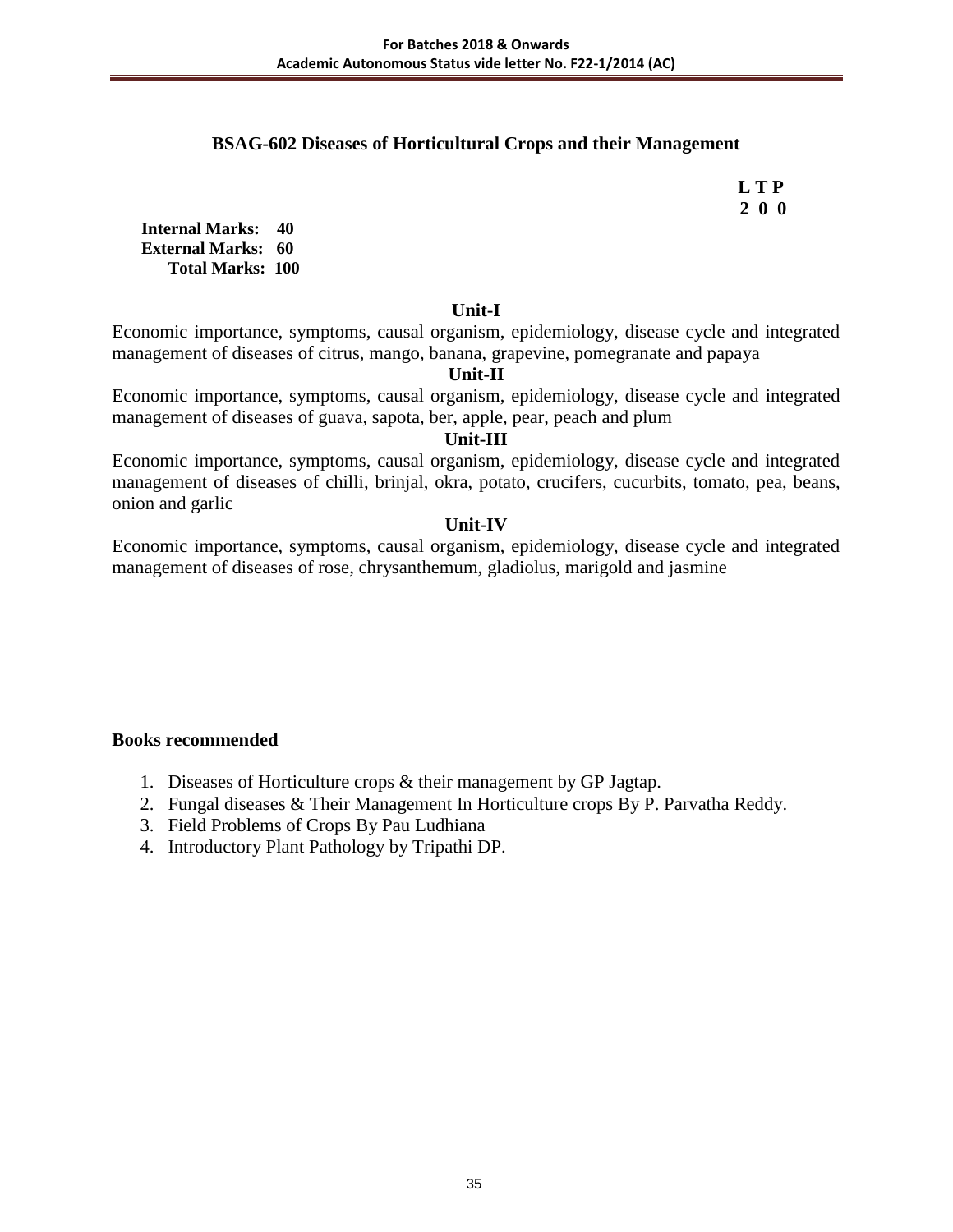## BSAG-602 Diseases of Horticultural Crops and their Management

| L | T | P |
|---|---|---|
| 2 | 0 | 0 |

**Internal Marks: 40**
**External Marks: 60**
**Total Marks: 100**

### Unit-I

Economic importance, symptoms, causal organism, epidemiology, disease cycle and integrated management of diseases of citrus, mango, banana, grapevine, pomegranate and papaya

### Unit-II

Economic importance, symptoms, causal organism, epidemiology, disease cycle and integrated management of diseases of guava, sapota, ber, apple, pear, peach and plum

### Unit-III

Economic importance, symptoms, causal organism, epidemiology, disease cycle and integrated management of diseases of chilli, brinjal, okra, potato, crucifers, cucurbits, tomato, pea, beans, onion and garlic

### Unit-IV

Economic importance, symptoms, causal organism, epidemiology, disease cycle and integrated management of diseases of rose, chrysanthemum, gladiolus, marigold and jasmine

### Books recommended

1. Diseases of Horticulture crops & their management by GP Jagtap.
2. Fungal diseases & Their Management In Horticulture crops By P. Parvatha Reddy.
3. Field Problems of Crops By Pau Ludhiana
4. Introductory Plant Pathology by Tripathi DP.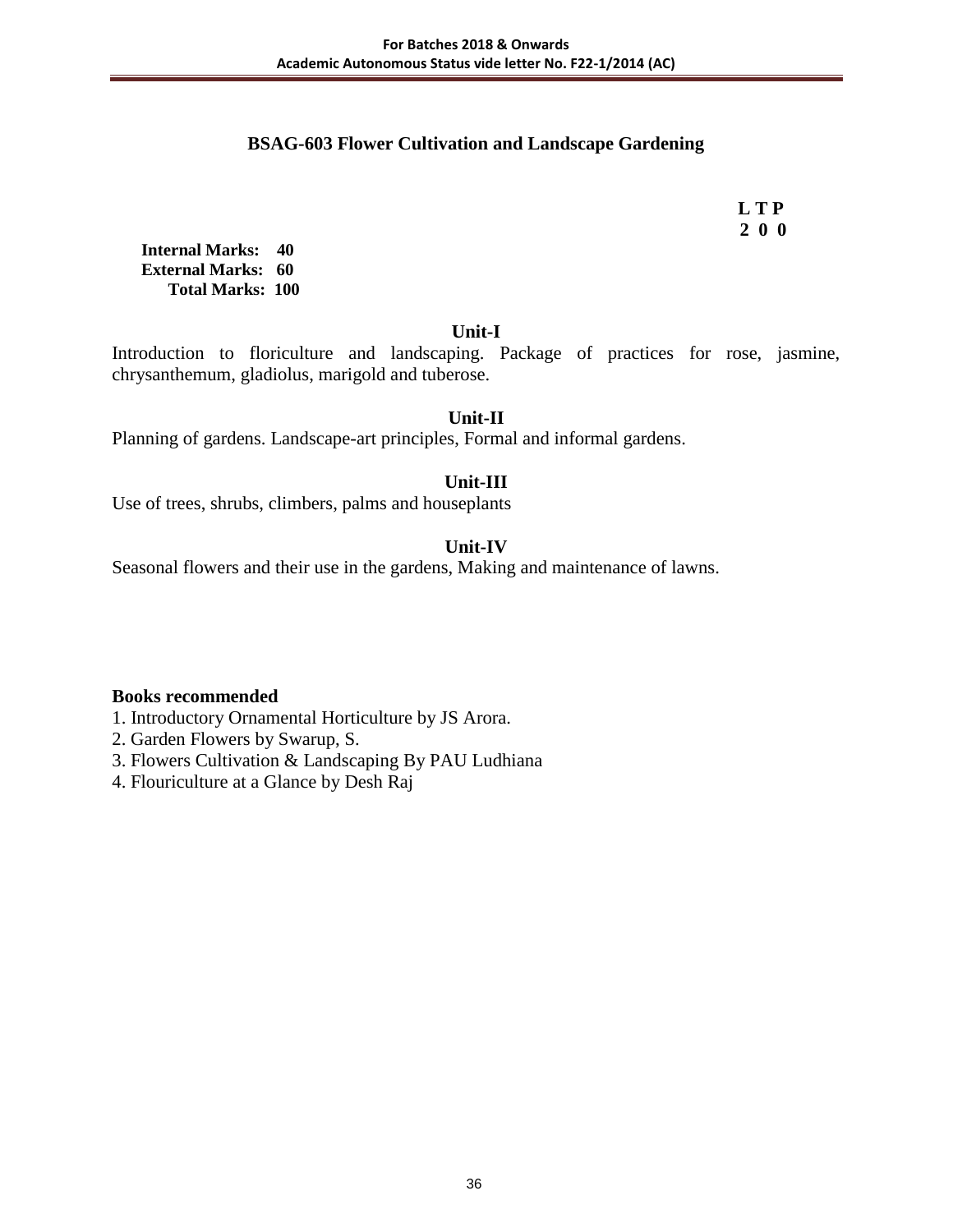## BSAG-603 Flower Cultivation and Landscape Gardening

| L | T | P |
|---|---|---|
| 2 | 0 | 0 |

**Internal Marks: 40**
**External Marks: 60**
**Total Marks: 100**

### Unit-I

Introduction to floriculture and landscaping. Package of practices for rose, jasmine, chrysanthemum, gladiolus, marigold and tuberose.

### Unit-II

Planning of gardens. Landscape-art principles, Formal and informal gardens.

### Unit-III

Use of trees, shrubs, climbers, palms and houseplants

### Unit-IV

Seasonal flowers and their use in the gardens, Making and maintenance of lawns.

**Books recommended**

1. Introductory Ornamental Horticulture by JS Arora.
2. Garden Flowers by Swarup, S.
3. Flowers Cultivation & Landscaping By PAU Ludhiana
4. Flouriculture at a Glance by Desh Raj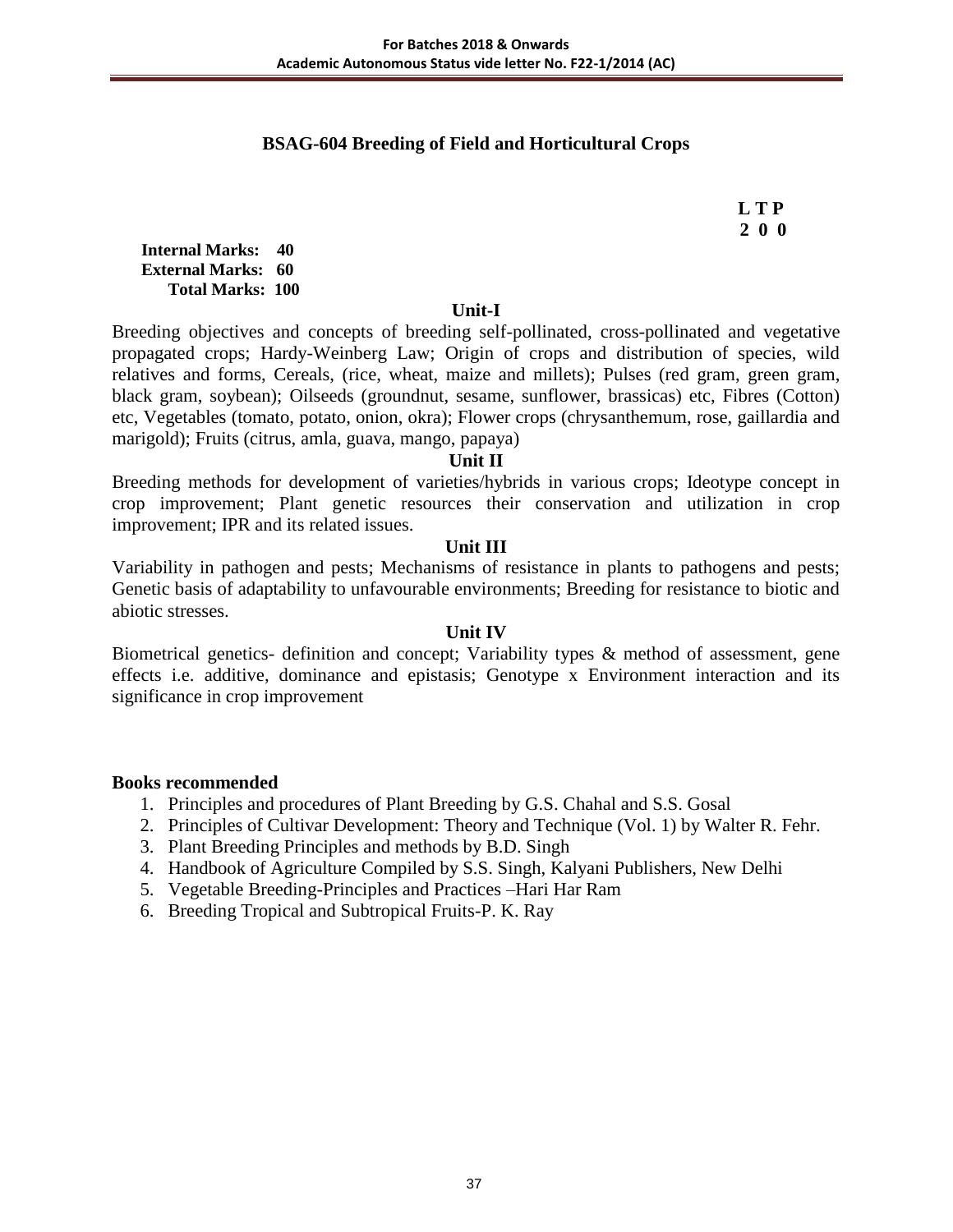## BSAG-604 Breeding of Field and Horticultural Crops

**L T P**
**2 0 0**

**Internal Marks: 40**
**External Marks: 60**
**Total Marks: 100**

### Unit-I

Breeding objectives and concepts of breeding self-pollinated, cross-pollinated and vegetative propagated crops; Hardy-Weinberg Law; Origin of crops and distribution of species, wild relatives and forms, Cereals, (rice, wheat, maize and millets); Pulses (red gram, green gram, black gram, soybean); Oilseeds (groundnut, sesame, sunflower, brassicas) etc, Fibres (Cotton) etc, Vegetables (tomato, potato, onion, okra); Flower crops (chrysanthemum, rose, gaillardia and marigold); Fruits (citrus, amla, guava, mango, papaya)

### Unit II

Breeding methods for development of varieties/hybrids in various crops; Ideotype concept in crop improvement; Plant genetic resources their conservation and utilization in crop improvement; IPR and its related issues.

### Unit III

Variability in pathogen and pests; Mechanisms of resistance in plants to pathogens and pests; Genetic basis of adaptability to unfavourable environments; Breeding for resistance to biotic and abiotic stresses.

### Unit IV

Biometrical genetics- definition and concept; Variability types & method of assessment, gene effects i.e. additive, dominance and epistasis; Genotype x Environment interaction and its significance in crop improvement

**Books recommended**

1. Principles and procedures of Plant Breeding by G.S. Chahal and S.S. Gosal
2. Principles of Cultivar Development: Theory and Technique (Vol. 1) by Walter R. Fehr.
3. Plant Breeding Principles and methods by B.D. Singh
4. Handbook of Agriculture Compiled by S.S. Singh, Kalyani Publishers, New Delhi
5. Vegetable Breeding-Principles and Practices –Hari Har Ram
6. Breeding Tropical and Subtropical Fruits-P. K. Ray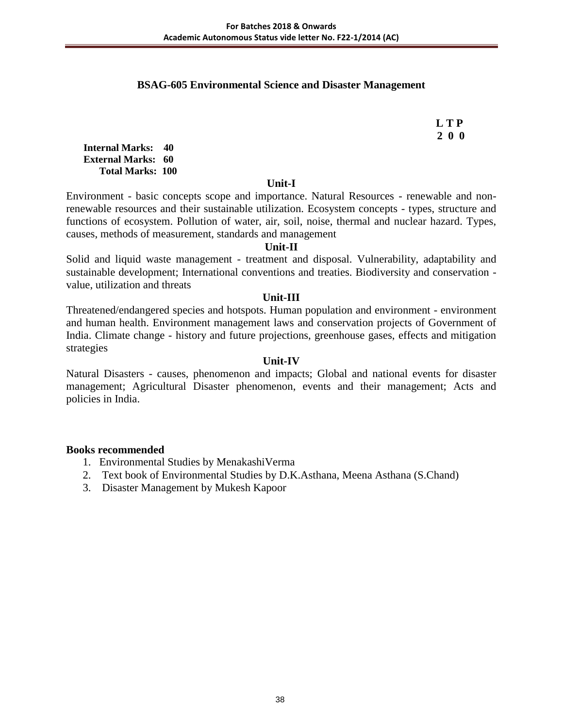## BSAG-605 Environmental Science and Disaster Management

**L T P**
**2 0 0**

**Internal Marks: 40**
**External Marks: 60**
**Total Marks: 100**

### Unit-I

Environment - basic concepts scope and importance. Natural Resources - renewable and non-renewable resources and their sustainable utilization. Ecosystem concepts - types, structure and functions of ecosystem. Pollution of water, air, soil, noise, thermal and nuclear hazard. Types, causes, methods of measurement, standards and management

### Unit-II

Solid and liquid waste management - treatment and disposal. Vulnerability, adaptability and sustainable development; International conventions and treaties. Biodiversity and conservation - value, utilization and threats

### Unit-III

Threatened/endangered species and hotspots. Human population and environment - environment and human health. Environment management laws and conservation projects of Government of India. Climate change - history and future projections, greenhouse gases, effects and mitigation strategies

### Unit-IV

Natural Disasters - causes, phenomenon and impacts; Global and national events for disaster management; Agricultural Disaster phenomenon, events and their management; Acts and policies in India.

**Books recommended**

1. Environmental Studies by MenakashiVerma
2. Text book of Environmental Studies by D.K.Asthana, Meena Asthana (S.Chand)
3. Disaster Management by Mukesh Kapoor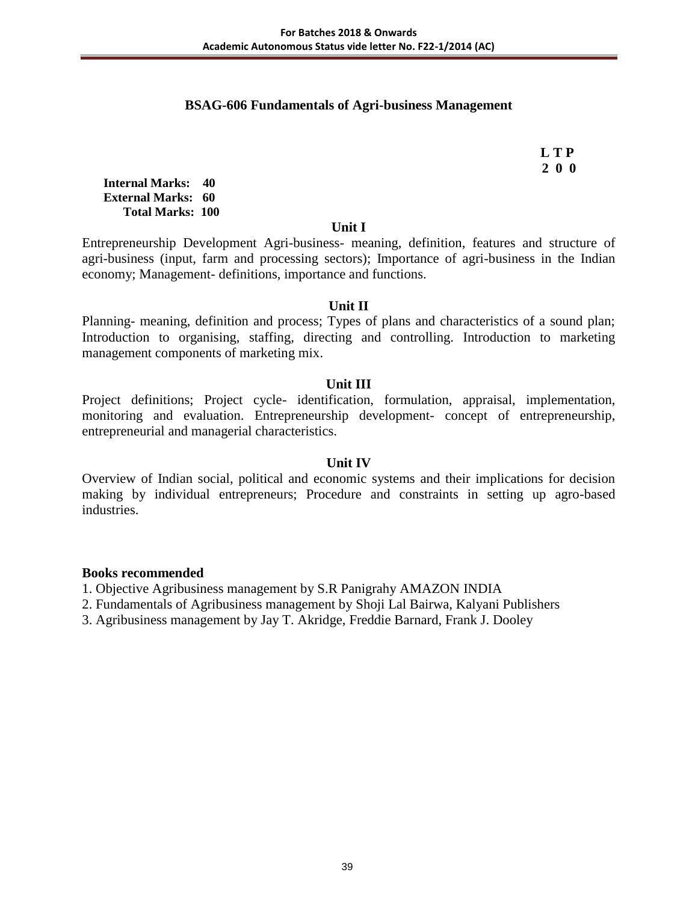## BSAG-606 Fundamentals of Agri-business Management

**L T P**
**2 0 0**

**Internal Marks: 40**
**External Marks: 60**
**Total Marks: 100**

### Unit I

Entrepreneurship Development Agri-business- meaning, definition, features and structure of agri-business (input, farm and processing sectors); Importance of agri-business in the Indian economy; Management- definitions, importance and functions.

### Unit II

Planning- meaning, definition and process; Types of plans and characteristics of a sound plan; Introduction to organising, staffing, directing and controlling. Introduction to marketing management components of marketing mix.

### Unit III

Project definitions; Project cycle- identification, formulation, appraisal, implementation, monitoring and evaluation. Entrepreneurship development- concept of entrepreneurship, entrepreneurial and managerial characteristics.

### Unit IV

Overview of Indian social, political and economic systems and their implications for decision making by individual entrepreneurs; Procedure and constraints in setting up agro-based industries.

**Books recommended**

1. Objective Agribusiness management by S.R Panigrahy AMAZON INDIA
2. Fundamentals of Agribusiness management by Shoji Lal Bairwa, Kalyani Publishers
3. Agribusiness management by Jay T. Akridge, Freddie Barnard, Frank J. Dooley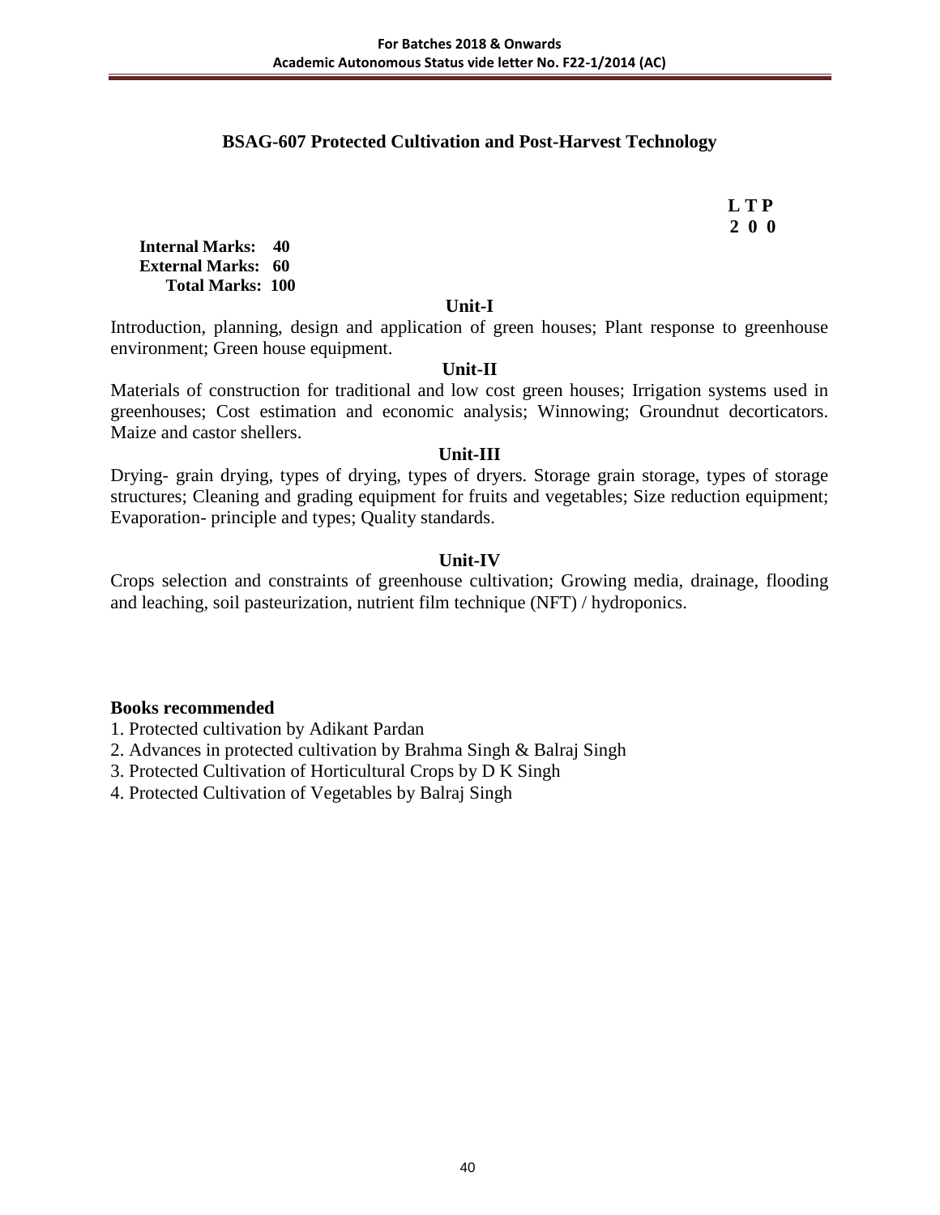## BSAG-607 Protected Cultivation and Post-Harvest Technology

**L T P**
**2 0 0**

**Internal Marks: 40**
**External Marks: 60**
**Total Marks: 100**

### Unit-I

Introduction, planning, design and application of green houses; Plant response to greenhouse environment; Green house equipment.

### Unit-II

Materials of construction for traditional and low cost green houses; Irrigation systems used in greenhouses; Cost estimation and economic analysis; Winnowing; Groundnut decorticators. Maize and castor shellers.

### Unit-III

Drying- grain drying, types of drying, types of dryers. Storage grain storage, types of storage structures; Cleaning and grading equipment for fruits and vegetables; Size reduction equipment; Evaporation- principle and types; Quality standards.

### Unit-IV

Crops selection and constraints of greenhouse cultivation; Growing media, drainage, flooding and leaching, soil pasteurization, nutrient film technique (NFT) / hydroponics.

**Books recommended**

1. Protected cultivation by Adikant Pardan
2. Advances in protected cultivation by Brahma Singh & Balraj Singh
3. Protected Cultivation of Horticultural Crops by D K Singh
4. Protected Cultivation of Vegetables by Balraj Singh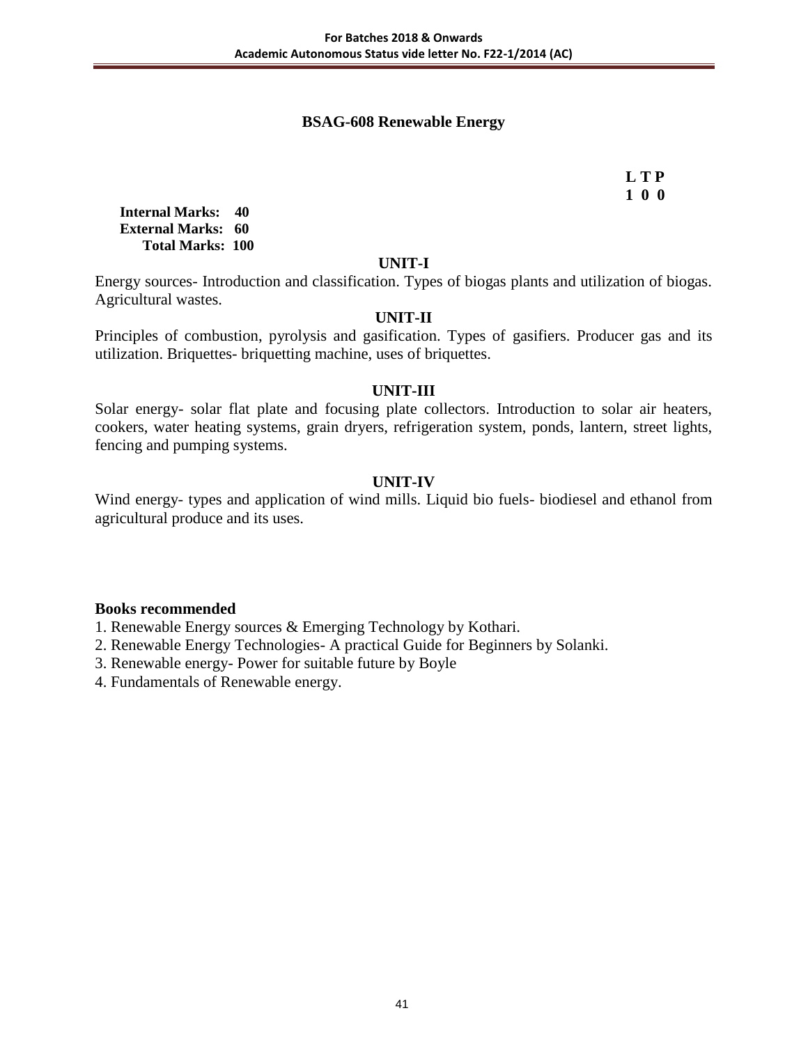## BSAG-608 Renewable Energy

**L T P**
**1 0 0**

**Internal Marks: 40**
**External Marks: 60**
**Total Marks: 100**

### UNIT-I

Energy sources- Introduction and classification. Types of biogas plants and utilization of biogas. Agricultural wastes.

### UNIT-II

Principles of combustion, pyrolysis and gasification. Types of gasifiers. Producer gas and its utilization. Briquettes- briquetting machine, uses of briquettes.

### UNIT-III

Solar energy- solar flat plate and focusing plate collectors. Introduction to solar air heaters, cookers, water heating systems, grain dryers, refrigeration system, ponds, lantern, street lights, fencing and pumping systems.

### UNIT-IV

Wind energy- types and application of wind mills. Liquid bio fuels- biodiesel and ethanol from agricultural produce and its uses.

**Books recommended**

1. Renewable Energy sources & Emerging Technology by Kothari.
2. Renewable Energy Technologies- A practical Guide for Beginners by Solanki.
3. Renewable energy- Power for suitable future by Boyle
4. Fundamentals of Renewable energy.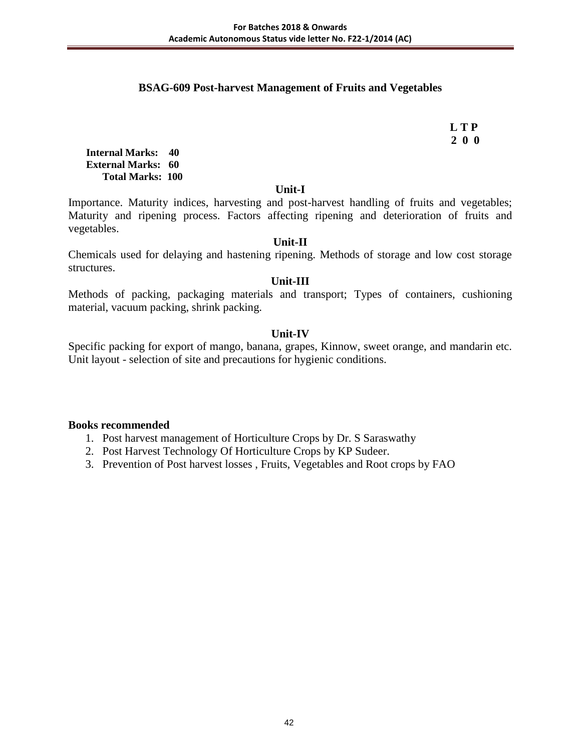## BSAG-609 Post-harvest Management of Fruits and Vegetables

**L T P**
**2 0 0**

**Internal Marks: 40**
**External Marks: 60**
**Total Marks: 100**

### Unit-I

Importance. Maturity indices, harvesting and post-harvest handling of fruits and vegetables; Maturity and ripening process. Factors affecting ripening and deterioration of fruits and vegetables.

### Unit-II

Chemicals used for delaying and hastening ripening. Methods of storage and low cost storage structures.

### Unit-III

Methods of packing, packaging materials and transport; Types of containers, cushioning material, vacuum packing, shrink packing.

### Unit-IV

Specific packing for export of mango, banana, grapes, Kinnow, sweet orange, and mandarin etc. Unit layout - selection of site and precautions for hygienic conditions.

**Books recommended**

1. Post harvest management of Horticulture Crops by Dr. S Saraswathy
2. Post Harvest Technology Of Horticulture Crops by KP Sudeer.
3. Prevention of Post harvest losses , Fruits, Vegetables and Root crops by FAO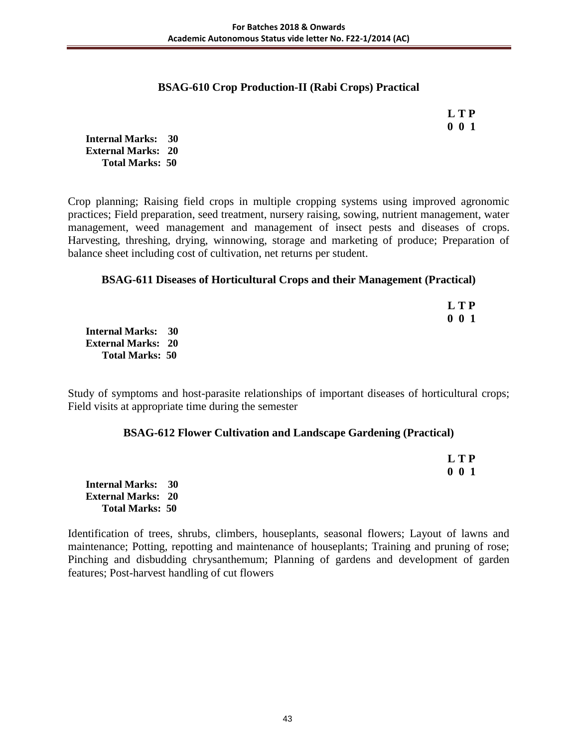## BSAG-610 Crop Production-II (Rabi Crops) Practical

**L T P**
**0 0 1**

**Internal Marks: 30**
**External Marks: 20**
**Total Marks: 50**

Crop planning; Raising field crops in multiple cropping systems using improved agronomic practices; Field preparation, seed treatment, nursery raising, sowing, nutrient management, water management, weed management and management of insect pests and diseases of crops. Harvesting, threshing, drying, winnowing, storage and marketing of produce; Preparation of balance sheet including cost of cultivation, net returns per student.

## BSAG-611 Diseases of Horticultural Crops and their Management (Practical)

**L T P**
**0 0 1**

**Internal Marks: 30**
**External Marks: 20**
**Total Marks: 50**

Study of symptoms and host-parasite relationships of important diseases of horticultural crops; Field visits at appropriate time during the semester

## BSAG-612 Flower Cultivation and Landscape Gardening (Practical)

**L T P**
**0 0 1**

**Internal Marks: 30**
**External Marks: 20**
**Total Marks: 50**

Identification of trees, shrubs, climbers, houseplants, seasonal flowers; Layout of lawns and maintenance; Potting, repotting and maintenance of houseplants; Training and pruning of rose; Pinching and disbudding chrysanthemum; Planning of gardens and development of garden features; Post-harvest handling of cut flowers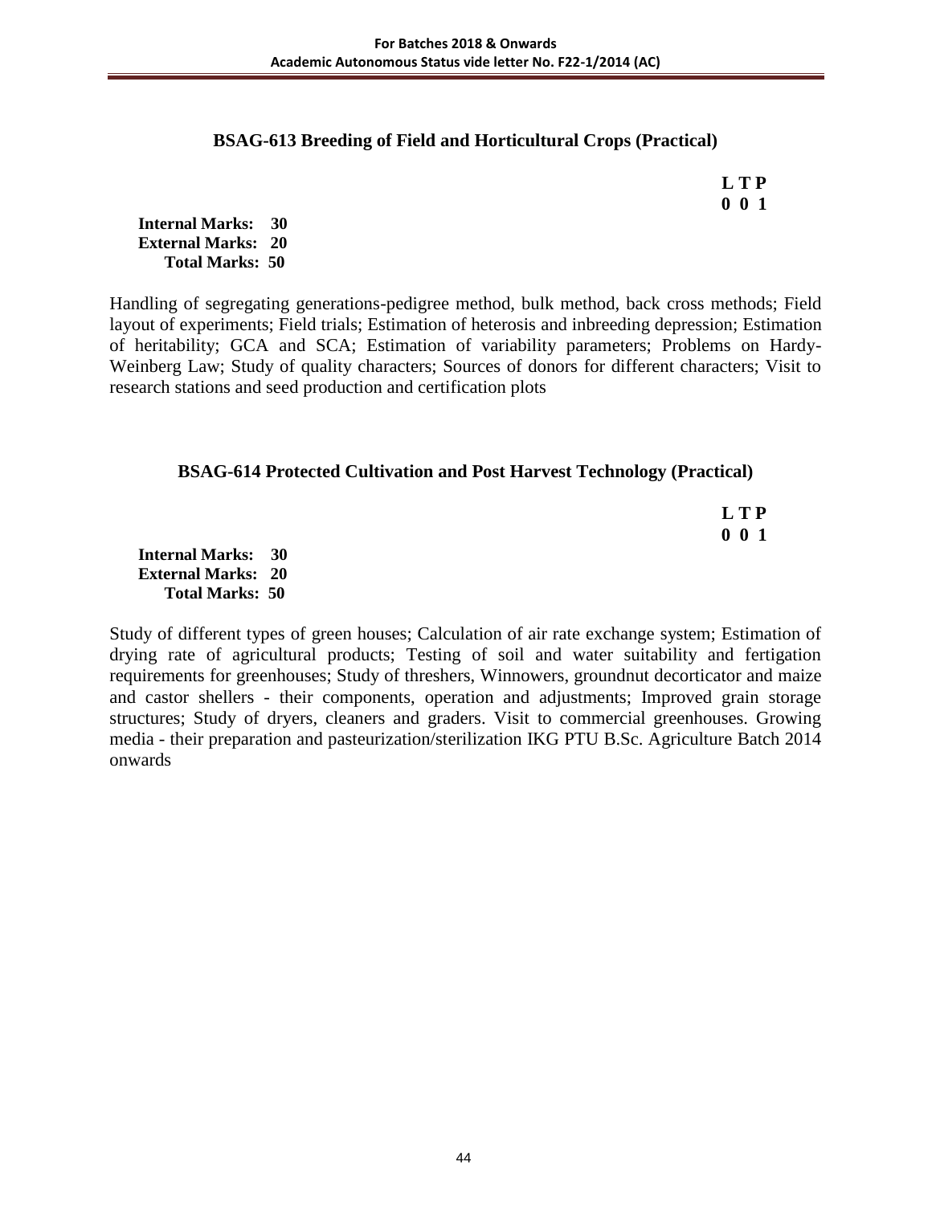### BSAG-613 Breeding of Field and Horticultural Crops (Practical)

**L T P**
**0 0 1**

**Internal Marks: 30**
**External Marks: 20**
**Total Marks: 50**

Handling of segregating generations-pedigree method, bulk method, back cross methods; Field layout of experiments; Field trials; Estimation of heterosis and inbreeding depression; Estimation of heritability; GCA and SCA; Estimation of variability parameters; Problems on Hardy-Weinberg Law; Study of quality characters; Sources of donors for different characters; Visit to research stations and seed production and certification plots

### BSAG-614 Protected Cultivation and Post Harvest Technology (Practical)

**L T P**
**0 0 1**

**Internal Marks: 30**
**External Marks: 20**
**Total Marks: 50**

Study of different types of green houses; Calculation of air rate exchange system; Estimation of drying rate of agricultural products; Testing of soil and water suitability and fertigation requirements for greenhouses; Study of threshers, Winnowers, groundnut decorticator and maize and castor shellers - their components, operation and adjustments; Improved grain storage structures; Study of dryers, cleaners and graders. Visit to commercial greenhouses. Growing media - their preparation and pasteurization/sterilization IKG PTU B.Sc. Agriculture Batch 2014 onwards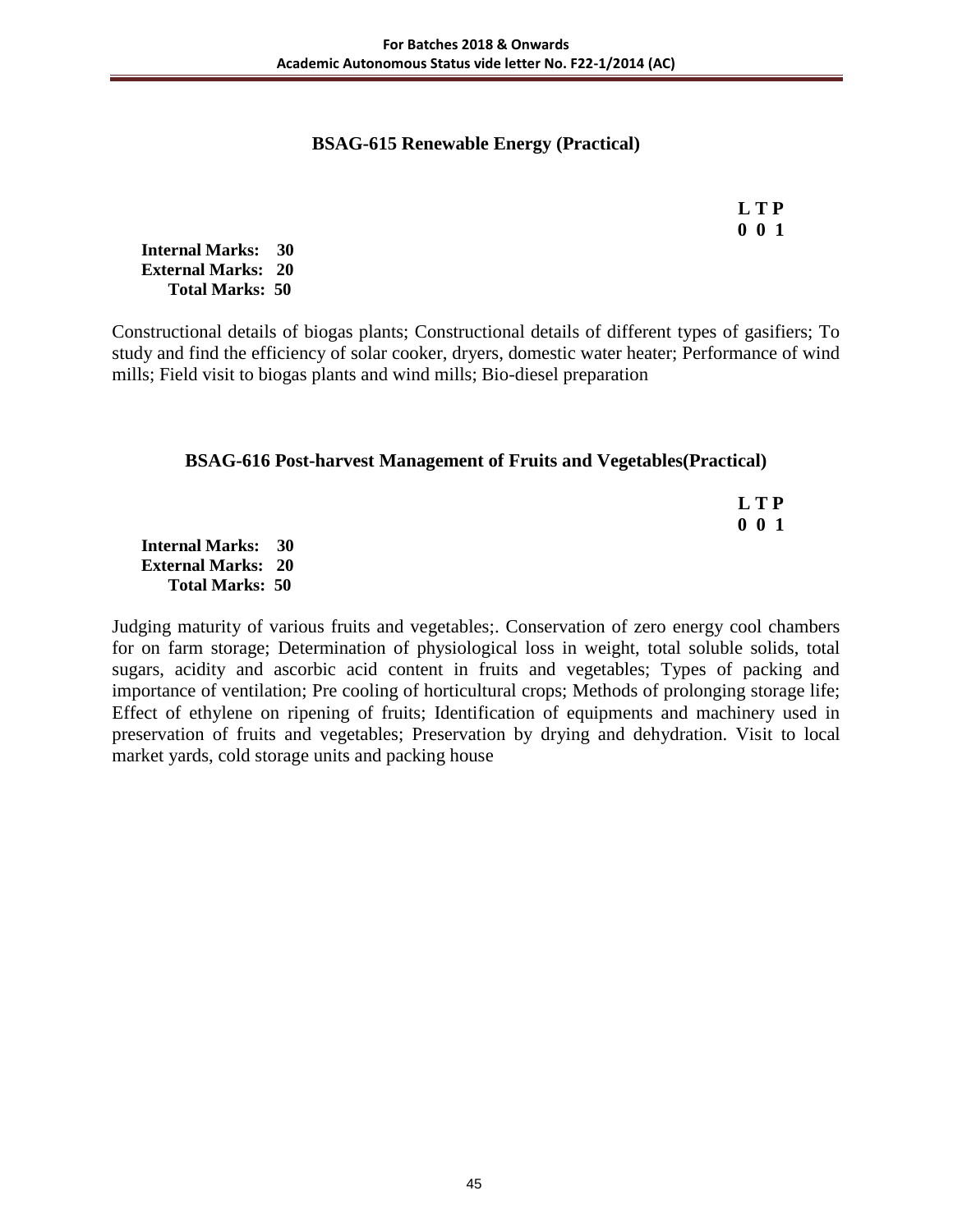## BSAG-615 Renewable Energy (Practical)

**L T P**
**0 0 1**

**Internal Marks: 30**
**External Marks: 20**
**Total Marks: 50**

Constructional details of biogas plants; Constructional details of different types of gasifiers; To study and find the efficiency of solar cooker, dryers, domestic water heater; Performance of wind mills; Field visit to biogas plants and wind mills; Bio-diesel preparation

## BSAG-616 Post-harvest Management of Fruits and Vegetables(Practical)

**L T P**
**0 0 1**

**Internal Marks: 30**
**External Marks: 20**
**Total Marks: 50**

Judging maturity of various fruits and vegetables;. Conservation of zero energy cool chambers for on farm storage; Determination of physiological loss in weight, total soluble solids, total sugars, acidity and ascorbic acid content in fruits and vegetables; Types of packing and importance of ventilation; Pre cooling of horticultural crops; Methods of prolonging storage life; Effect of ethylene on ripening of fruits; Identification of equipments and machinery used in preservation of fruits and vegetables; Preservation by drying and dehydration. Visit to local market yards, cold storage units and packing house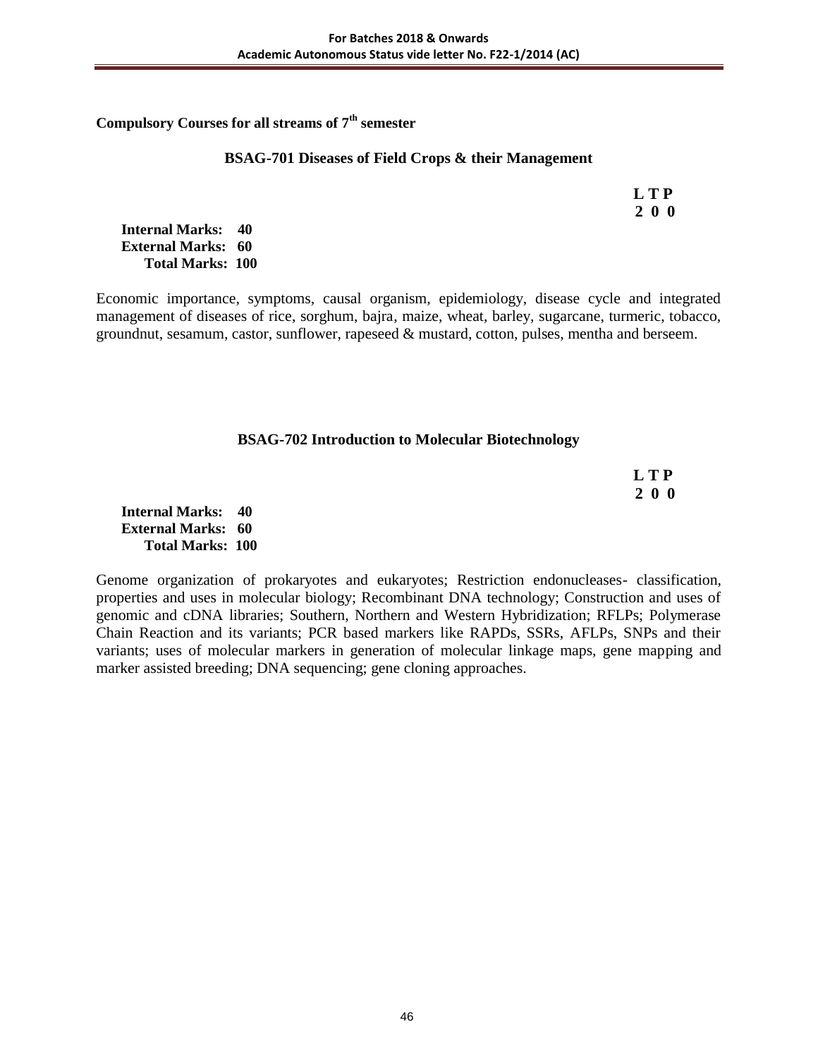**Compulsory Courses for all streams of 7th semester**

## BSAG-701 Diseases of Field Crops & their Management

**L T P**
**2 0 0**

**Internal Marks: 40**
**External Marks: 60**
**Total Marks: 100**

Economic importance, symptoms, causal organism, epidemiology, disease cycle and integrated management of diseases of rice, sorghum, bajra, maize, wheat, barley, sugarcane, turmeric, tobacco, groundnut, sesamum, castor, sunflower, rapeseed & mustard, cotton, pulses, mentha and berseem.

## BSAG-702 Introduction to Molecular Biotechnology

**L T P**
**2 0 0**

**Internal Marks: 40**
**External Marks: 60**
**Total Marks: 100**

Genome organization of prokaryotes and eukaryotes; Restriction endonucleases- classification, properties and uses in molecular biology; Recombinant DNA technology; Construction and uses of genomic and cDNA libraries; Southern, Northern and Western Hybridization; RFLPs; Polymerase Chain Reaction and its variants; PCR based markers like RAPDs, SSRs, AFLPs, SNPs and their variants; uses of molecular markers in generation of molecular linkage maps, gene mapping and marker assisted breeding; DNA sequencing; gene cloning approaches.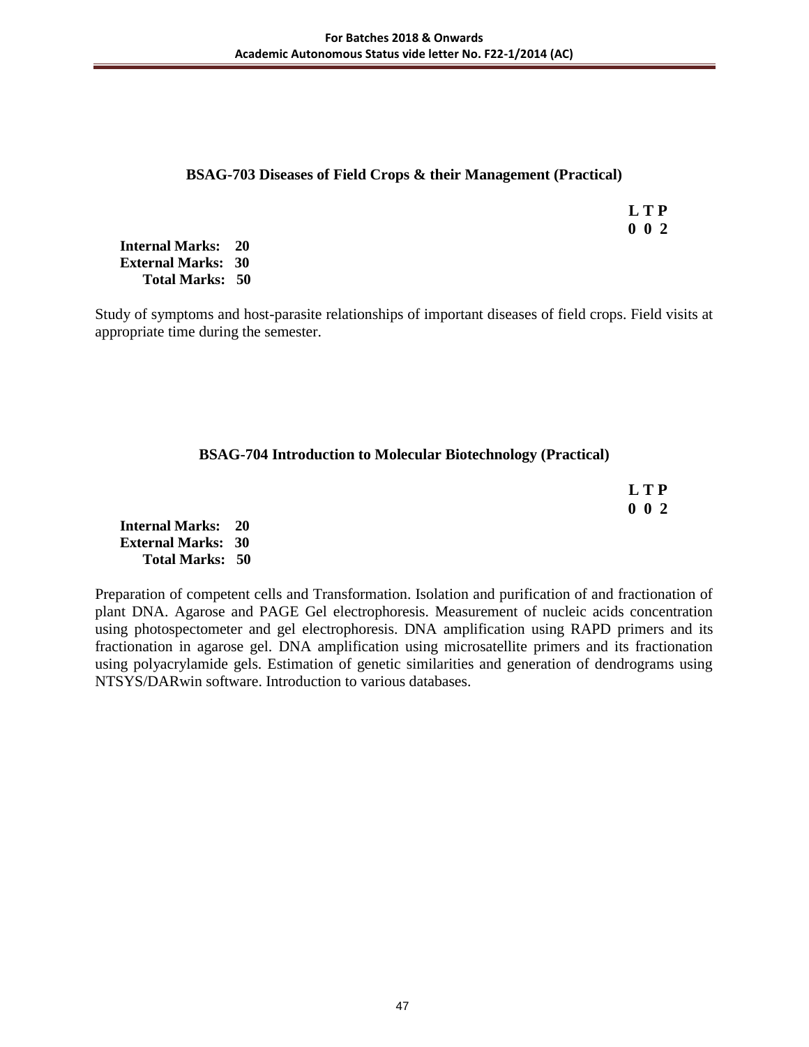## BSAG-703 Diseases of Field Crops & their Management (Practical)

**L T P**
**0 0 2**

**Internal Marks: 20**
**External Marks: 30**
**Total Marks: 50**

Study of symptoms and host-parasite relationships of important diseases of field crops. Field visits at appropriate time during the semester.

## BSAG-704 Introduction to Molecular Biotechnology (Practical)

**L T P**
**0 0 2**

**Internal Marks: 20**
**External Marks: 30**
**Total Marks: 50**

Preparation of competent cells and Transformation. Isolation and purification of and fractionation of plant DNA. Agarose and PAGE Gel electrophoresis. Measurement of nucleic acids concentration using photospectometer and gel electrophoresis. DNA amplification using RAPD primers and its fractionation in agarose gel. DNA amplification using microsatellite primers and its fractionation using polyacrylamide gels. Estimation of genetic similarities and generation of dendrograms using NTSYS/DARwin software. Introduction to various databases.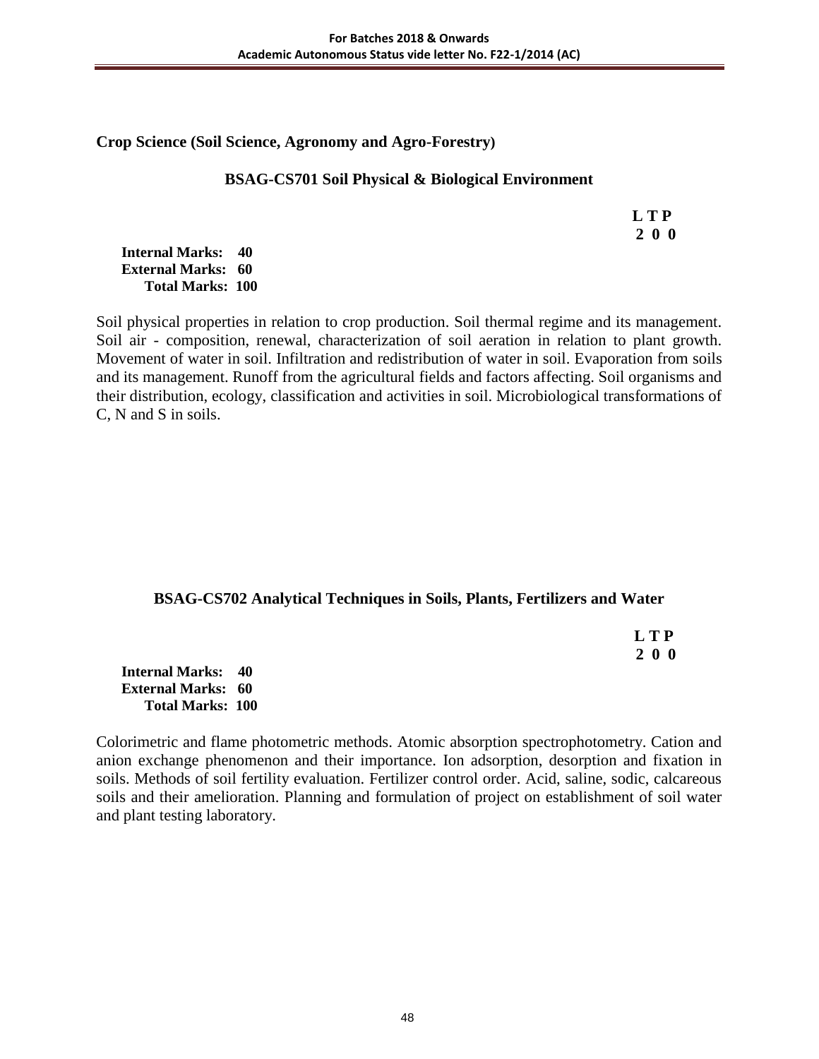**Crop Science (Soil Science, Agronomy and Agro-Forestry)**

## BSAG-CS701 Soil Physical & Biological Environment

**L T P**
**2 0 0**

**Internal Marks: 40**
**External Marks: 60**
**Total Marks: 100**

Soil physical properties in relation to crop production. Soil thermal regime and its management. Soil air - composition, renewal, characterization of soil aeration in relation to plant growth. Movement of water in soil. Infiltration and redistribution of water in soil. Evaporation from soils and its management. Runoff from the agricultural fields and factors affecting. Soil organisms and their distribution, ecology, classification and activities in soil. Microbiological transformations of C, N and S in soils.

## BSAG-CS702 Analytical Techniques in Soils, Plants, Fertilizers and Water

**L T P**
**2 0 0**

**Internal Marks: 40**
**External Marks: 60**
**Total Marks: 100**

Colorimetric and flame photometric methods. Atomic absorption spectrophotometry. Cation and anion exchange phenomenon and their importance. Ion adsorption, desorption and fixation in soils. Methods of soil fertility evaluation. Fertilizer control order. Acid, saline, sodic, calcareous soils and their amelioration. Planning and formulation of project on establishment of soil water and plant testing laboratory.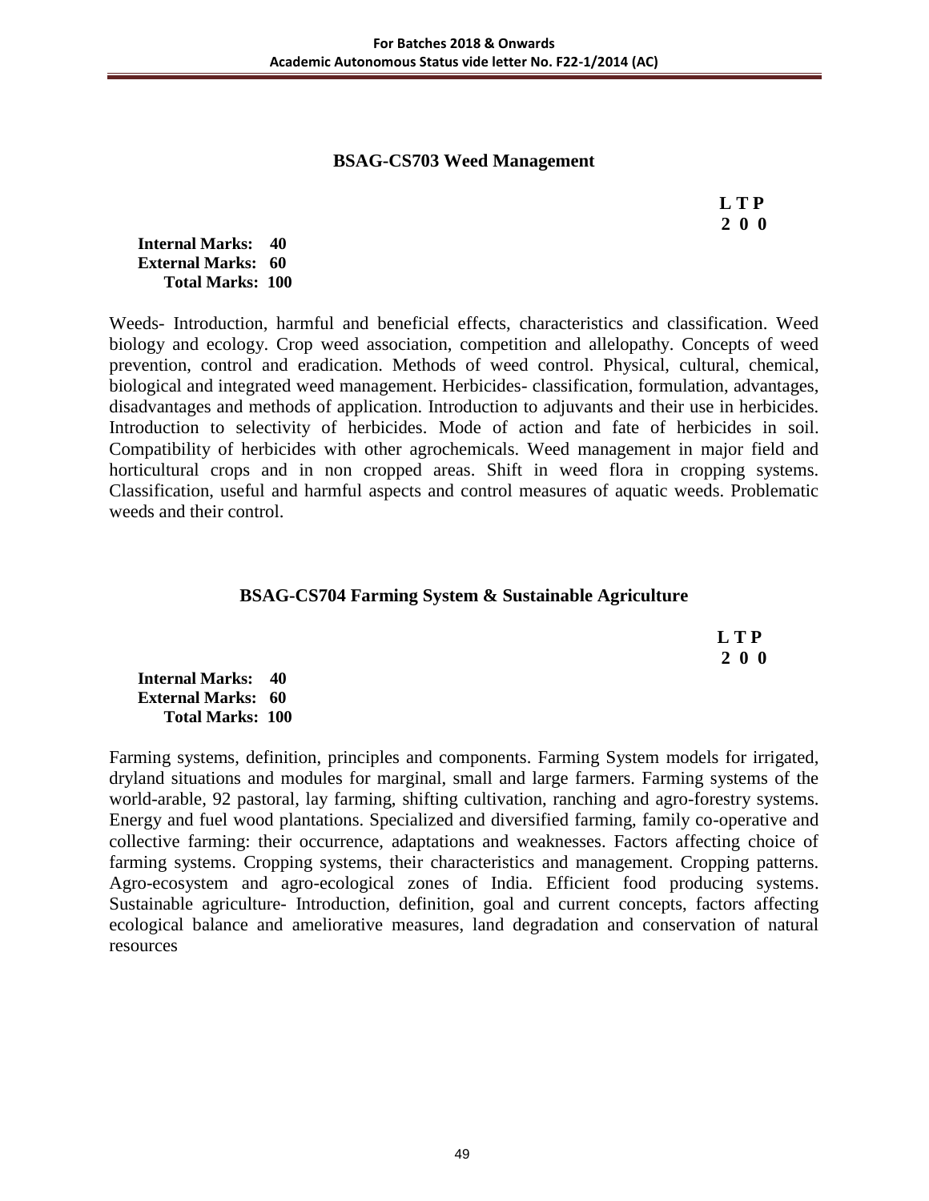### BSAG-CS703 Weed Management

**L T P**
**2 0 0**

**Internal Marks: 40**
**External Marks: 60**
**Total Marks: 100**

Weeds- Introduction, harmful and beneficial effects, characteristics and classification. Weed biology and ecology. Crop weed association, competition and allelopathy. Concepts of weed prevention, control and eradication. Methods of weed control. Physical, cultural, chemical, biological and integrated weed management. Herbicides- classification, formulation, advantages, disadvantages and methods of application. Introduction to adjuvants and their use in herbicides. Introduction to selectivity of herbicides. Mode of action and fate of herbicides in soil. Compatibility of herbicides with other agrochemicals. Weed management in major field and horticultural crops and in non cropped areas. Shift in weed flora in cropping systems. Classification, useful and harmful aspects and control measures of aquatic weeds. Problematic weeds and their control.

### BSAG-CS704 Farming System & Sustainable Agriculture

**L T P**
**2 0 0**

**Internal Marks: 40**
**External Marks: 60**
**Total Marks: 100**

Farming systems, definition, principles and components. Farming System models for irrigated, dryland situations and modules for marginal, small and large farmers. Farming systems of the world-arable, 92 pastoral, lay farming, shifting cultivation, ranching and agro-forestry systems. Energy and fuel wood plantations. Specialized and diversified farming, family co-operative and collective farming: their occurrence, adaptations and weaknesses. Factors affecting choice of farming systems. Cropping systems, their characteristics and management. Cropping patterns. Agro-ecosystem and agro-ecological zones of India. Efficient food producing systems. Sustainable agriculture- Introduction, definition, goal and current concepts, factors affecting ecological balance and ameliorative measures, land degradation and conservation of natural resources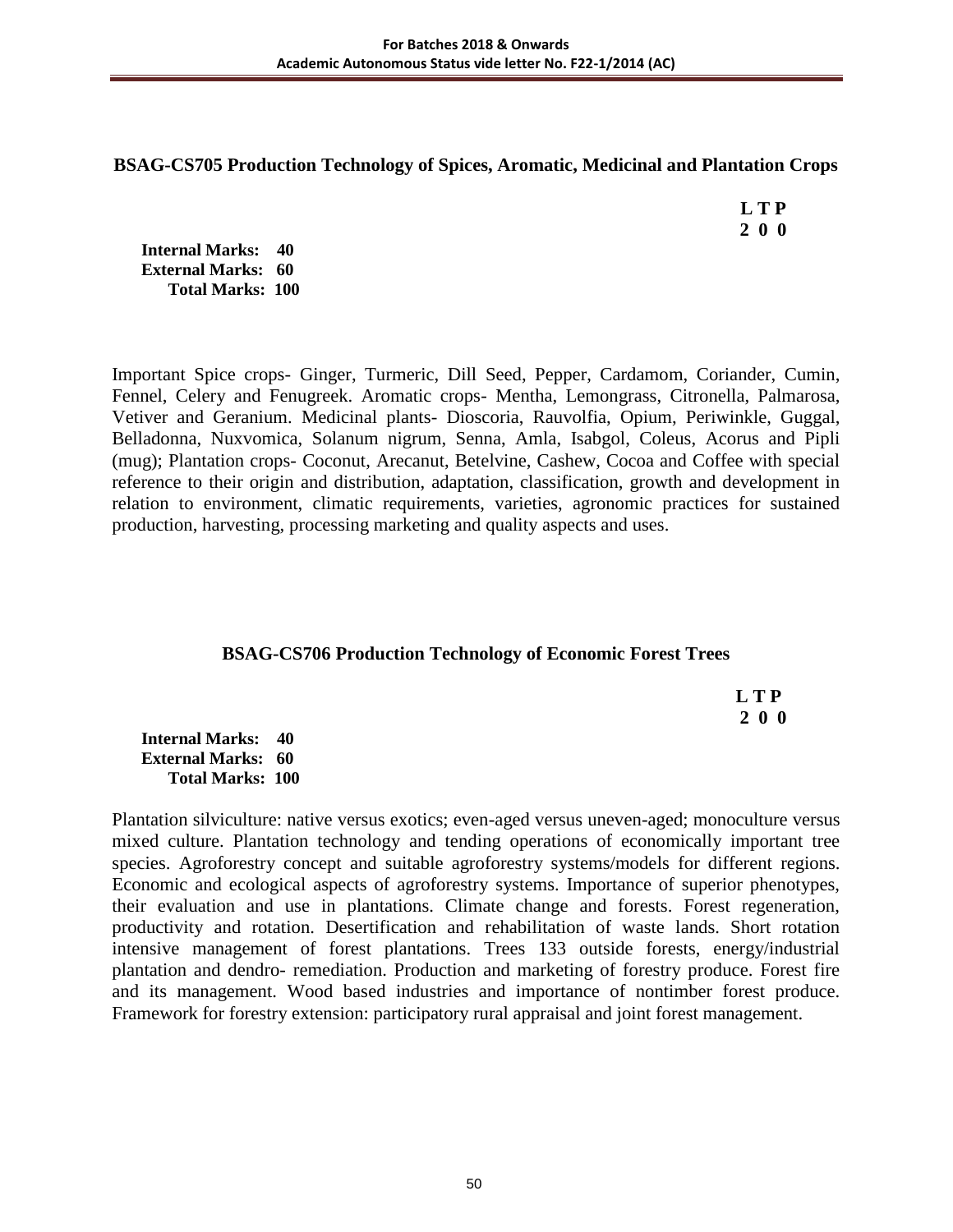## BSAG-CS705 Production Technology of Spices, Aromatic, Medicinal and Plantation Crops

**L T P**
**2 0 0**

**Internal Marks: 40**
**External Marks: 60**
**Total Marks: 100**

Important Spice crops- Ginger, Turmeric, Dill Seed, Pepper, Cardamom, Coriander, Cumin, Fennel, Celery and Fenugreek. Aromatic crops- Mentha, Lemongrass, Citronella, Palmarosa, Vetiver and Geranium. Medicinal plants- Dioscoria, Rauvolfia, Opium, Periwinkle, Guggal, Belladonna, Nuxvomica, Solanum nigrum, Senna, Amla, Isabgol, Coleus, Acorus and Pipli (mug); Plantation crops- Coconut, Arecanut, Betelvine, Cashew, Cocoa and Coffee with special reference to their origin and distribution, adaptation, classification, growth and development in relation to environment, climatic requirements, varieties, agronomic practices for sustained production, harvesting, processing marketing and quality aspects and uses.

## BSAG-CS706 Production Technology of Economic Forest Trees

**L T P**
**2 0 0**

**Internal Marks: 40**
**External Marks: 60**
**Total Marks: 100**

Plantation silviculture: native versus exotics; even-aged versus uneven-aged; monoculture versus mixed culture. Plantation technology and tending operations of economically important tree species. Agroforestry concept and suitable agroforestry systems/models for different regions. Economic and ecological aspects of agroforestry systems. Importance of superior phenotypes, their evaluation and use in plantations. Climate change and forests. Forest regeneration, productivity and rotation. Desertification and rehabilitation of waste lands. Short rotation intensive management of forest plantations. Trees 133 outside forests, energy/industrial plantation and dendro- remediation. Production and marketing of forestry produce. Forest fire and its management. Wood based industries and importance of nontimber forest produce. Framework for forestry extension: participatory rural appraisal and joint forest management.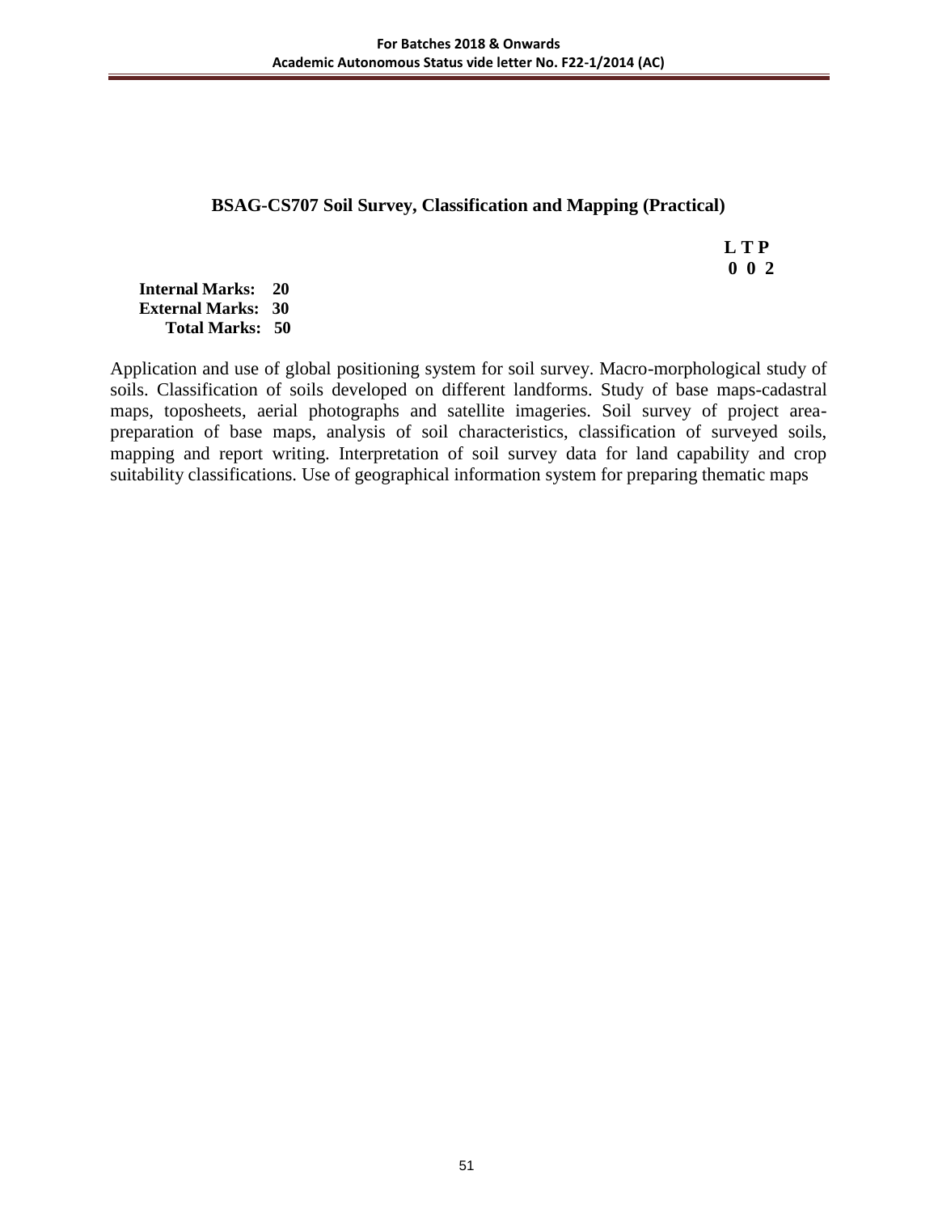## BSAG-CS707 Soil Survey, Classification and Mapping (Practical)

**L T P**
**0 0 2**

**Internal Marks: 20**
**External Marks: 30**
**Total Marks: 50**

Application and use of global positioning system for soil survey. Macro-morphological study of soils. Classification of soils developed on different landforms. Study of base maps-cadastral maps, toposheets, aerial photographs and satellite imageries. Soil survey of project area-preparation of base maps, analysis of soil characteristics, classification of surveyed soils, mapping and report writing. Interpretation of soil survey data for land capability and crop suitability classifications. Use of geographical information system for preparing thematic maps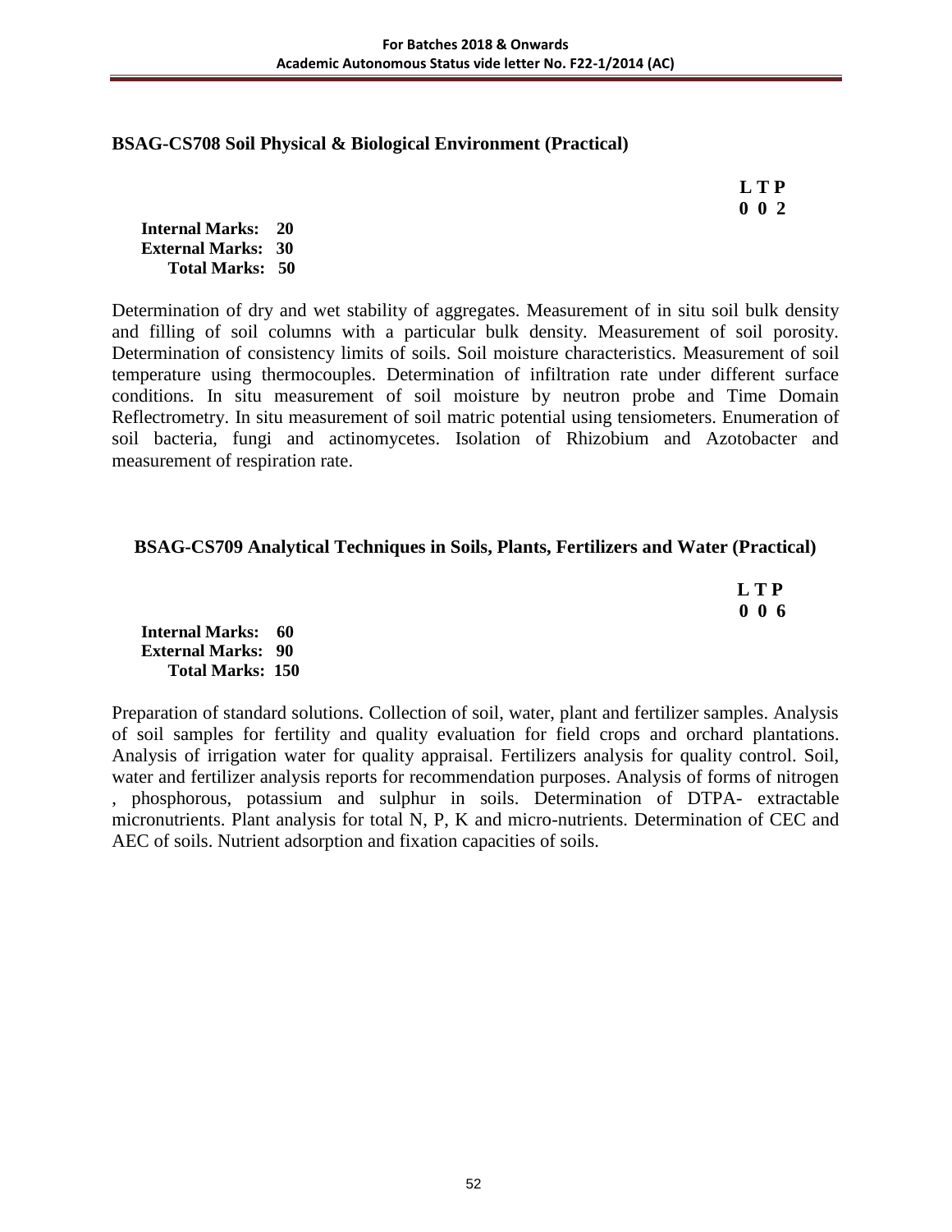### BSAG-CS708 Soil Physical & Biological Environment (Practical)

**L T P**
**0 0 2**

**Internal Marks: 20**
**External Marks: 30**
**Total Marks: 50**

Determination of dry and wet stability of aggregates. Measurement of in situ soil bulk density and filling of soil columns with a particular bulk density. Measurement of soil porosity. Determination of consistency limits of soils. Soil moisture characteristics. Measurement of soil temperature using thermocouples. Determination of infiltration rate under different surface conditions. In situ measurement of soil moisture by neutron probe and Time Domain Reflectrometry. In situ measurement of soil matric potential using tensiometers. Enumeration of soil bacteria, fungi and actinomycetes. Isolation of Rhizobium and Azotobacter and measurement of respiration rate.

### BSAG-CS709 Analytical Techniques in Soils, Plants, Fertilizers and Water (Practical)

**L T P**
**0 0 6**

**Internal Marks: 60**
**External Marks: 90**
**Total Marks: 150**

Preparation of standard solutions. Collection of soil, water, plant and fertilizer samples. Analysis of soil samples for fertility and quality evaluation for field crops and orchard plantations. Analysis of irrigation water for quality appraisal. Fertilizers analysis for quality control. Soil, water and fertilizer analysis reports for recommendation purposes. Analysis of forms of nitrogen , phosphorous, potassium and sulphur in soils. Determination of DTPA- extractable micronutrients. Plant analysis for total N, P, K and micro-nutrients. Determination of CEC and AEC of soils. Nutrient adsorption and fixation capacities of soils.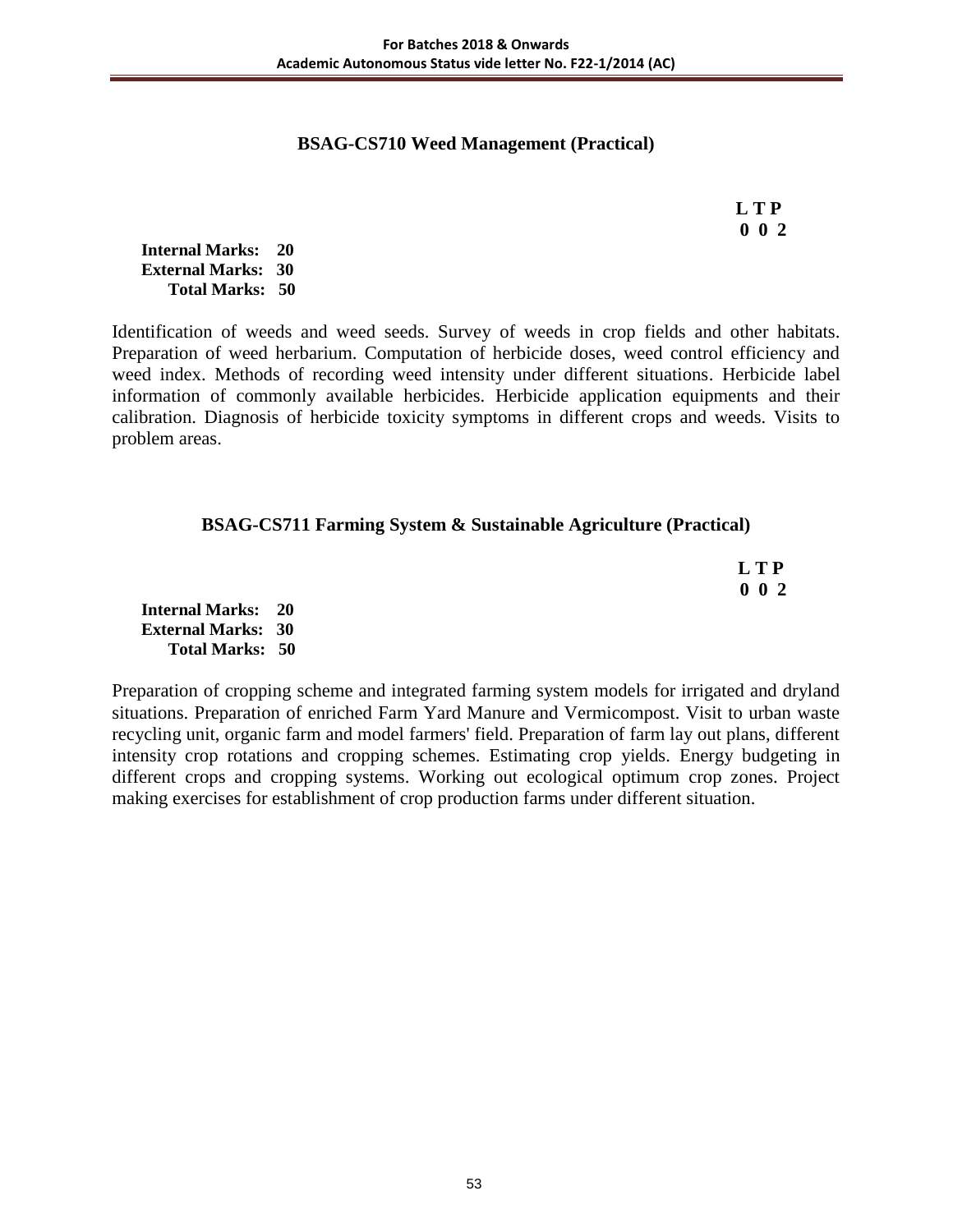## BSAG-CS710 Weed Management (Practical)

**L T P**
**0 0 2**

**Internal Marks: 20**
**External Marks: 30**
**Total Marks: 50**

Identification of weeds and weed seeds. Survey of weeds in crop fields and other habitats. Preparation of weed herbarium. Computation of herbicide doses, weed control efficiency and weed index. Methods of recording weed intensity under different situations. Herbicide label information of commonly available herbicides. Herbicide application equipments and their calibration. Diagnosis of herbicide toxicity symptoms in different crops and weeds. Visits to problem areas.

## BSAG-CS711 Farming System & Sustainable Agriculture (Practical)

**L T P**
**0 0 2**

**Internal Marks: 20**
**External Marks: 30**
**Total Marks: 50**

Preparation of cropping scheme and integrated farming system models for irrigated and dryland situations. Preparation of enriched Farm Yard Manure and Vermicompost. Visit to urban waste recycling unit, organic farm and model farmers' field. Preparation of farm lay out plans, different intensity crop rotations and cropping schemes. Estimating crop yields. Energy budgeting in different crops and cropping systems. Working out ecological optimum crop zones. Project making exercises for establishment of crop production farms under different situation.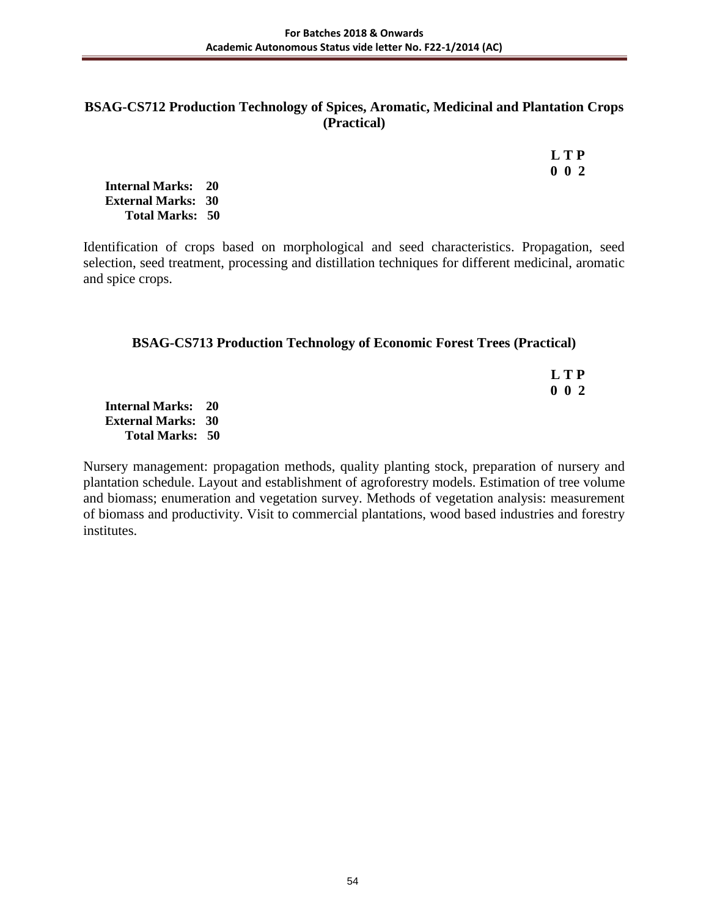## BSAG-CS712 Production Technology of Spices, Aromatic, Medicinal and Plantation Crops (Practical)

**L T P**
**0 0 2**

**Internal Marks: 20**
**External Marks: 30**
**Total Marks: 50**

Identification of crops based on morphological and seed characteristics. Propagation, seed selection, seed treatment, processing and distillation techniques for different medicinal, aromatic and spice crops.

## BSAG-CS713 Production Technology of Economic Forest Trees (Practical)

**L T P**
**0 0 2**

**Internal Marks: 20**
**External Marks: 30**
**Total Marks: 50**

Nursery management: propagation methods, quality planting stock, preparation of nursery and plantation schedule. Layout and establishment of agroforestry models. Estimation of tree volume and biomass; enumeration and vegetation survey. Methods of vegetation analysis: measurement of biomass and productivity. Visit to commercial plantations, wood based industries and forestry institutes.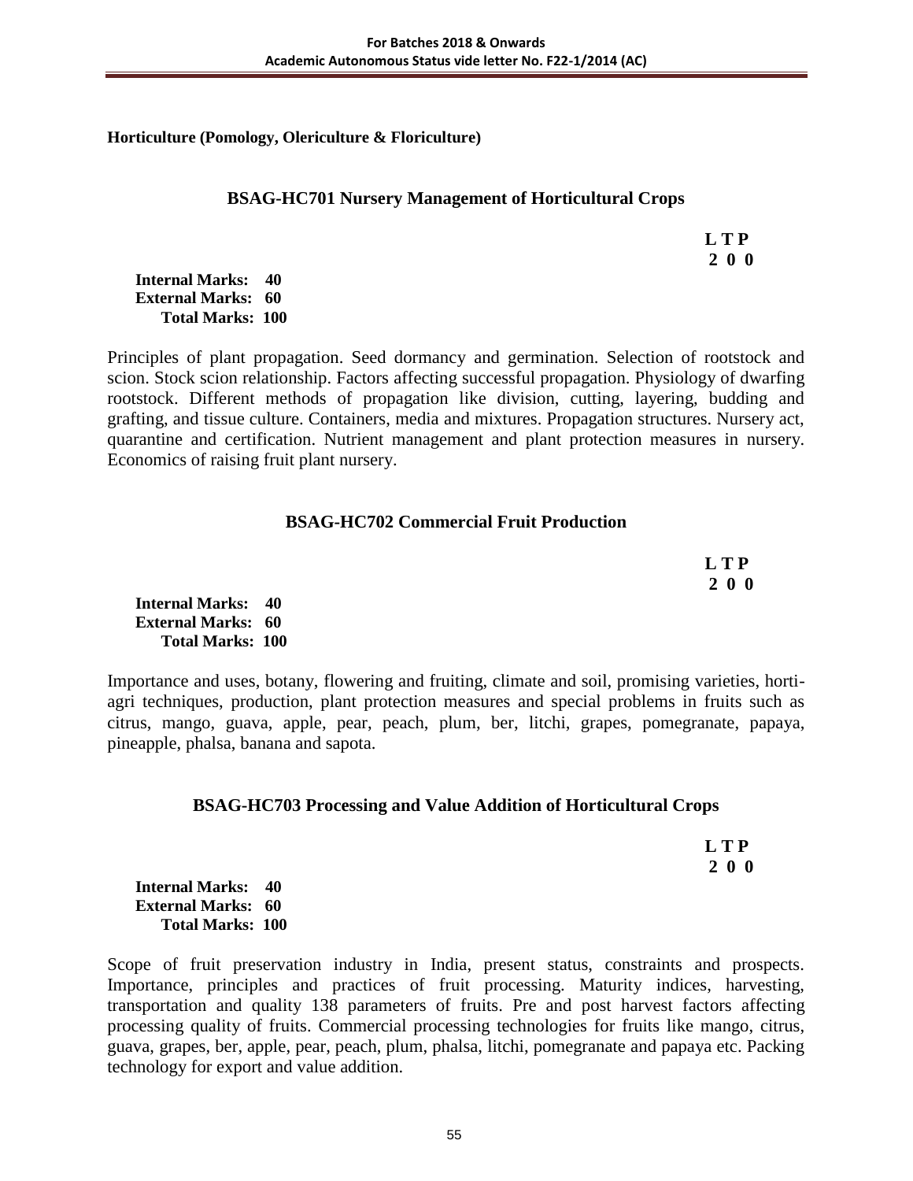**Horticulture (Pomology, Olericulture & Floriculture)**

## BSAG-HC701 Nursery Management of Horticultural Crops

| L | T | P |
|---|---|---|
| 2 | 0 | 0 |

**Internal Marks: 40**
**External Marks: 60**
**Total Marks: 100**

Principles of plant propagation. Seed dormancy and germination. Selection of rootstock and scion. Stock scion relationship. Factors affecting successful propagation. Physiology of dwarfing rootstock. Different methods of propagation like division, cutting, layering, budding and grafting, and tissue culture. Containers, media and mixtures. Propagation structures. Nursery act, quarantine and certification. Nutrient management and plant protection measures in nursery. Economics of raising fruit plant nursery.

## BSAG-HC702 Commercial Fruit Production

| L | T | P |
|---|---|---|
| 2 | 0 | 0 |

**Internal Marks: 40**
**External Marks: 60**
**Total Marks: 100**

Importance and uses, botany, flowering and fruiting, climate and soil, promising varieties, horti-agri techniques, production, plant protection measures and special problems in fruits such as citrus, mango, guava, apple, pear, peach, plum, ber, litchi, grapes, pomegranate, papaya, pineapple, phalsa, banana and sapota.

## BSAG-HC703 Processing and Value Addition of Horticultural Crops

| L | T | P |
|---|---|---|
| 2 | 0 | 0 |

**Internal Marks: 40**
**External Marks: 60**
**Total Marks: 100**

Scope of fruit preservation industry in India, present status, constraints and prospects. Importance, principles and practices of fruit processing. Maturity indices, harvesting, transportation and quality 138 parameters of fruits. Pre and post harvest factors affecting processing quality of fruits. Commercial processing technologies for fruits like mango, citrus, guava, grapes, ber, apple, pear, peach, plum, phalsa, litchi, pomegranate and papaya etc. Packing technology for export and value addition.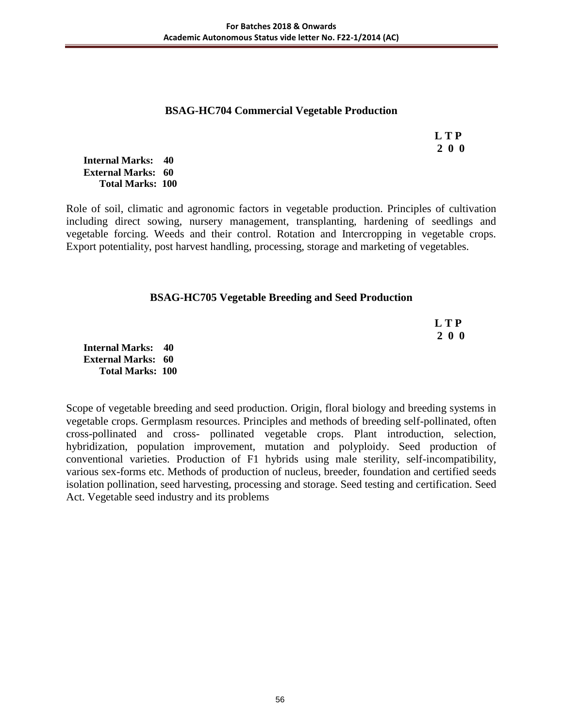## BSAG-HC704 Commercial Vegetable Production

**L T P**
**2 0 0**

**Internal Marks: 40**
**External Marks: 60**
**Total Marks: 100**

Role of soil, climatic and agronomic factors in vegetable production. Principles of cultivation including direct sowing, nursery management, transplanting, hardening of seedlings and vegetable forcing. Weeds and their control. Rotation and Intercropping in vegetable crops. Export potentiality, post harvest handling, processing, storage and marketing of vegetables.

## BSAG-HC705 Vegetable Breeding and Seed Production

**L T P**
**2 0 0**

**Internal Marks: 40**
**External Marks: 60**
**Total Marks: 100**

Scope of vegetable breeding and seed production. Origin, floral biology and breeding systems in vegetable crops. Germplasm resources. Principles and methods of breeding self-pollinated, often cross-pollinated and cross- pollinated vegetable crops. Plant introduction, selection, hybridization, population improvement, mutation and polyploidy. Seed production of conventional varieties. Production of F1 hybrids using male sterility, self-incompatibility, various sex-forms etc. Methods of production of nucleus, breeder, foundation and certified seeds isolation pollination, seed harvesting, processing and storage. Seed testing and certification. Seed Act. Vegetable seed industry and its problems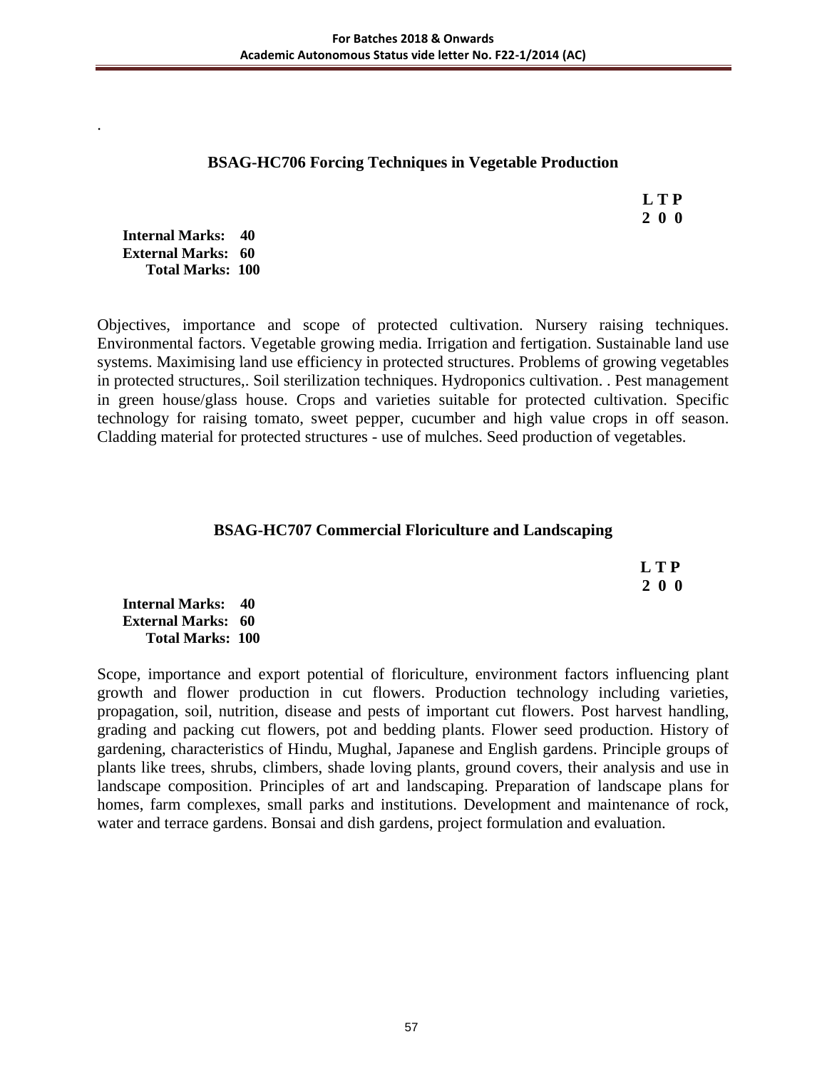## BSAG-HC706 Forcing Techniques in Vegetable Production

| L | T | P |
|---|---|---|
| 2 | 0 | 0 |

**Internal Marks: 40**
**External Marks: 60**
**Total Marks: 100**

Objectives, importance and scope of protected cultivation. Nursery raising techniques. Environmental factors. Vegetable growing media. Irrigation and fertigation. Sustainable land use systems. Maximising land use efficiency in protected structures. Problems of growing vegetables in protected structures,. Soil sterilization techniques. Hydroponics cultivation. . Pest management in green house/glass house. Crops and varieties suitable for protected cultivation. Specific technology for raising tomato, sweet pepper, cucumber and high value crops in off season. Cladding material for protected structures - use of mulches. Seed production of vegetables.

## BSAG-HC707 Commercial Floriculture and Landscaping

| L | T | P |
|---|---|---|
| 2 | 0 | 0 |

**Internal Marks: 40**
**External Marks: 60**
**Total Marks: 100**

Scope, importance and export potential of floriculture, environment factors influencing plant growth and flower production in cut flowers. Production technology including varieties, propagation, soil, nutrition, disease and pests of important cut flowers. Post harvest handling, grading and packing cut flowers, pot and bedding plants. Flower seed production. History of gardening, characteristics of Hindu, Mughal, Japanese and English gardens. Principle groups of plants like trees, shrubs, climbers, shade loving plants, ground covers, their analysis and use in landscape composition. Principles of art and landscaping. Preparation of landscape plans for homes, farm complexes, small parks and institutions. Development and maintenance of rock, water and terrace gardens. Bonsai and dish gardens, project formulation and evaluation.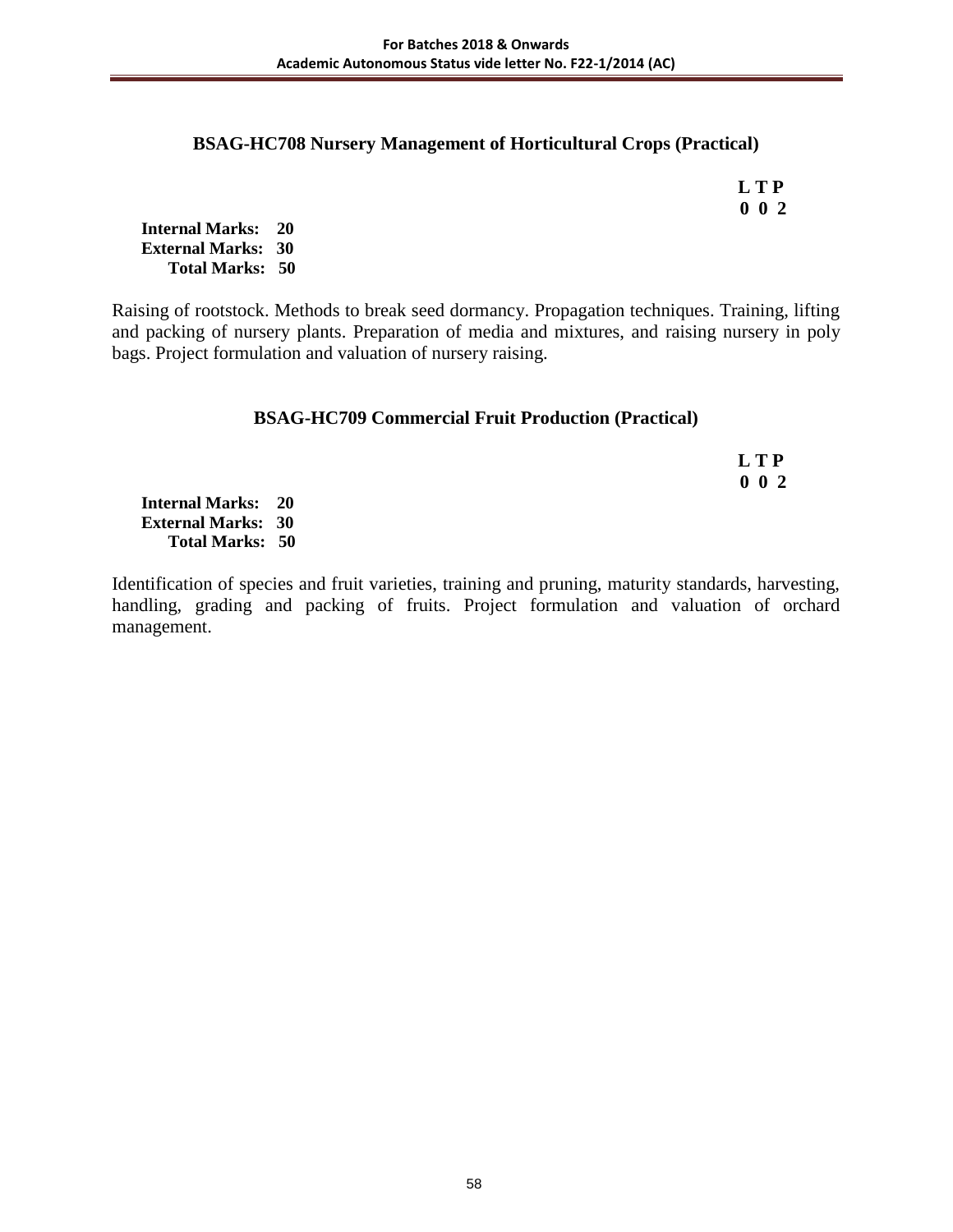### BSAG-HC708 Nursery Management of Horticultural Crops (Practical)

**L T P**
**0 0 2**

**Internal Marks: 20**
**External Marks: 30**
**Total Marks: 50**

Raising of rootstock. Methods to break seed dormancy. Propagation techniques. Training, lifting and packing of nursery plants. Preparation of media and mixtures, and raising nursery in poly bags. Project formulation and valuation of nursery raising.

### BSAG-HC709 Commercial Fruit Production (Practical)

**L T P**
**0 0 2**

**Internal Marks: 20**
**External Marks: 30**
**Total Marks: 50**

Identification of species and fruit varieties, training and pruning, maturity standards, harvesting, handling, grading and packing of fruits. Project formulation and valuation of orchard management.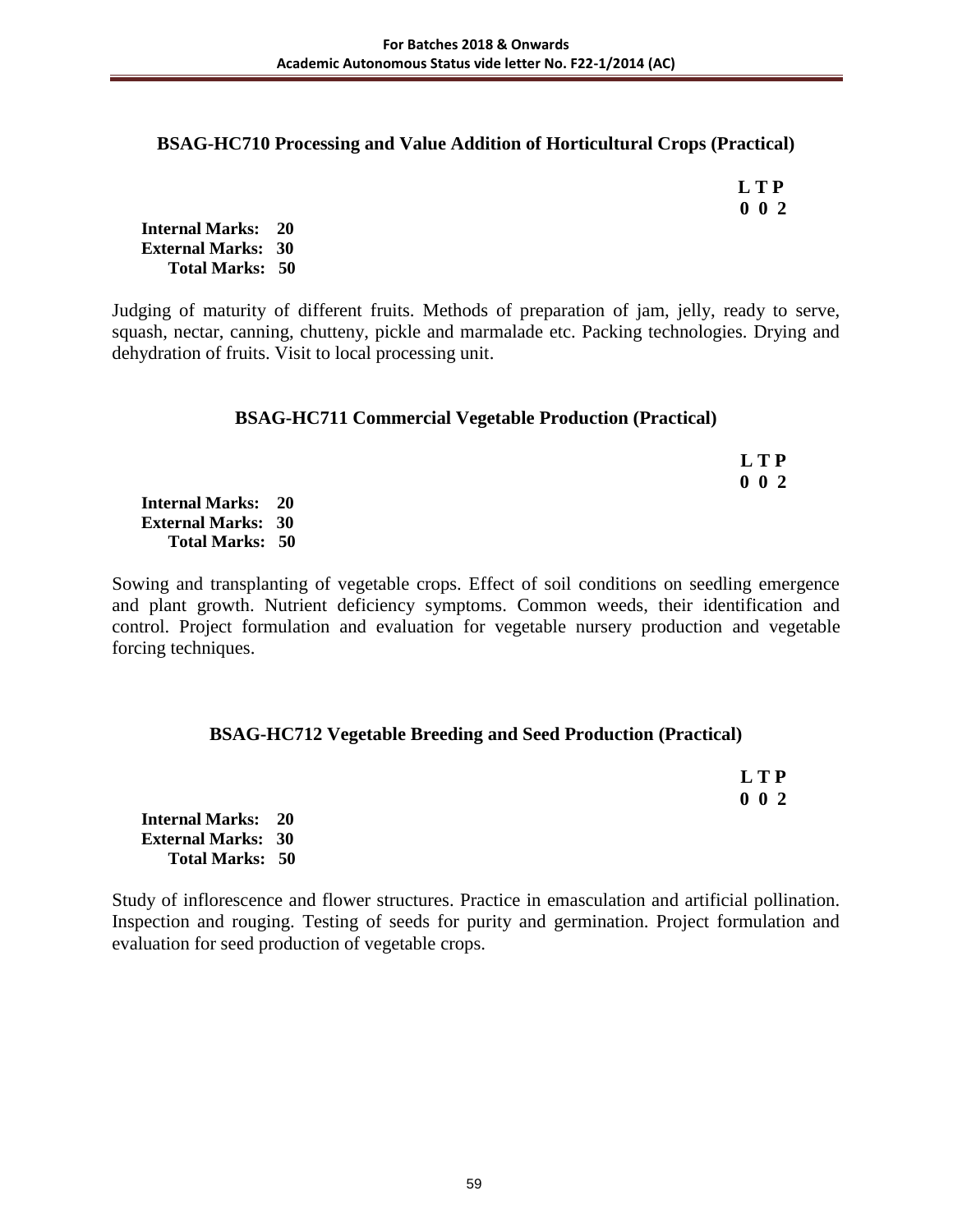### BSAG-HC710 Processing and Value Addition of Horticultural Crops (Practical)

**L T P**
**0 0 2**

**Internal Marks: 20**
**External Marks: 30**
**Total Marks: 50**

Judging of maturity of different fruits. Methods of preparation of jam, jelly, ready to serve, squash, nectar, canning, chutteny, pickle and marmalade etc. Packing technologies. Drying and dehydration of fruits. Visit to local processing unit.

### BSAG-HC711 Commercial Vegetable Production (Practical)

**L T P**
**0 0 2**

**Internal Marks: 20**
**External Marks: 30**
**Total Marks: 50**

Sowing and transplanting of vegetable crops. Effect of soil conditions on seedling emergence and plant growth. Nutrient deficiency symptoms. Common weeds, their identification and control. Project formulation and evaluation for vegetable nursery production and vegetable forcing techniques.

### BSAG-HC712 Vegetable Breeding and Seed Production (Practical)

**L T P**
**0 0 2**

**Internal Marks: 20**
**External Marks: 30**
**Total Marks: 50**

Study of inflorescence and flower structures. Practice in emasculation and artificial pollination. Inspection and rouging. Testing of seeds for purity and germination. Project formulation and evaluation for seed production of vegetable crops.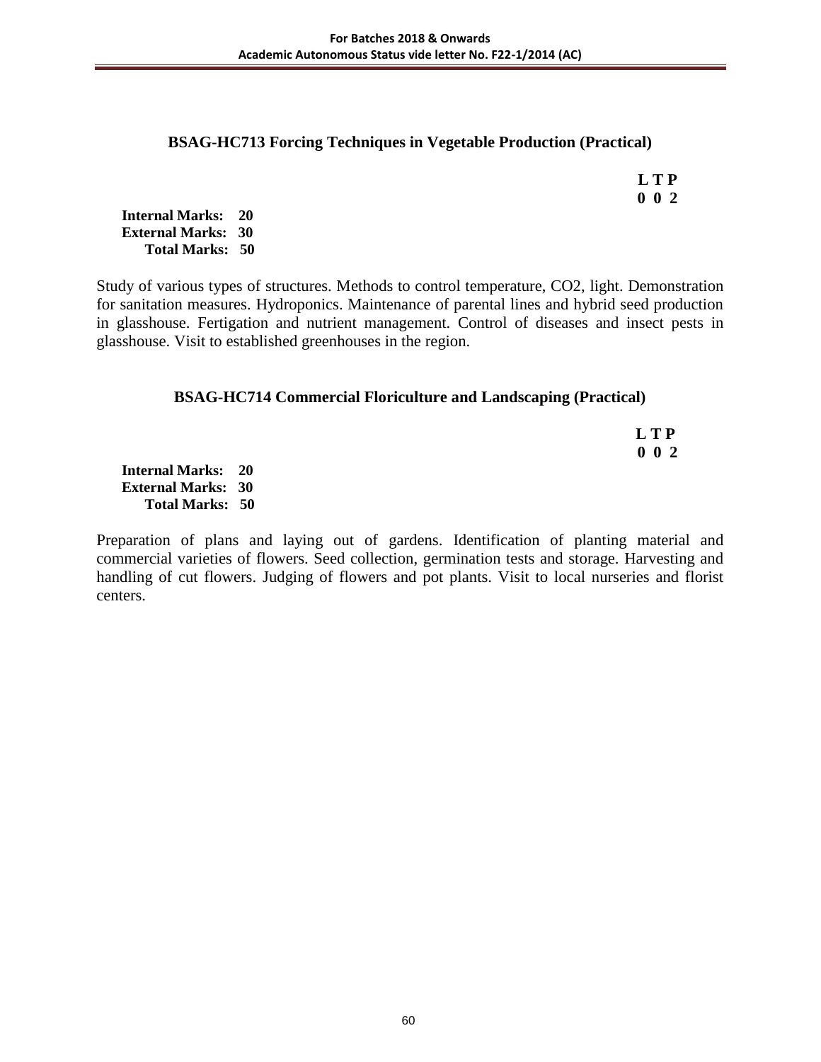### BSAG-HC713 Forcing Techniques in Vegetable Production (Practical)

**L T P**
**0 0 2**

**Internal Marks: 20**
**External Marks: 30**
**Total Marks: 50**

Study of various types of structures. Methods to control temperature, $CO_2$, light. Demonstration for sanitation measures. Hydroponics. Maintenance of parental lines and hybrid seed production in glasshouse. Fertigation and nutrient management. Control of diseases and insect pests in glasshouse. Visit to established greenhouses in the region.

### BSAG-HC714 Commercial Floriculture and Landscaping (Practical)

**L T P**
**0 0 2**

**Internal Marks: 20**
**External Marks: 30**
**Total Marks: 50**

Preparation of plans and laying out of gardens. Identification of planting material and commercial varieties of flowers. Seed collection, germination tests and storage. Harvesting and handling of cut flowers. Judging of flowers and pot plants. Visit to local nurseries and florist centers.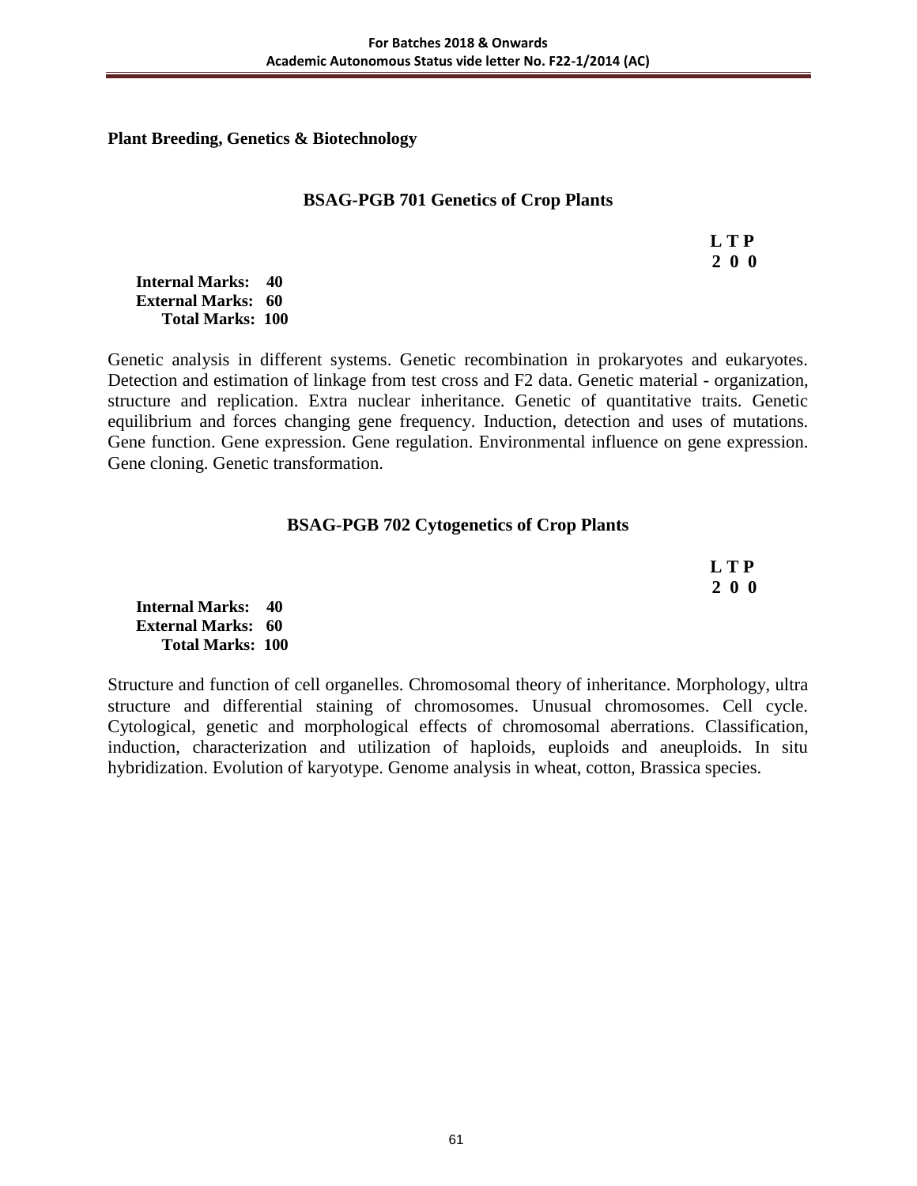**Plant Breeding, Genetics & Biotechnology**

### BSAG-PGB 701 Genetics of Crop Plants

**L T P**
**2 0 0**

**Internal Marks: 40**
**External Marks: 60**
**Total Marks: 100**

Genetic analysis in different systems. Genetic recombination in prokaryotes and eukaryotes. Detection and estimation of linkage from test cross and F2 data. Genetic material - organization, structure and replication. Extra nuclear inheritance. Genetic of quantitative traits. Genetic equilibrium and forces changing gene frequency. Induction, detection and uses of mutations. Gene function. Gene expression. Gene regulation. Environmental influence on gene expression. Gene cloning. Genetic transformation.

### BSAG-PGB 702 Cytogenetics of Crop Plants

**L T P**
**2 0 0**

**Internal Marks: 40**
**External Marks: 60**
**Total Marks: 100**

Structure and function of cell organelles. Chromosomal theory of inheritance. Morphology, ultra structure and differential staining of chromosomes. Unusual chromosomes. Cell cycle. Cytological, genetic and morphological effects of chromosomal aberrations. Classification, induction, characterization and utilization of haploids, euploids and aneuploids. In situ hybridization. Evolution of karyotype. Genome analysis in wheat, cotton, Brassica species.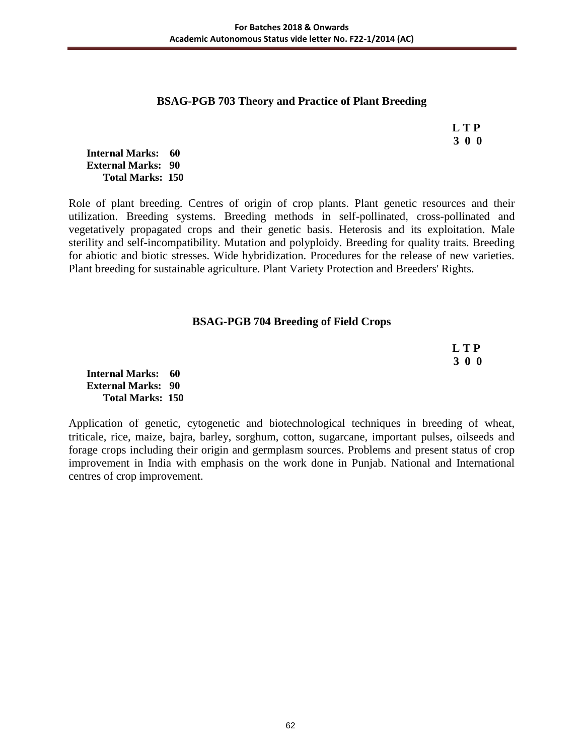### BSAG-PGB 703 Theory and Practice of Plant Breeding

**L T P**
**3 0 0**

**Internal Marks: 60**
**External Marks: 90**
**Total Marks: 150**

Role of plant breeding. Centres of origin of crop plants. Plant genetic resources and their utilization. Breeding systems. Breeding methods in self-pollinated, cross-pollinated and vegetatively propagated crops and their genetic basis. Heterosis and its exploitation. Male sterility and self-incompatibility. Mutation and polyploidy. Breeding for quality traits. Breeding for abiotic and biotic stresses. Wide hybridization. Procedures for the release of new varieties. Plant breeding for sustainable agriculture. Plant Variety Protection and Breeders' Rights.

### BSAG-PGB 704 Breeding of Field Crops

**L T P**
**3 0 0**

**Internal Marks: 60**
**External Marks: 90**
**Total Marks: 150**

Application of genetic, cytogenetic and biotechnological techniques in breeding of wheat, triticale, rice, maize, bajra, barley, sorghum, cotton, sugarcane, important pulses, oilseeds and forage crops including their origin and germplasm sources. Problems and present status of crop improvement in India with emphasis on the work done in Punjab. National and International centres of crop improvement.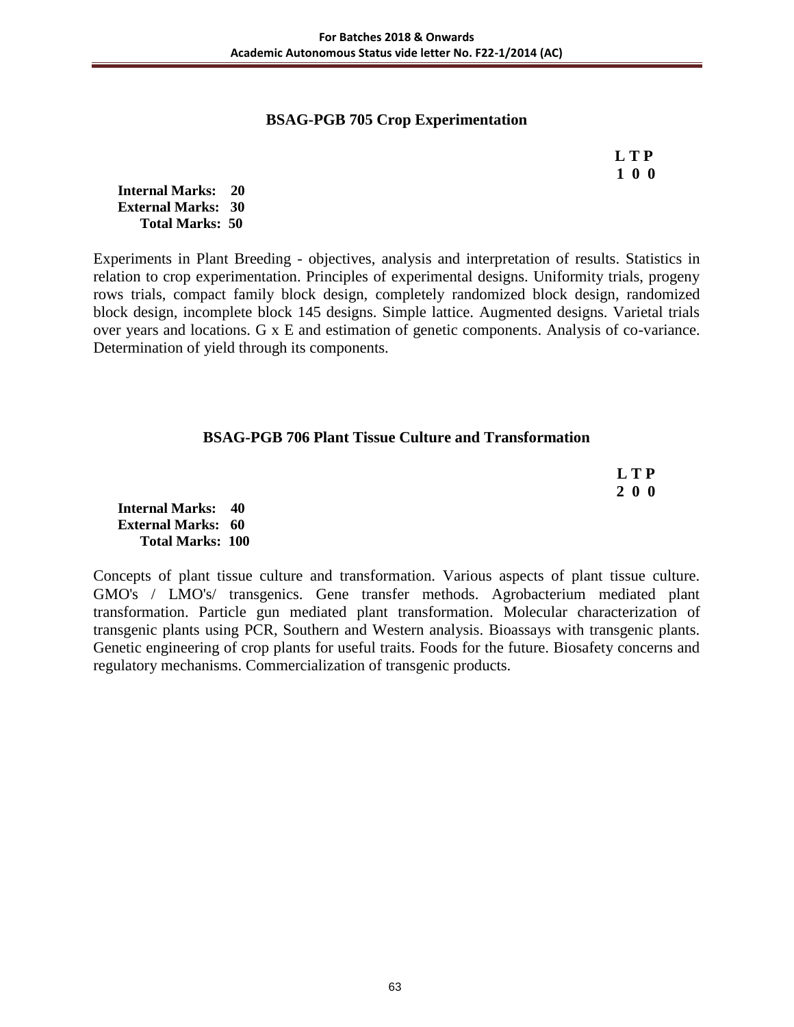## BSAG-PGB 705 Crop Experimentation

**L T P**
**1 0 0**

**Internal Marks: 20**
**External Marks: 30**
**Total Marks: 50**

Experiments in Plant Breeding - objectives, analysis and interpretation of results. Statistics in relation to crop experimentation. Principles of experimental designs. Uniformity trials, progeny rows trials, compact family block design, completely randomized block design, randomized block design, incomplete block 145 designs. Simple lattice. Augmented designs. Varietal trials over years and locations. G x E and estimation of genetic components. Analysis of co-variance. Determination of yield through its components.

## BSAG-PGB 706 Plant Tissue Culture and Transformation

**L T P**
**2 0 0**

**Internal Marks: 40**
**External Marks: 60**
**Total Marks: 100**

Concepts of plant tissue culture and transformation. Various aspects of plant tissue culture. GMO's / LMO's/ transgenics. Gene transfer methods. Agrobacterium mediated plant transformation. Particle gun mediated plant transformation. Molecular characterization of transgenic plants using PCR, Southern and Western analysis. Bioassays with transgenic plants. Genetic engineering of crop plants for useful traits. Foods for the future. Biosafety concerns and regulatory mechanisms. Commercialization of transgenic products.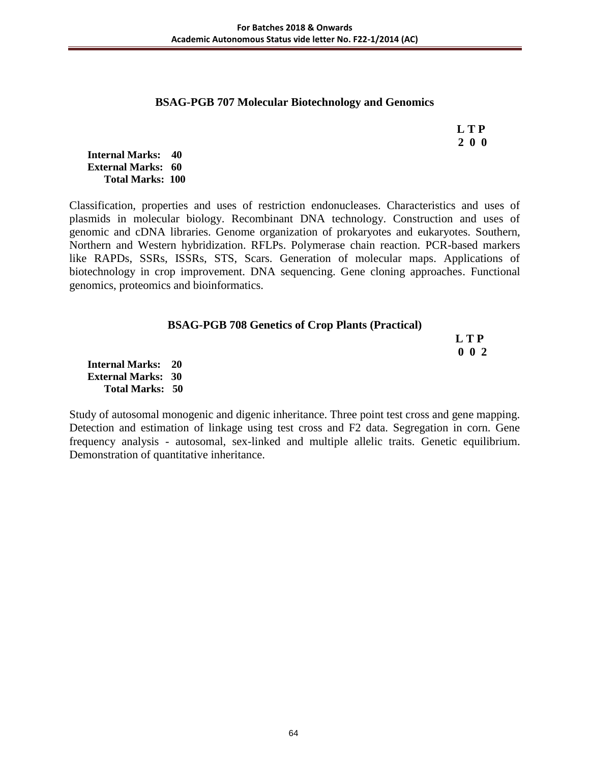## BSAG-PGB 707 Molecular Biotechnology and Genomics

**L T P**
**2 0 0**

**Internal Marks: 40**
**External Marks: 60**
**Total Marks: 100**

Classification, properties and uses of restriction endonucleases. Characteristics and uses of plasmids in molecular biology. Recombinant DNA technology. Construction and uses of genomic and cDNA libraries. Genome organization of prokaryotes and eukaryotes. Southern, Northern and Western hybridization. RFLPs. Polymerase chain reaction. PCR-based markers like RAPDs, SSRs, ISSRs, STS, Scars. Generation of molecular maps. Applications of biotechnology in crop improvement. DNA sequencing. Gene cloning approaches. Functional genomics, proteomics and bioinformatics.

## BSAG-PGB 708 Genetics of Crop Plants (Practical)

**L T P**
**0 0 2**

**Internal Marks: 20**
**External Marks: 30**
**Total Marks: 50**

Study of autosomal monogenic and digenic inheritance. Three point test cross and gene mapping. Detection and estimation of linkage using test cross and F2 data. Segregation in corn. Gene frequency analysis - autosomal, sex-linked and multiple allelic traits. Genetic equilibrium. Demonstration of quantitative inheritance.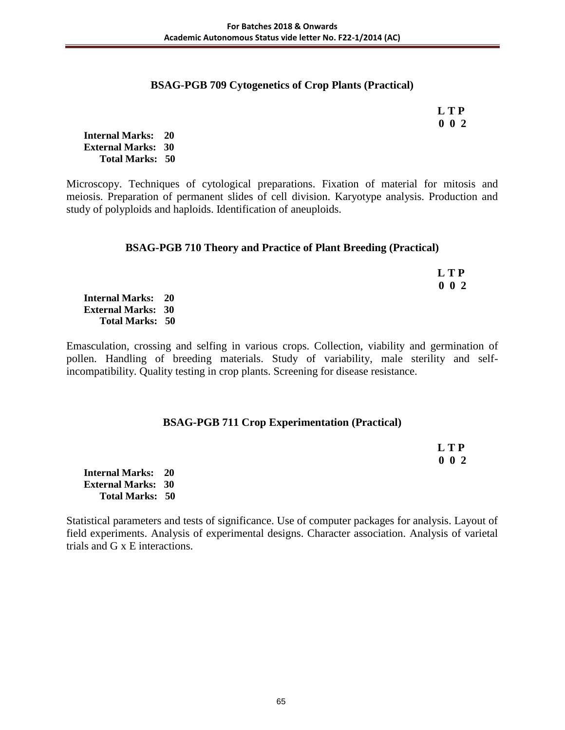### BSAG-PGB 709 Cytogenetics of Crop Plants (Practical)

**L T P**
**0 0 2**

**Internal Marks: 20**
**External Marks: 30**
**Total Marks: 50**

Microscopy. Techniques of cytological preparations. Fixation of material for mitosis and meiosis. Preparation of permanent slides of cell division. Karyotype analysis. Production and study of polyploids and haploids. Identification of aneuploids.

### BSAG-PGB 710 Theory and Practice of Plant Breeding (Practical)

**L T P**
**0 0 2**

**Internal Marks: 20**
**External Marks: 30**
**Total Marks: 50**

Emasculation, crossing and selfing in various crops. Collection, viability and germination of pollen. Handling of breeding materials. Study of variability, male sterility and self-incompatibility. Quality testing in crop plants. Screening for disease resistance.

### BSAG-PGB 711 Crop Experimentation (Practical)

**L T P**
**0 0 2**

**Internal Marks: 20**
**External Marks: 30**
**Total Marks: 50**

Statistical parameters and tests of significance. Use of computer packages for analysis. Layout of field experiments. Analysis of experimental designs. Character association. Analysis of varietal trials and G x E interactions.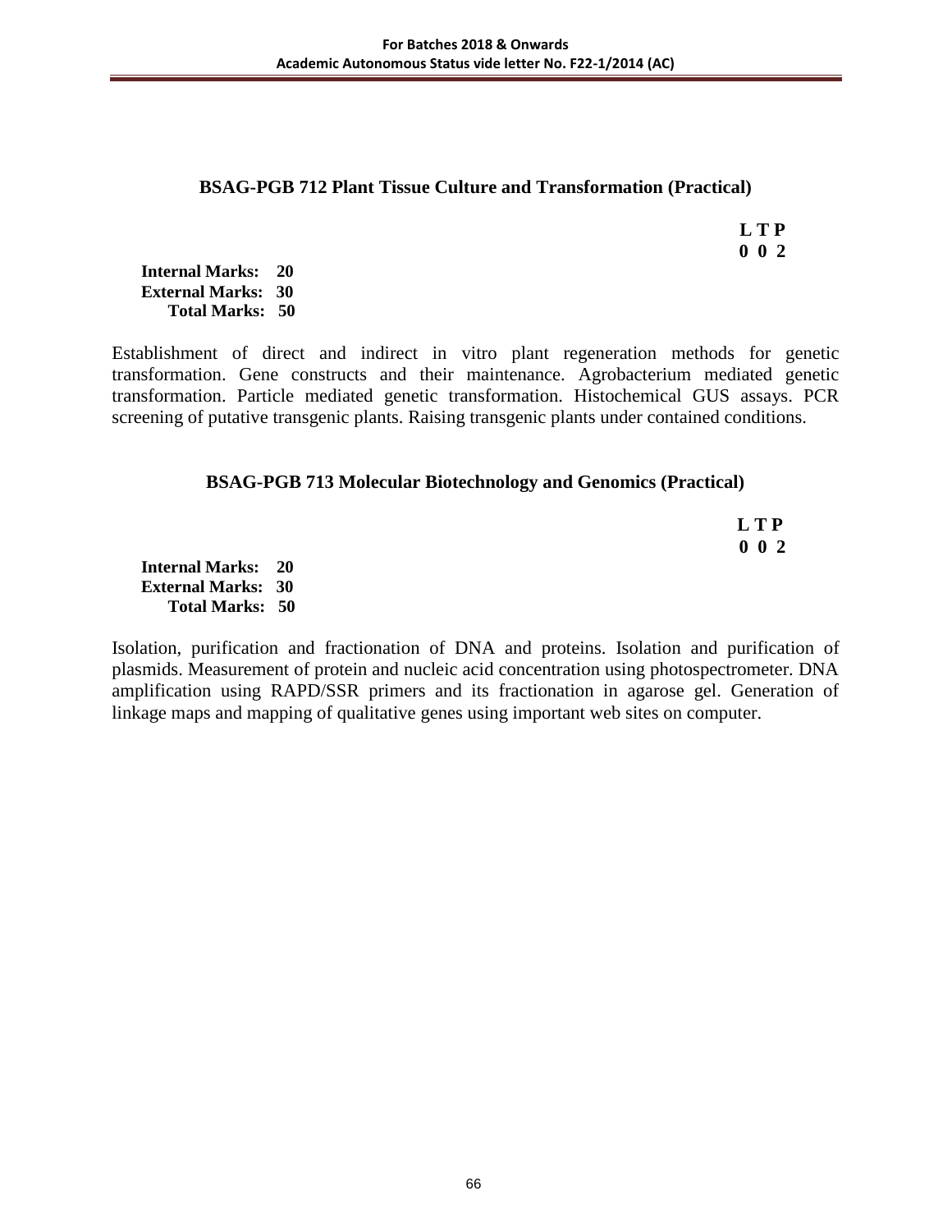### BSAG-PGB 712 Plant Tissue Culture and Transformation (Practical)

**L T P**
**0 0 2**

**Internal Marks: 20**
**External Marks: 30**
**Total Marks: 50**

Establishment of direct and indirect in vitro plant regeneration methods for genetic transformation. Gene constructs and their maintenance. Agrobacterium mediated genetic transformation. Particle mediated genetic transformation. Histochemical GUS assays. PCR screening of putative transgenic plants. Raising transgenic plants under contained conditions.

### BSAG-PGB 713 Molecular Biotechnology and Genomics (Practical)

**L T P**
**0 0 2**

**Internal Marks: 20**
**External Marks: 30**
**Total Marks: 50**

Isolation, purification and fractionation of DNA and proteins. Isolation and purification of plasmids. Measurement of protein and nucleic acid concentration using photospectrometer. DNA amplification using RAPD/SSR primers and its fractionation in agarose gel. Generation of linkage maps and mapping of qualitative genes using important web sites on computer.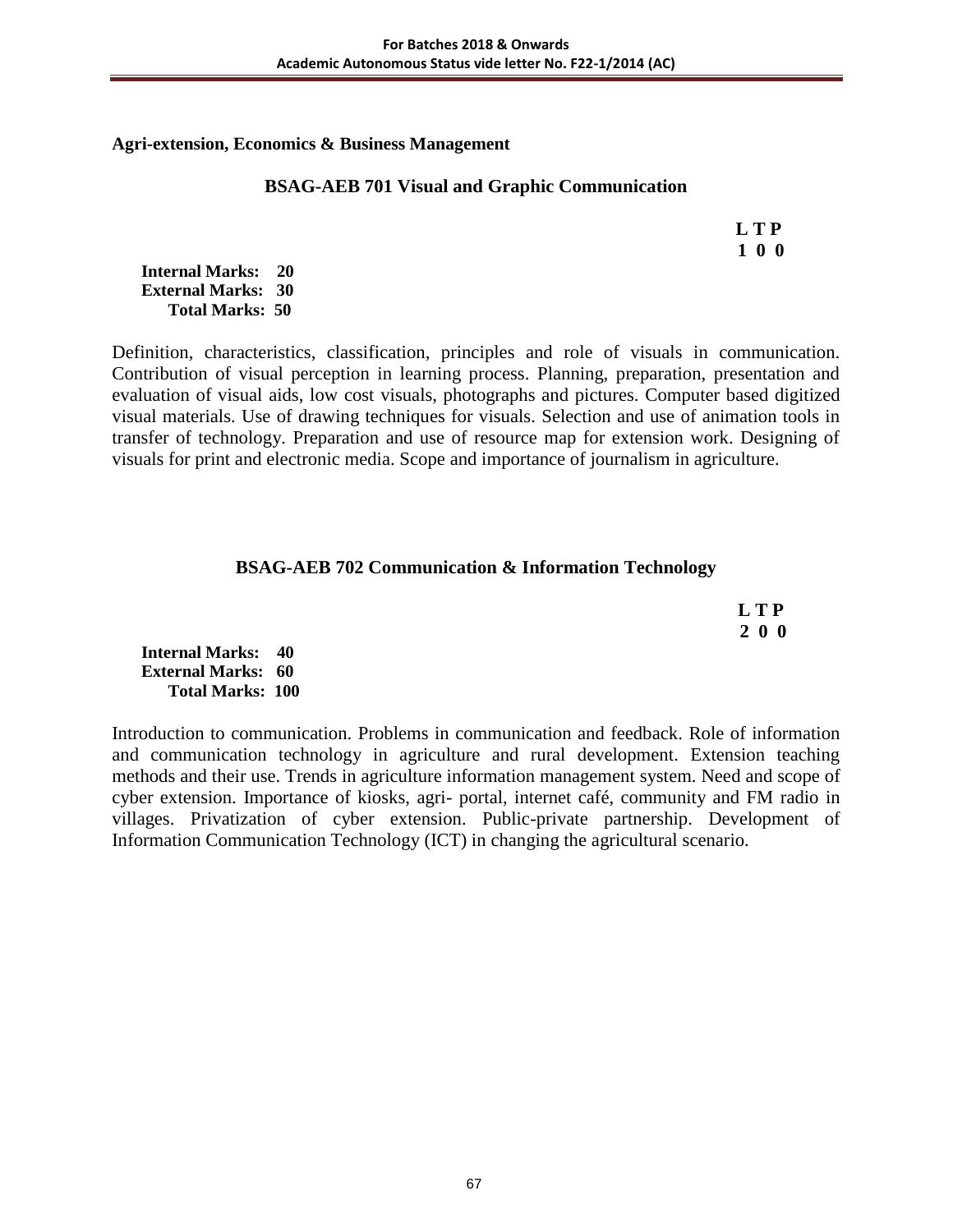**Agri-extension, Economics & Business Management**

## BSAG-AEB 701 Visual and Graphic Communication

**L T P**
**1 0 0**

**Internal Marks: 20**
**External Marks: 30**
**Total Marks: 50**

Definition, characteristics, classification, principles and role of visuals in communication. Contribution of visual perception in learning process. Planning, preparation, presentation and evaluation of visual aids, low cost visuals, photographs and pictures. Computer based digitized visual materials. Use of drawing techniques for visuals. Selection and use of animation tools in transfer of technology. Preparation and use of resource map for extension work. Designing of visuals for print and electronic media. Scope and importance of journalism in agriculture.

## BSAG-AEB 702 Communication & Information Technology

**L T P**
**2 0 0**

**Internal Marks: 40**
**External Marks: 60**
**Total Marks: 100**

Introduction to communication. Problems in communication and feedback. Role of information and communication technology in agriculture and rural development. Extension teaching methods and their use. Trends in agriculture information management system. Need and scope of cyber extension. Importance of kiosks, agri- portal, internet café, community and FM radio in villages. Privatization of cyber extension. Public-private partnership. Development of Information Communication Technology (ICT) in changing the agricultural scenario.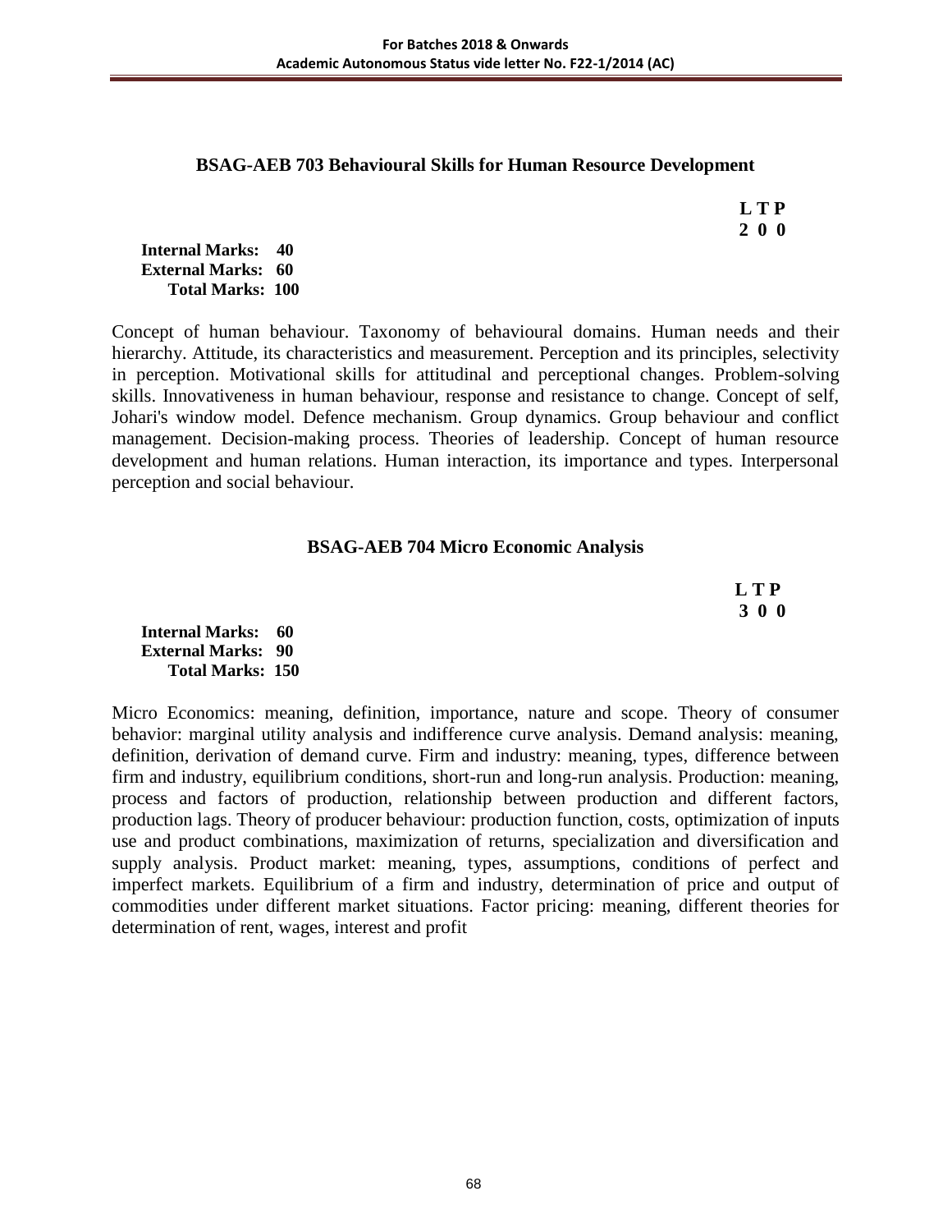### BSAG-AEB 703 Behavioural Skills for Human Resource Development

**L T P**
**2 0 0**

**Internal Marks: 40**
**External Marks: 60**
**Total Marks: 100**

Concept of human behaviour. Taxonomy of behavioural domains. Human needs and their hierarchy. Attitude, its characteristics and measurement. Perception and its principles, selectivity in perception. Motivational skills for attitudinal and perceptional changes. Problem-solving skills. Innovativeness in human behaviour, response and resistance to change. Concept of self, Johari's window model. Defence mechanism. Group dynamics. Group behaviour and conflict management. Decision-making process. Theories of leadership. Concept of human resource development and human relations. Human interaction, its importance and types. Interpersonal perception and social behaviour.

### BSAG-AEB 704 Micro Economic Analysis

**L T P**
**3 0 0**

**Internal Marks: 60**
**External Marks: 90**
**Total Marks: 150**

Micro Economics: meaning, definition, importance, nature and scope. Theory of consumer behavior: marginal utility analysis and indifference curve analysis. Demand analysis: meaning, definition, derivation of demand curve. Firm and industry: meaning, types, difference between firm and industry, equilibrium conditions, short-run and long-run analysis. Production: meaning, process and factors of production, relationship between production and different factors, production lags. Theory of producer behaviour: production function, costs, optimization of inputs use and product combinations, maximization of returns, specialization and diversification and supply analysis. Product market: meaning, types, assumptions, conditions of perfect and imperfect markets. Equilibrium of a firm and industry, determination of price and output of commodities under different market situations. Factor pricing: meaning, different theories for determination of rent, wages, interest and profit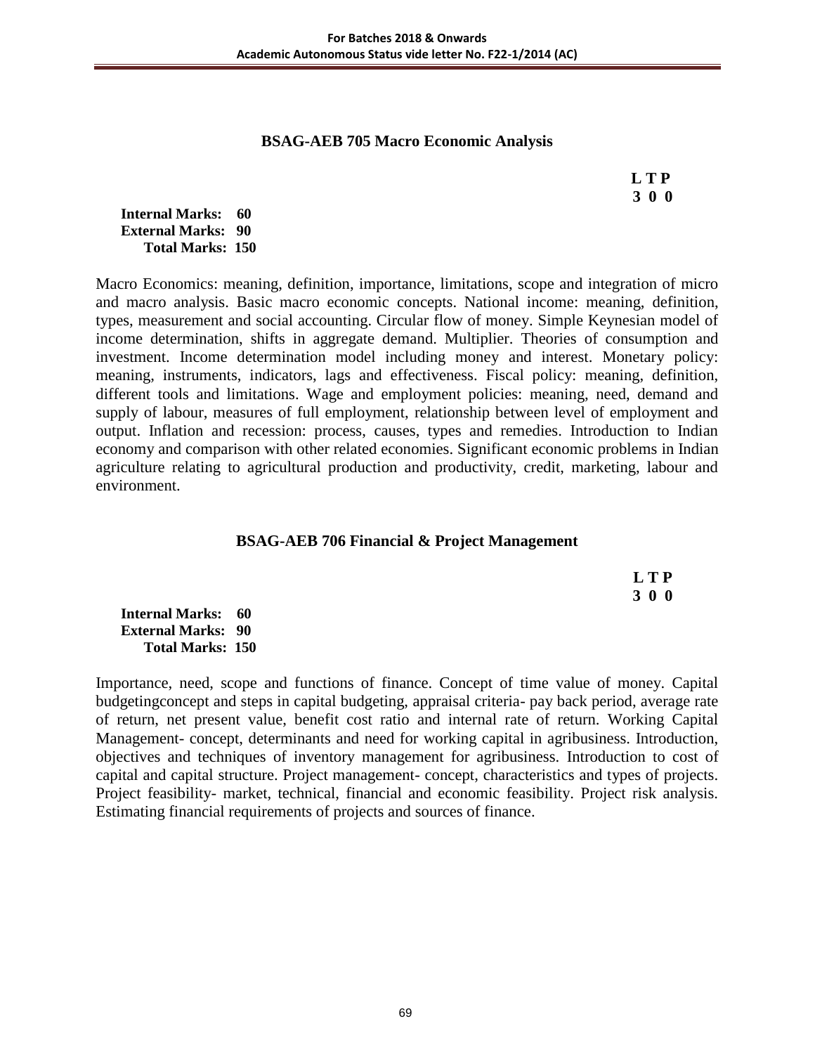## BSAG-AEB 705 Macro Economic Analysis

**L T P**
**3 0 0**

**Internal Marks: 60**
**External Marks: 90**
**Total Marks: 150**

Macro Economics: meaning, definition, importance, limitations, scope and integration of micro and macro analysis. Basic macro economic concepts. National income: meaning, definition, types, measurement and social accounting. Circular flow of money. Simple Keynesian model of income determination, shifts in aggregate demand. Multiplier. Theories of consumption and investment. Income determination model including money and interest. Monetary policy: meaning, instruments, indicators, lags and effectiveness. Fiscal policy: meaning, definition, different tools and limitations. Wage and employment policies: meaning, need, demand and supply of labour, measures of full employment, relationship between level of employment and output. Inflation and recession: process, causes, types and remedies. Introduction to Indian economy and comparison with other related economies. Significant economic problems in Indian agriculture relating to agricultural production and productivity, credit, marketing, labour and environment.

## BSAG-AEB 706 Financial & Project Management

**L T P**
**3 0 0**

**Internal Marks: 60**
**External Marks: 90**
**Total Marks: 150**

Importance, need, scope and functions of finance. Concept of time value of money. Capital budgetingconcept and steps in capital budgeting, appraisal criteria- pay back period, average rate of return, net present value, benefit cost ratio and internal rate of return. Working Capital Management- concept, determinants and need for working capital in agribusiness. Introduction, objectives and techniques of inventory management for agribusiness. Introduction to cost of capital and capital structure. Project management- concept, characteristics and types of projects. Project feasibility- market, technical, financial and economic feasibility. Project risk analysis. Estimating financial requirements of projects and sources of finance.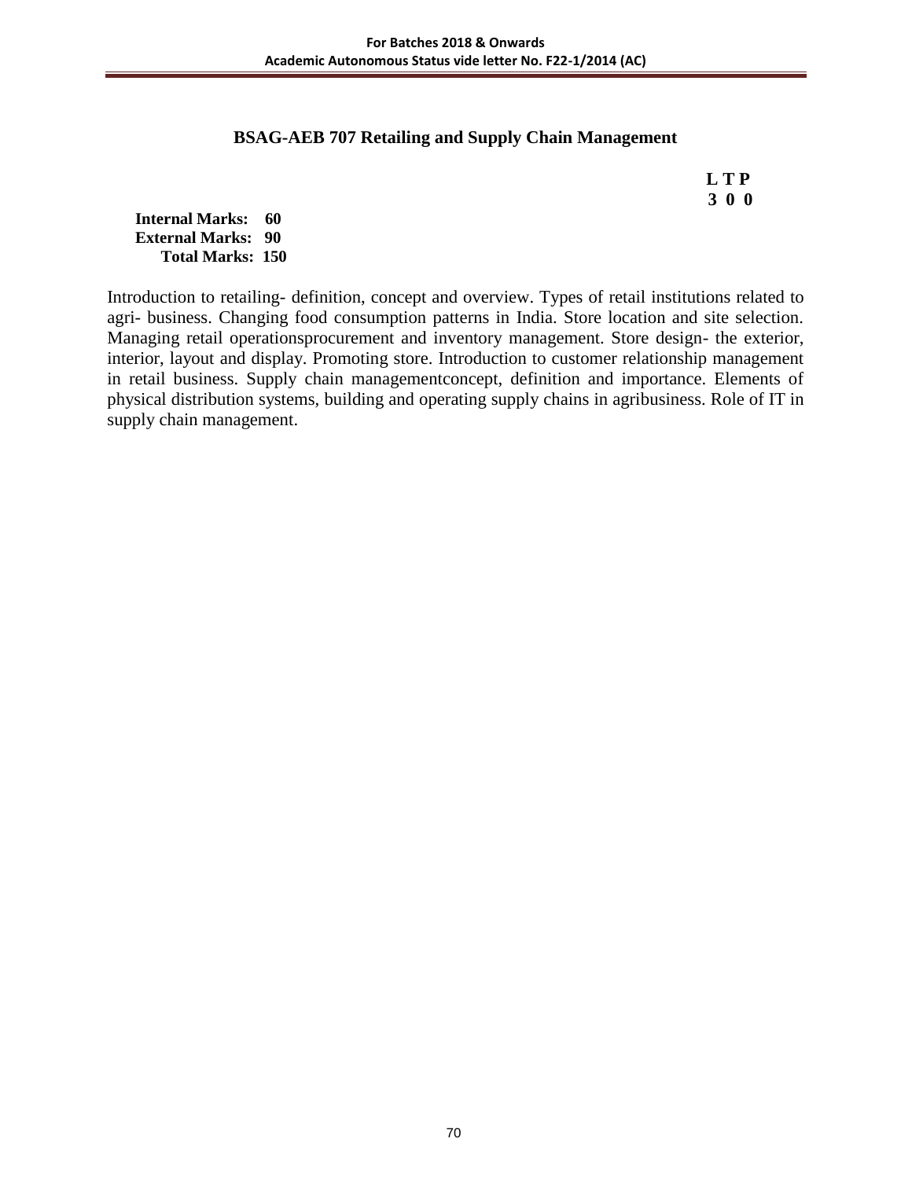## BSAG-AEB 707 Retailing and Supply Chain Management

**L T P**
**3 0 0**

**Internal Marks: 60**
**External Marks: 90**
**Total Marks: 150**

Introduction to retailing- definition, concept and overview. Types of retail institutions related to agri- business. Changing food consumption patterns in India. Store location and site selection. Managing retail operationsprocurement and inventory management. Store design- the exterior, interior, layout and display. Promoting store. Introduction to customer relationship management in retail business. Supply chain managementconcept, definition and importance. Elements of physical distribution systems, building and operating supply chains in agribusiness. Role of IT in supply chain management.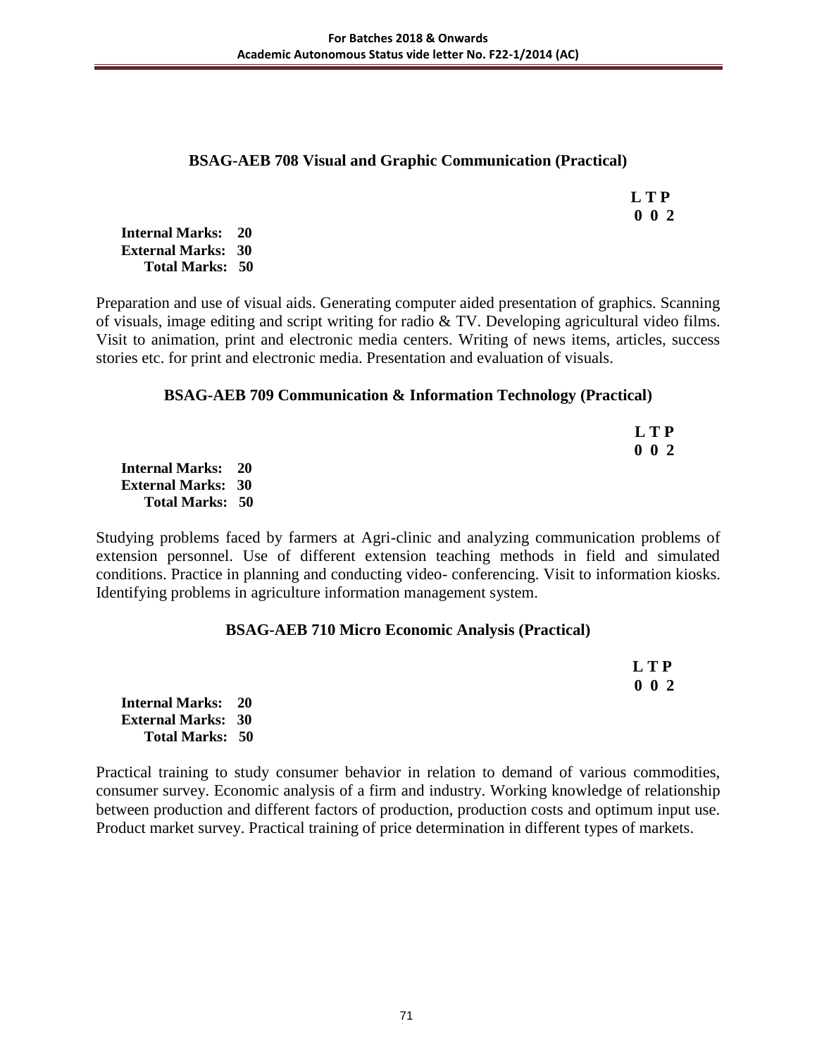### BSAG-AEB 708 Visual and Graphic Communication (Practical)

**L T P**
**0 0 2**

**Internal Marks: 20**
**External Marks: 30**
**Total Marks: 50**

Preparation and use of visual aids. Generating computer aided presentation of graphics. Scanning of visuals, image editing and script writing for radio & TV. Developing agricultural video films. Visit to animation, print and electronic media centers. Writing of news items, articles, success stories etc. for print and electronic media. Presentation and evaluation of visuals.

### BSAG-AEB 709 Communication & Information Technology (Practical)

**L T P**
**0 0 2**

**Internal Marks: 20**
**External Marks: 30**
**Total Marks: 50**

Studying problems faced by farmers at Agri-clinic and analyzing communication problems of extension personnel. Use of different extension teaching methods in field and simulated conditions. Practice in planning and conducting video- conferencing. Visit to information kiosks. Identifying problems in agriculture information management system.

### BSAG-AEB 710 Micro Economic Analysis (Practical)

**L T P**
**0 0 2**

**Internal Marks: 20**
**External Marks: 30**
**Total Marks: 50**

Practical training to study consumer behavior in relation to demand of various commodities, consumer survey. Economic analysis of a firm and industry. Working knowledge of relationship between production and different factors of production, production costs and optimum input use. Product market survey. Practical training of price determination in different types of markets.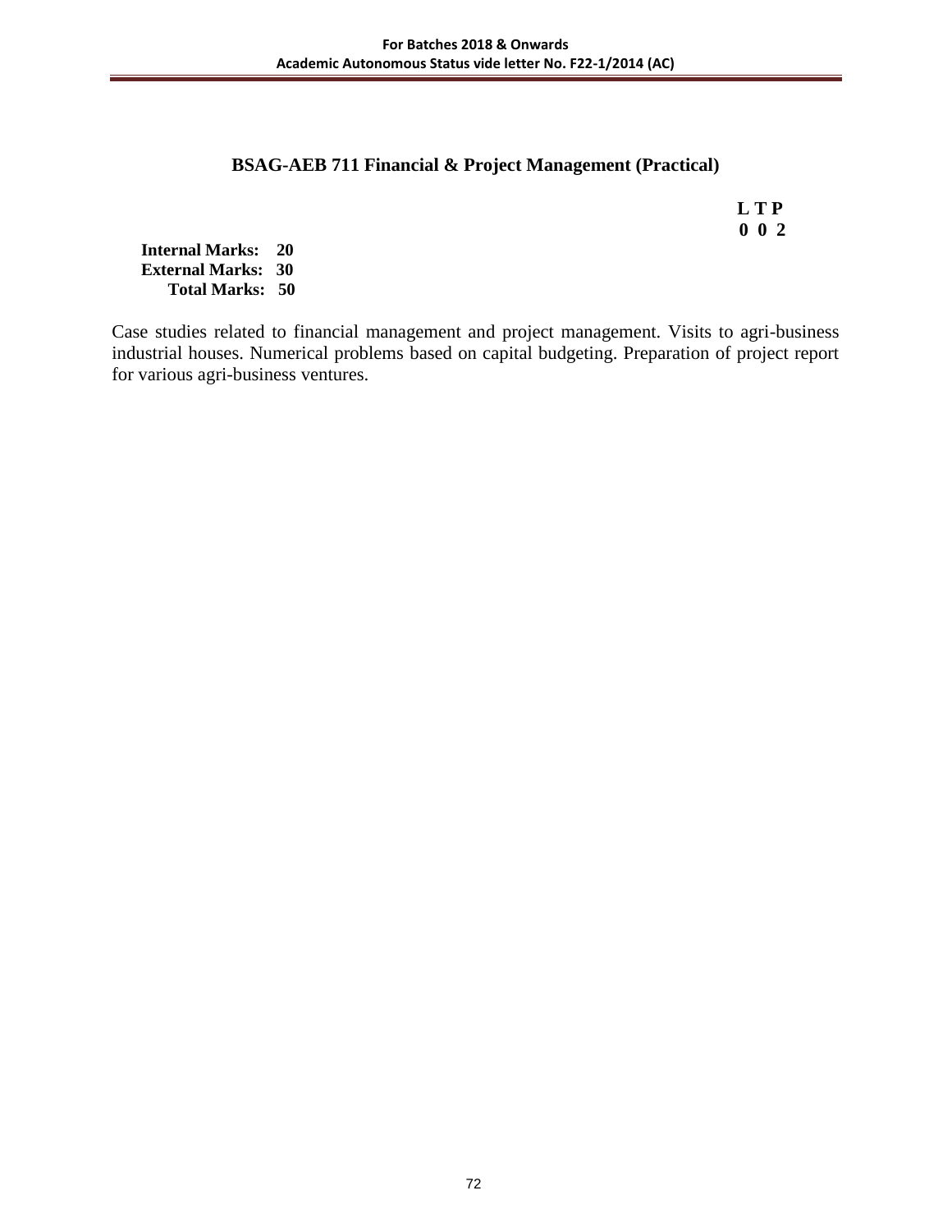## BSAG-AEB 711 Financial & Project Management (Practical)

**L T P**
**0 0 2**

**Internal Marks: 20**
**External Marks: 30**
**Total Marks: 50**

Case studies related to financial management and project management. Visits to agri-business industrial houses. Numerical problems based on capital budgeting. Preparation of project report for various agri-business ventures.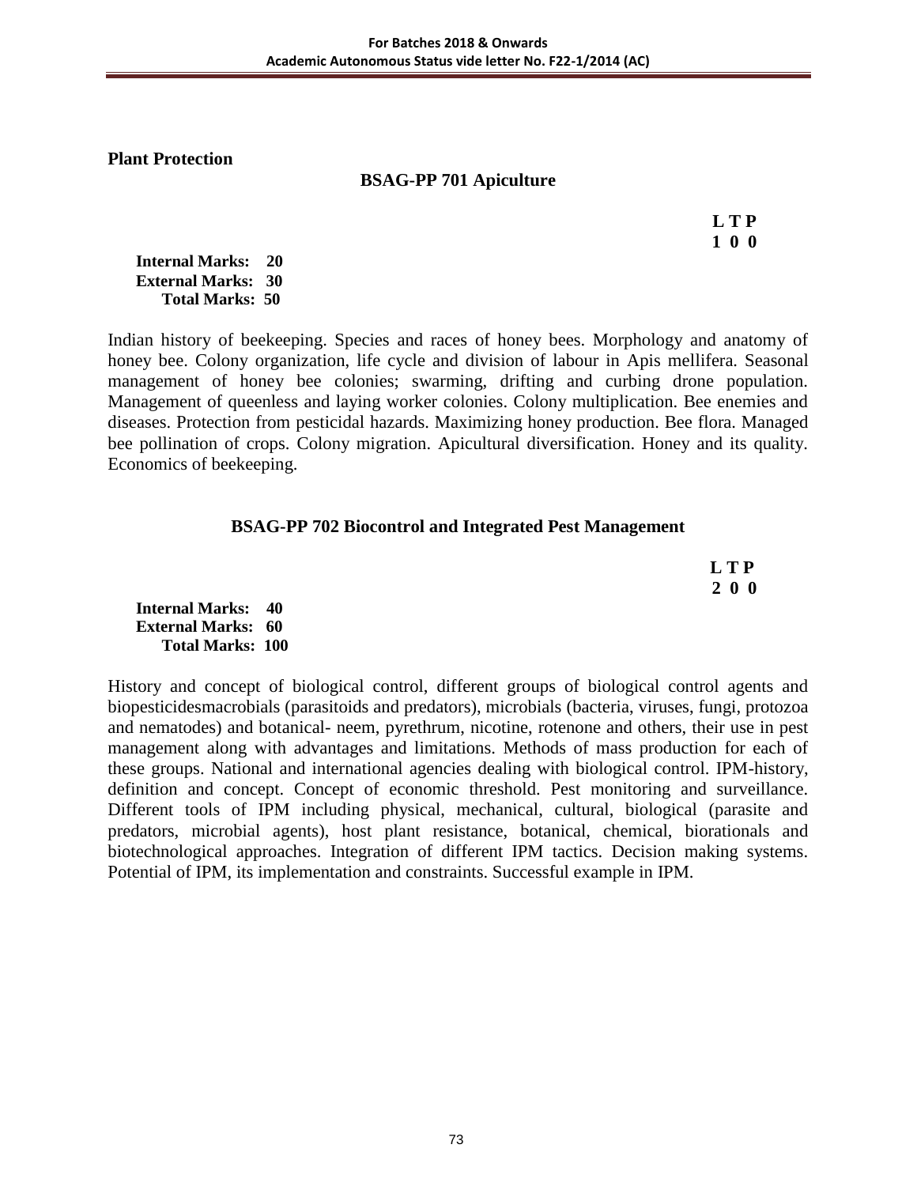**Plant Protection**

## BSAG-PP 701 Apiculture

| L | T | P |
|---|---|---|
| 1 | 0 | 0 |

**Internal Marks: 20**
**External Marks: 30**
**Total Marks: 50**

Indian history of beekeeping. Species and races of honey bees. Morphology and anatomy of honey bee. Colony organization, life cycle and division of labour in Apis mellifera. Seasonal management of honey bee colonies; swarming, drifting and curbing drone population. Management of queenless and laying worker colonies. Colony multiplication. Bee enemies and diseases. Protection from pesticidal hazards. Maximizing honey production. Bee flora. Managed bee pollination of crops. Colony migration. Apicultural diversification. Honey and its quality. Economics of beekeeping.

## BSAG-PP 702 Biocontrol and Integrated Pest Management

| L | T | P |
|---|---|---|
| 2 | 0 | 0 |

**Internal Marks: 40**
**External Marks: 60**
**Total Marks: 100**

History and concept of biological control, different groups of biological control agents and biopesticidesmacrobials (parasitoids and predators), microbials (bacteria, viruses, fungi, protozoa and nematodes) and botanical- neem, pyrethrum, nicotine, rotenone and others, their use in pest management along with advantages and limitations. Methods of mass production for each of these groups. National and international agencies dealing with biological control. IPM-history, definition and concept. Concept of economic threshold. Pest monitoring and surveillance. Different tools of IPM including physical, mechanical, cultural, biological (parasite and predators, microbial agents), host plant resistance, botanical, chemical, biorationals and biotechnological approaches. Integration of different IPM tactics. Decision making systems. Potential of IPM, its implementation and constraints. Successful example in IPM.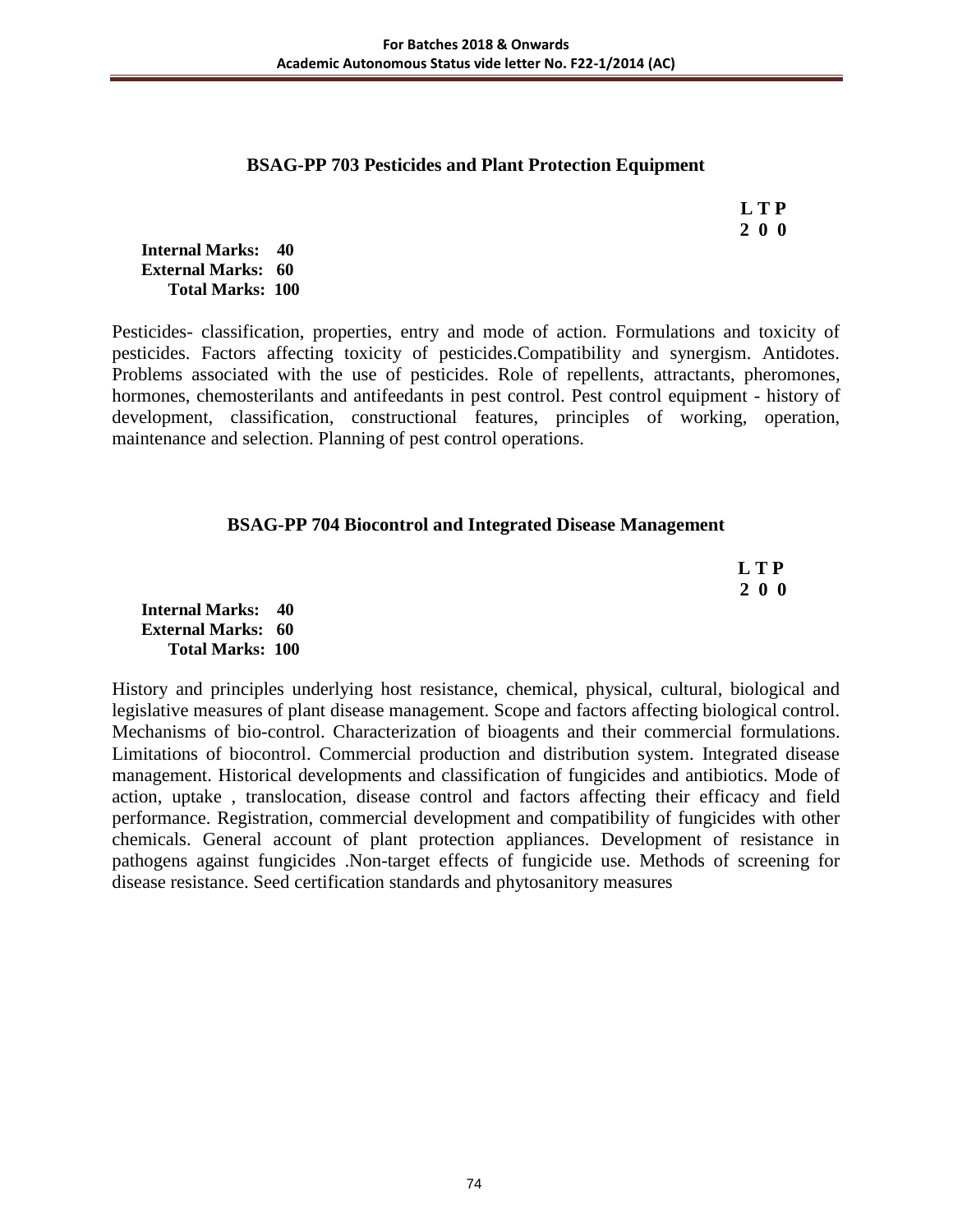## BSAG-PP 703 Pesticides and Plant Protection Equipment

**L T P**
**2 0 0**

**Internal Marks: 40**
**External Marks: 60**
**Total Marks: 100**

Pesticides- classification, properties, entry and mode of action. Formulations and toxicity of pesticides. Factors affecting toxicity of pesticides.Compatibility and synergism. Antidotes. Problems associated with the use of pesticides. Role of repellents, attractants, pheromones, hormones, chemosterilants and antifeedants in pest control. Pest control equipment - history of development, classification, constructional features, principles of working, operation, maintenance and selection. Planning of pest control operations.

## BSAG-PP 704 Biocontrol and Integrated Disease Management

**L T P**
**2 0 0**

**Internal Marks: 40**
**External Marks: 60**
**Total Marks: 100**

History and principles underlying host resistance, chemical, physical, cultural, biological and legislative measures of plant disease management. Scope and factors affecting biological control. Mechanisms of bio-control. Characterization of bioagents and their commercial formulations. Limitations of biocontrol. Commercial production and distribution system. Integrated disease management. Historical developments and classification of fungicides and antibiotics. Mode of action, uptake , translocation, disease control and factors affecting their efficacy and field performance. Registration, commercial development and compatibility of fungicides with other chemicals. General account of plant protection appliances. Development of resistance in pathogens against fungicides .Non-target effects of fungicide use. Methods of screening for disease resistance. Seed certification standards and phytosanitory measures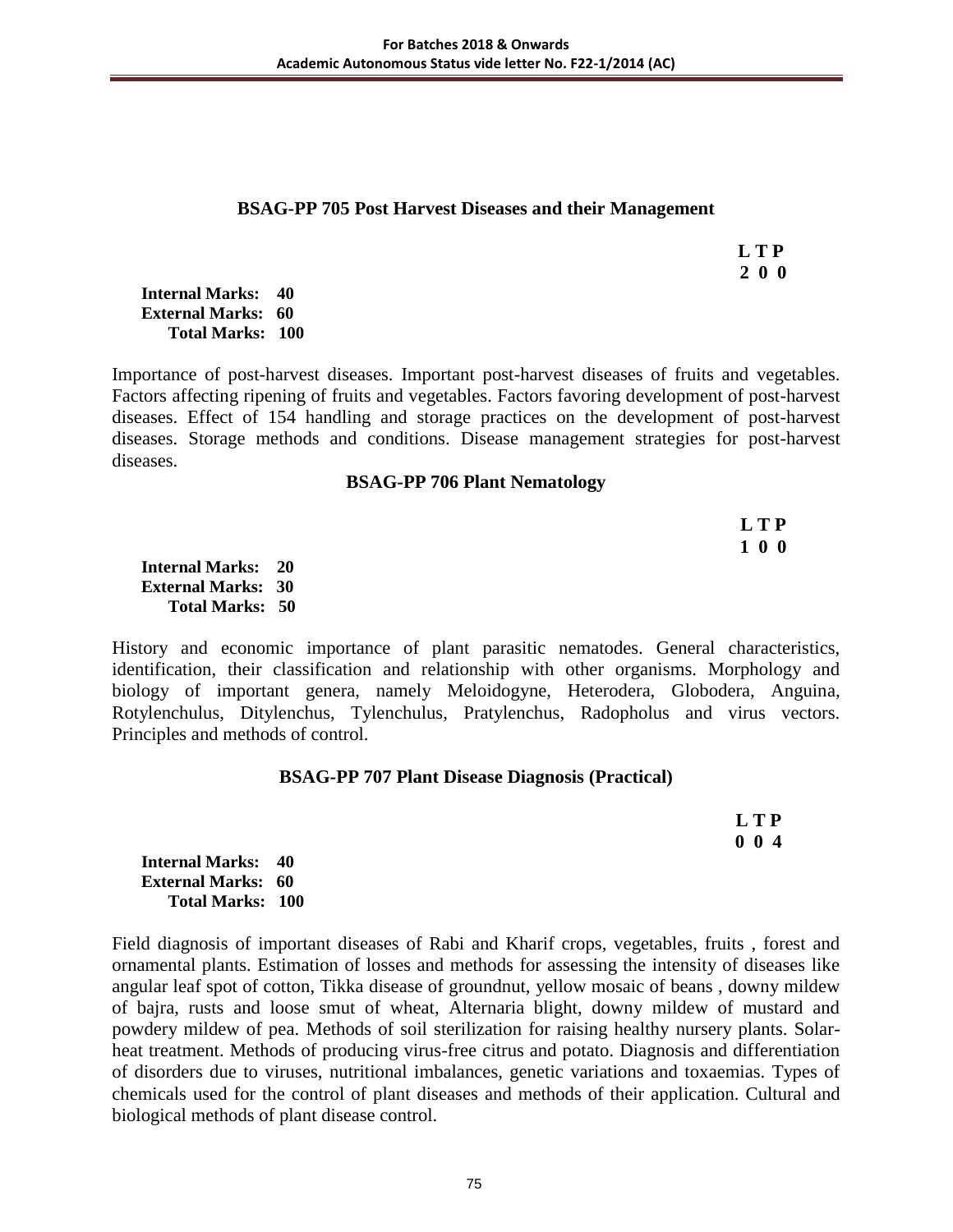### BSAG-PP 705 Post Harvest Diseases and their Management

**L T P**
**2 0 0**

**Internal Marks: 40**
**External Marks: 60**
**Total Marks: 100**

Importance of post-harvest diseases. Important post-harvest diseases of fruits and vegetables. Factors affecting ripening of fruits and vegetables. Factors favoring development of post-harvest diseases. Effect of 154 handling and storage practices on the development of post-harvest diseases. Storage methods and conditions. Disease management strategies for post-harvest diseases.

### BSAG-PP 706 Plant Nematology

**L T P**
**1 0 0**

**Internal Marks: 20**
**External Marks: 30**
**Total Marks: 50**

History and economic importance of plant parasitic nematodes. General characteristics, identification, their classification and relationship with other organisms. Morphology and biology of important genera, namely Meloidogyne, Heterodera, Globodera, Anguina, Rotylenchulus, Ditylenchus, Tylenchulus, Pratylenchus, Radopholus and virus vectors. Principles and methods of control.

### BSAG-PP 707 Plant Disease Diagnosis (Practical)

**L T P**
**0 0 4**

**Internal Marks: 40**
**External Marks: 60**
**Total Marks: 100**

Field diagnosis of important diseases of Rabi and Kharif crops, vegetables, fruits , forest and ornamental plants. Estimation of losses and methods for assessing the intensity of diseases like angular leaf spot of cotton, Tikka disease of groundnut, yellow mosaic of beans , downy mildew of bajra, rusts and loose smut of wheat, Alternaria blight, downy mildew of mustard and powdery mildew of pea. Methods of soil sterilization for raising healthy nursery plants. Solar-heat treatment. Methods of producing virus-free citrus and potato. Diagnosis and differentiation of disorders due to viruses, nutritional imbalances, genetic variations and toxaemias. Types of chemicals used for the control of plant diseases and methods of their application. Cultural and biological methods of plant disease control.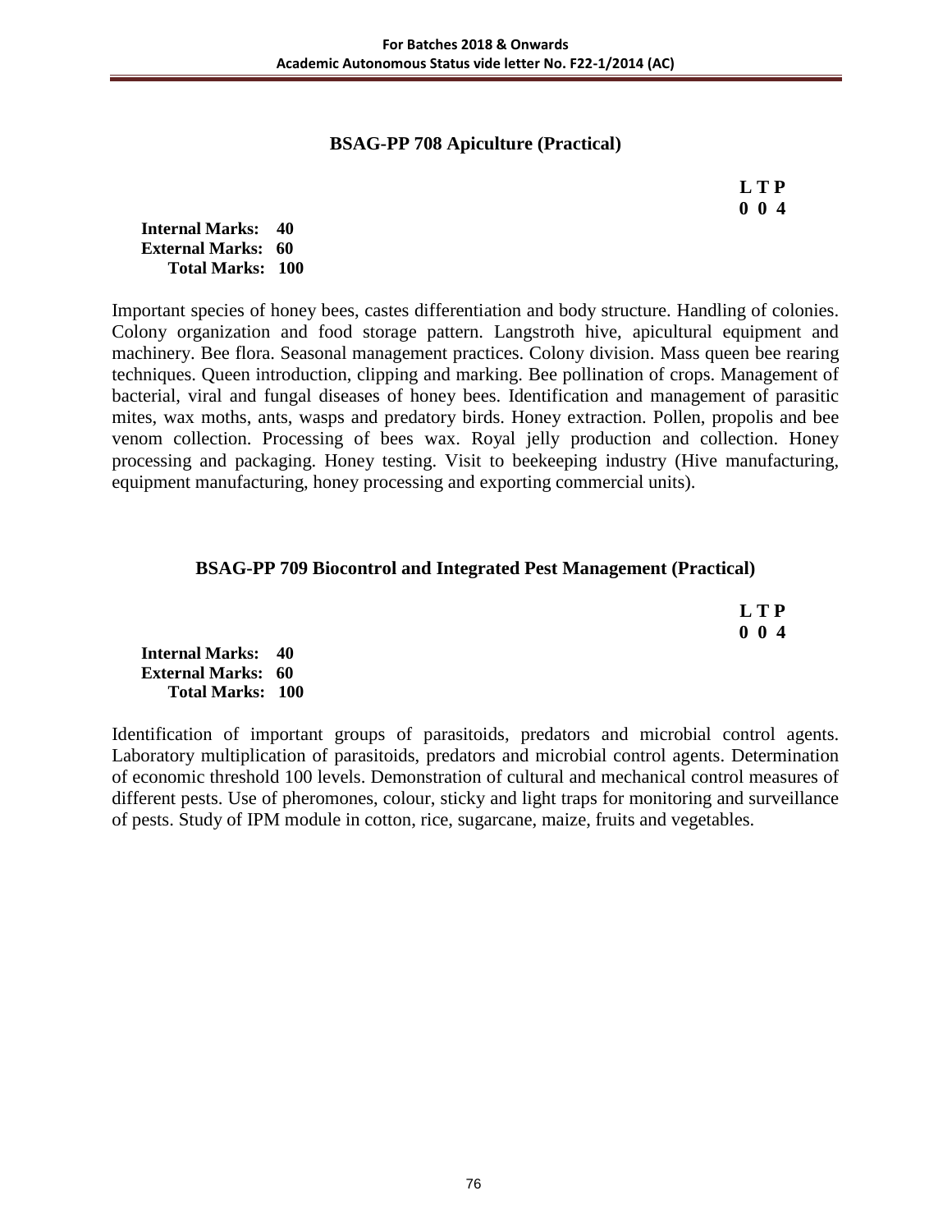## BSAG-PP 708 Apiculture (Practical)

**L T P**
**0 0 4**

**Internal Marks: 40**
**External Marks: 60**
**Total Marks: 100**

Important species of honey bees, castes differentiation and body structure. Handling of colonies. Colony organization and food storage pattern. Langstroth hive, apicultural equipment and machinery. Bee flora. Seasonal management practices. Colony division. Mass queen bee rearing techniques. Queen introduction, clipping and marking. Bee pollination of crops. Management of bacterial, viral and fungal diseases of honey bees. Identification and management of parasitic mites, wax moths, ants, wasps and predatory birds. Honey extraction. Pollen, propolis and bee venom collection. Processing of bees wax. Royal jelly production and collection. Honey processing and packaging. Honey testing. Visit to beekeeping industry (Hive manufacturing, equipment manufacturing, honey processing and exporting commercial units).

## BSAG-PP 709 Biocontrol and Integrated Pest Management (Practical)

**L T P**
**0 0 4**

**Internal Marks: 40**
**External Marks: 60**
**Total Marks: 100**

Identification of important groups of parasitoids, predators and microbial control agents. Laboratory multiplication of parasitoids, predators and microbial control agents. Determination of economic threshold 100 levels. Demonstration of cultural and mechanical control measures of different pests. Use of pheromones, colour, sticky and light traps for monitoring and surveillance of pests. Study of IPM module in cotton, rice, sugarcane, maize, fruits and vegetables.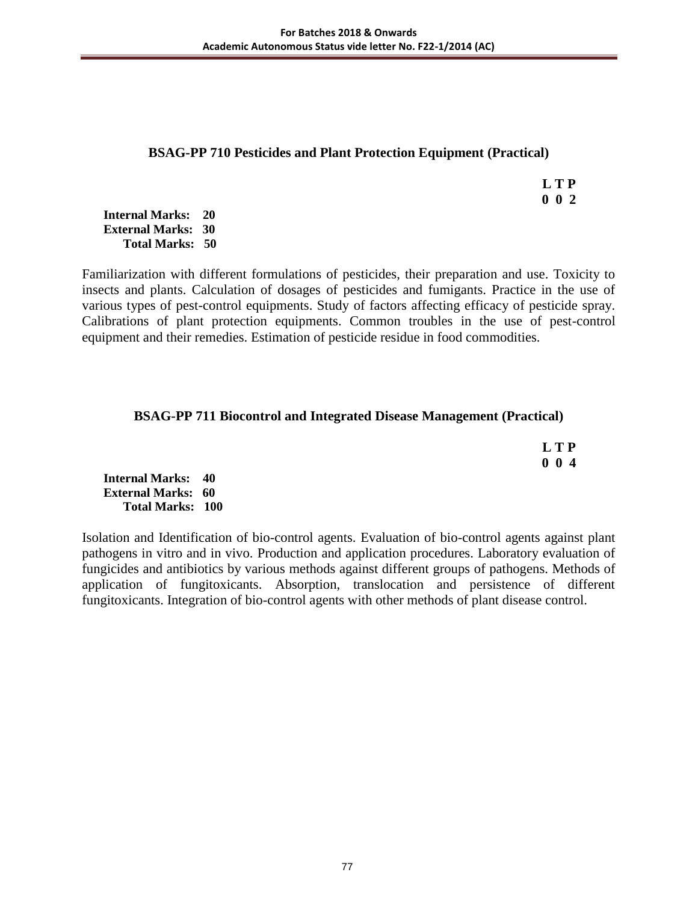## BSAG-PP 710 Pesticides and Plant Protection Equipment (Practical)

**L T P**
**0 0 2**

**Internal Marks: 20**
**External Marks: 30**
**Total Marks: 50**

Familiarization with different formulations of pesticides, their preparation and use. Toxicity to insects and plants. Calculation of dosages of pesticides and fumigants. Practice in the use of various types of pest-control equipments. Study of factors affecting efficacy of pesticide spray. Calibrations of plant protection equipments. Common troubles in the use of pest-control equipment and their remedies. Estimation of pesticide residue in food commodities.

## BSAG-PP 711 Biocontrol and Integrated Disease Management (Practical)

**L T P**
**0 0 4**

**Internal Marks: 40**
**External Marks: 60**
**Total Marks: 100**

Isolation and Identification of bio-control agents. Evaluation of bio-control agents against plant pathogens in vitro and in vivo. Production and application procedures. Laboratory evaluation of fungicides and antibiotics by various methods against different groups of pathogens. Methods of application of fungitoxicants. Absorption, translocation and persistence of different fungitoxicants. Integration of bio-control agents with other methods of plant disease control.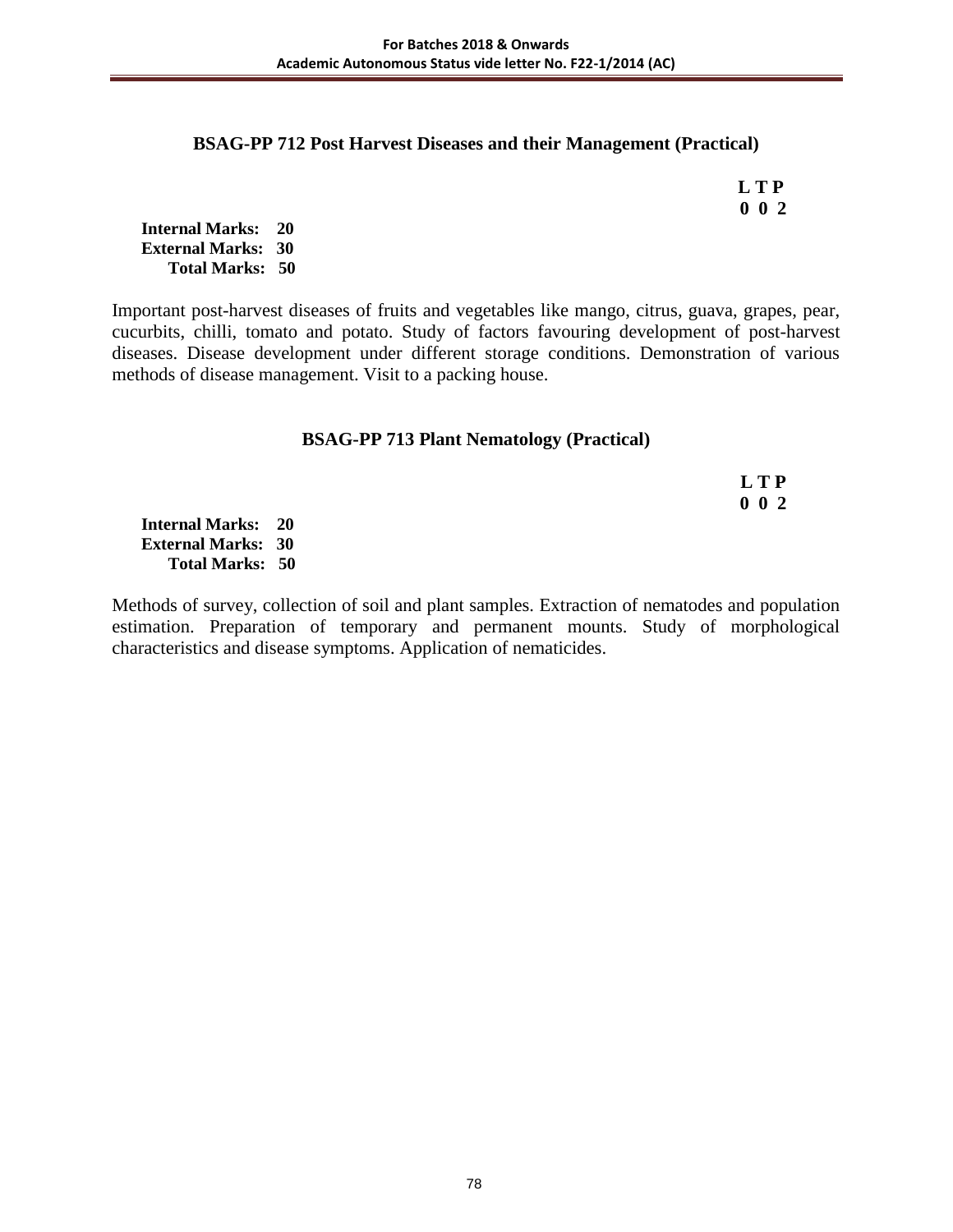## BSAG-PP 712 Post Harvest Diseases and their Management (Practical)

**L T P**
**0 0 2**

**Internal Marks: 20**
**External Marks: 30**
**Total Marks: 50**

Important post-harvest diseases of fruits and vegetables like mango, citrus, guava, grapes, pear, cucurbits, chilli, tomato and potato. Study of factors favouring development of post-harvest diseases. Disease development under different storage conditions. Demonstration of various methods of disease management. Visit to a packing house.

## BSAG-PP 713 Plant Nematology (Practical)

**L T P**
**0 0 2**

**Internal Marks: 20**
**External Marks: 30**
**Total Marks: 50**

Methods of survey, collection of soil and plant samples. Extraction of nematodes and population estimation. Preparation of temporary and permanent mounts. Study of morphological characteristics and disease symptoms. Application of nematicides.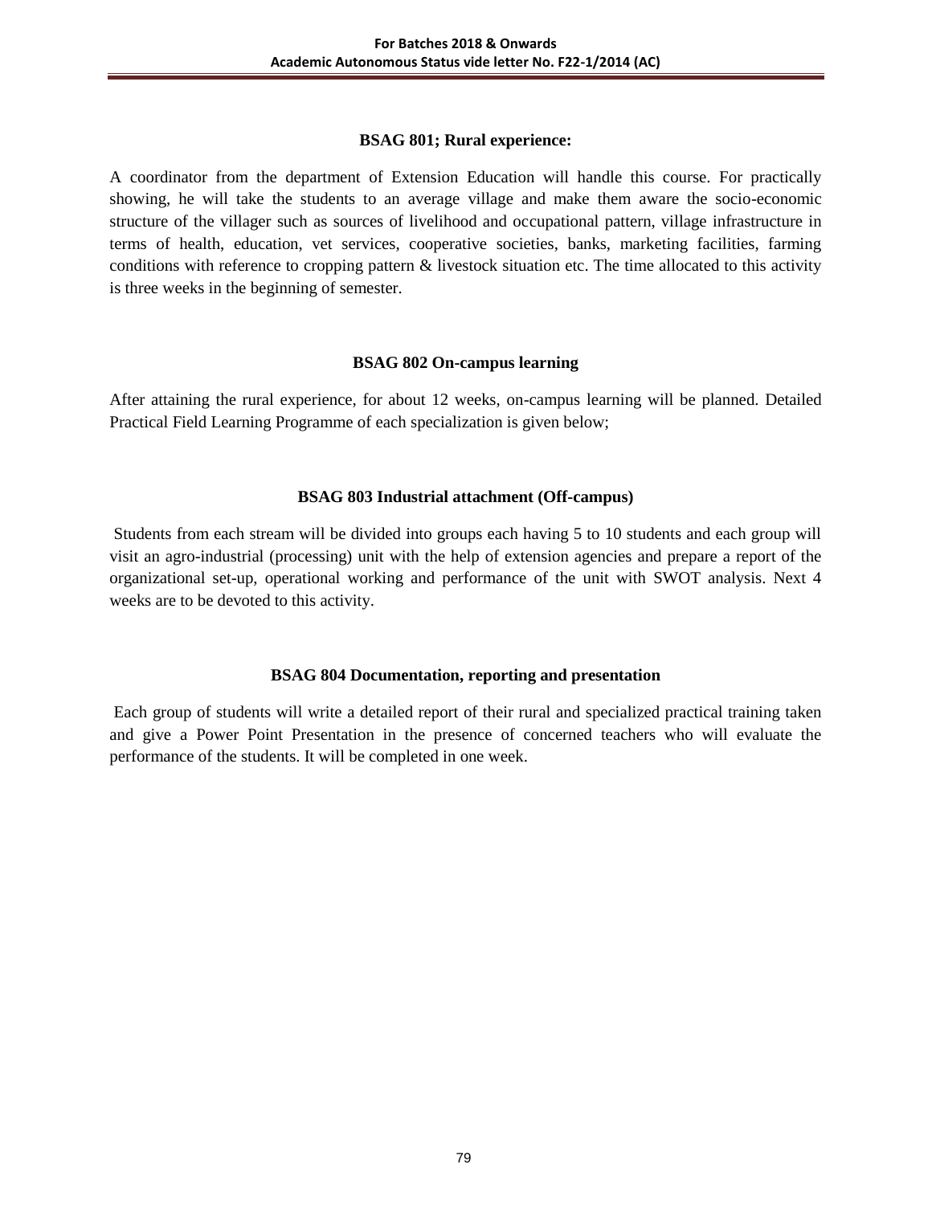### BSAG 801; Rural experience:

A coordinator from the department of Extension Education will handle this course. For practically showing, he will take the students to an average village and make them aware the socio-economic structure of the villager such as sources of livelihood and occupational pattern, village infrastructure in terms of health, education, vet services, cooperative societies, banks, marketing facilities, farming conditions with reference to cropping pattern & livestock situation etc. The time allocated to this activity is three weeks in the beginning of semester.

### BSAG 802 On-campus learning

After attaining the rural experience, for about 12 weeks, on-campus learning will be planned. Detailed Practical Field Learning Programme of each specialization is given below;

### BSAG 803 Industrial attachment (Off-campus)

Students from each stream will be divided into groups each having 5 to 10 students and each group will visit an agro-industrial (processing) unit with the help of extension agencies and prepare a report of the organizational set-up, operational working and performance of the unit with SWOT analysis. Next 4 weeks are to be devoted to this activity.

### BSAG 804 Documentation, reporting and presentation

Each group of students will write a detailed report of their rural and specialized practical training taken and give a Power Point Presentation in the presence of concerned teachers who will evaluate the performance of the students. It will be completed in one week.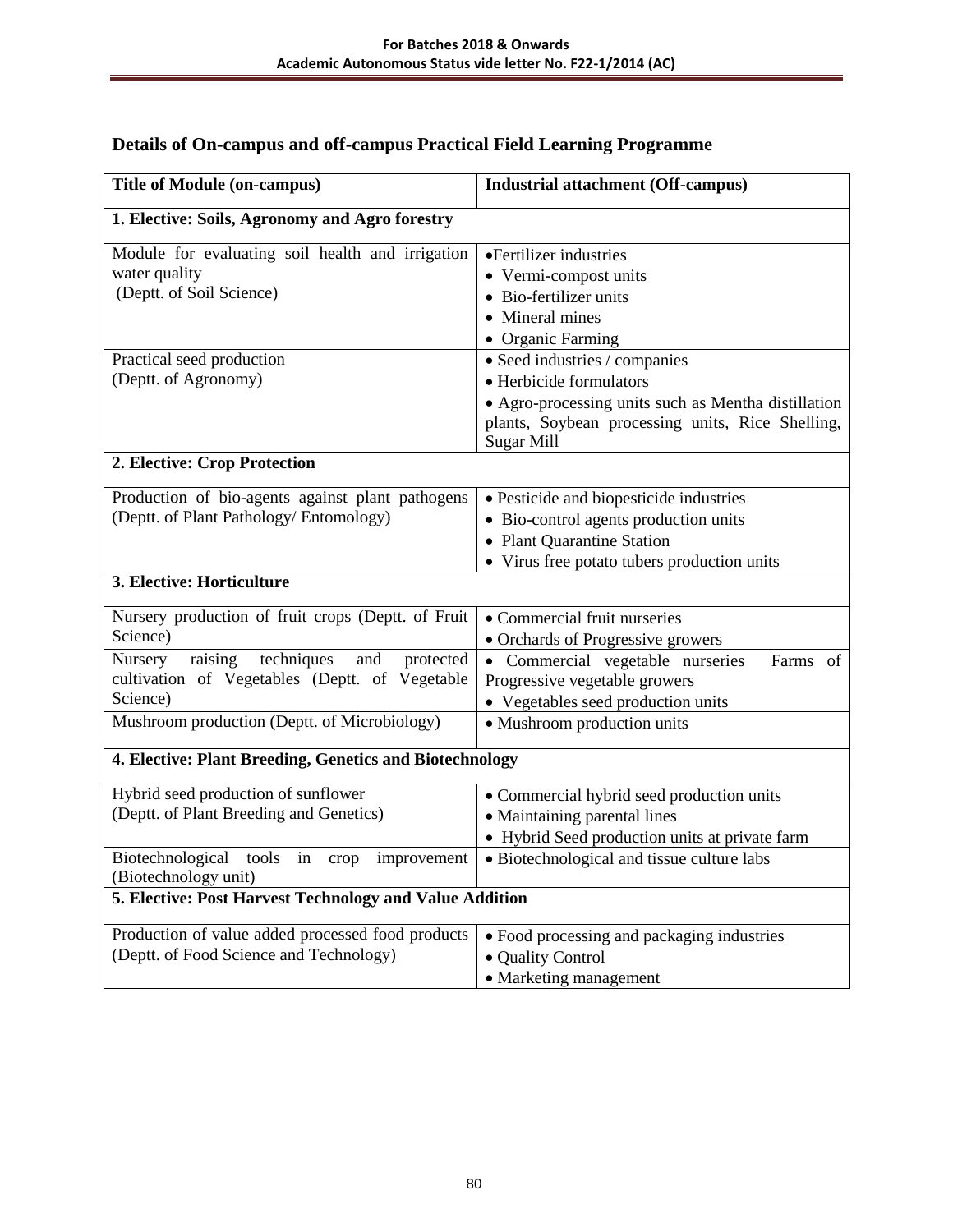## Details of On-campus and off-campus Practical Field Learning Programme

| Title of Module (on-campus) | Industrial attachment (Off-campus) |
|---|---|
| **1. Elective: Soils, Agronomy and Agro forestry** | |
| Module for evaluating soil health and irrigation water quality (Deptt. of Soil Science) | • Fertilizer industries<br>• Vermi-compost units<br>• Bio-fertilizer units<br>• Mineral mines<br>• Organic Farming |
| Practical seed production (Deptt. of Agronomy) | • Seed industries / companies<br>• Herbicide formulators<br>• Agro-processing units such as Mentha distillation plants, Soybean processing units, Rice Shelling, Sugar Mill |
| **2. Elective: Crop Protection** | |
| Production of bio-agents against plant pathogens (Deptt. of Plant Pathology/ Entomology) | • Pesticide and biopesticide industries<br>• Bio-control agents production units<br>• Plant Quarantine Station<br>• Virus free potato tubers production units |
| **3. Elective: Horticulture** | |
| Nursery production of fruit crops (Deptt. of Fruit Science) | • Commercial fruit nurseries<br>• Orchards of Progressive growers |
| Nursery raising techniques and protected cultivation of Vegetables (Deptt. of Vegetable Science) | • Commercial vegetable nurseries Farms of Progressive vegetable growers<br>• Vegetables seed production units |
| Mushroom production (Deptt. of Microbiology) | • Mushroom production units |
| **4. Elective: Plant Breeding, Genetics and Biotechnology** | |
| Hybrid seed production of sunflower (Deptt. of Plant Breeding and Genetics) | • Commercial hybrid seed production units<br>• Maintaining parental lines<br>• Hybrid Seed production units at private farm |
| Biotechnological tools in crop improvement (Biotechnology unit) | • Biotechnological and tissue culture labs |
| **5. Elective: Post Harvest Technology and Value Addition** | |
| Production of value added processed food products (Deptt. of Food Science and Technology) | • Food processing and packaging industries<br>• Quality Control<br>• Marketing management |